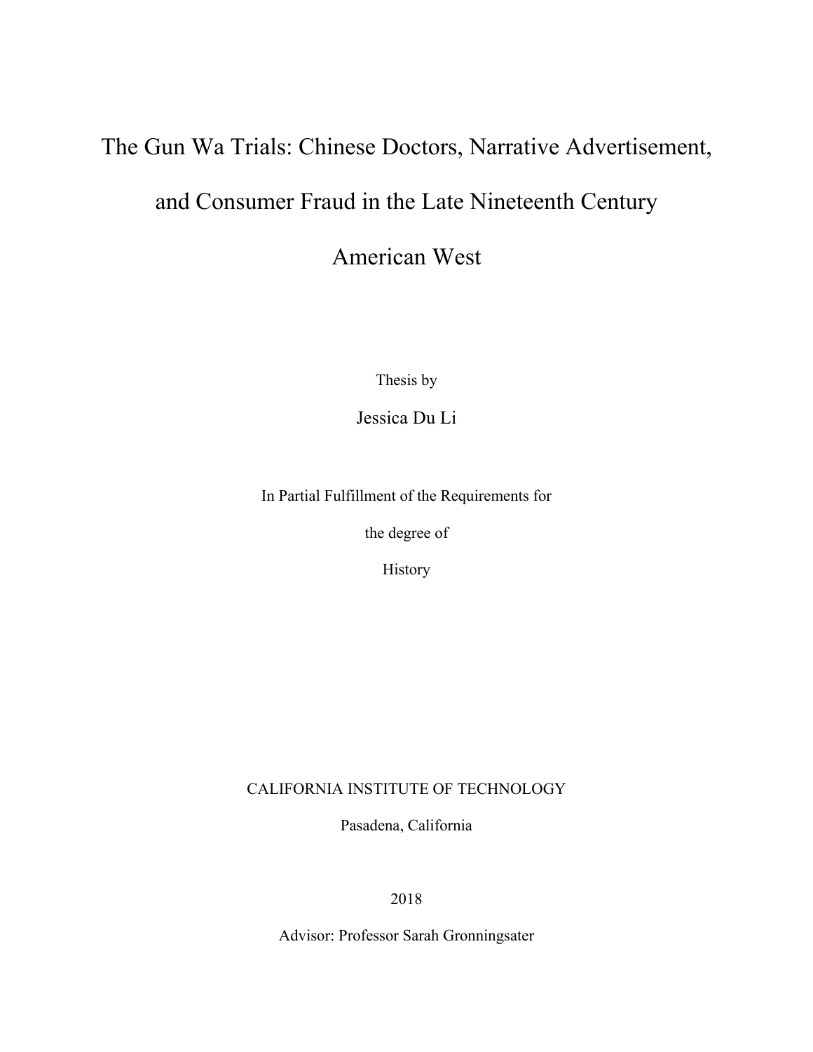# The Gun Wa Trials: Chinese Doctors, Narrative Advertisement, and Consumer Fraud in the Late Nineteenth Century American West

Thesis by

Jessica Du Li

In Partial Fulfillment of the Requirements for

the degree of

History

CALIFORNIA INSTITUTE OF TECHNOLOGY

Pasadena, California

2018

Advisor: Professor Sarah Gronningsater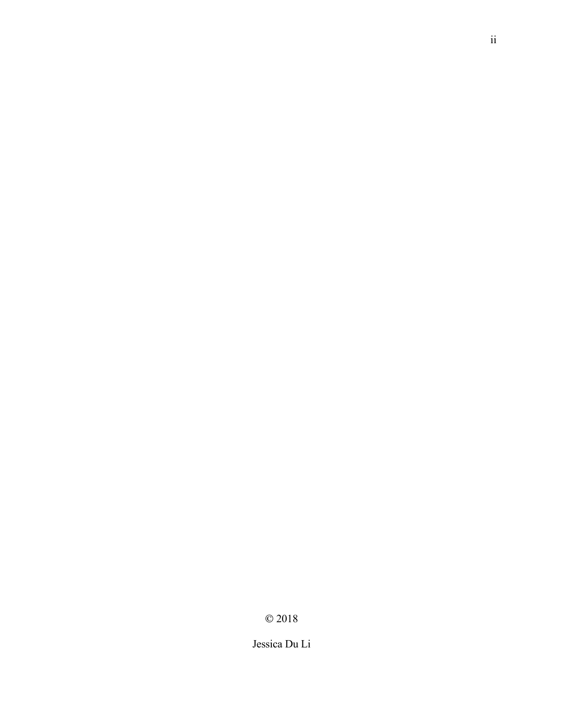© 2018

Jessica Du Li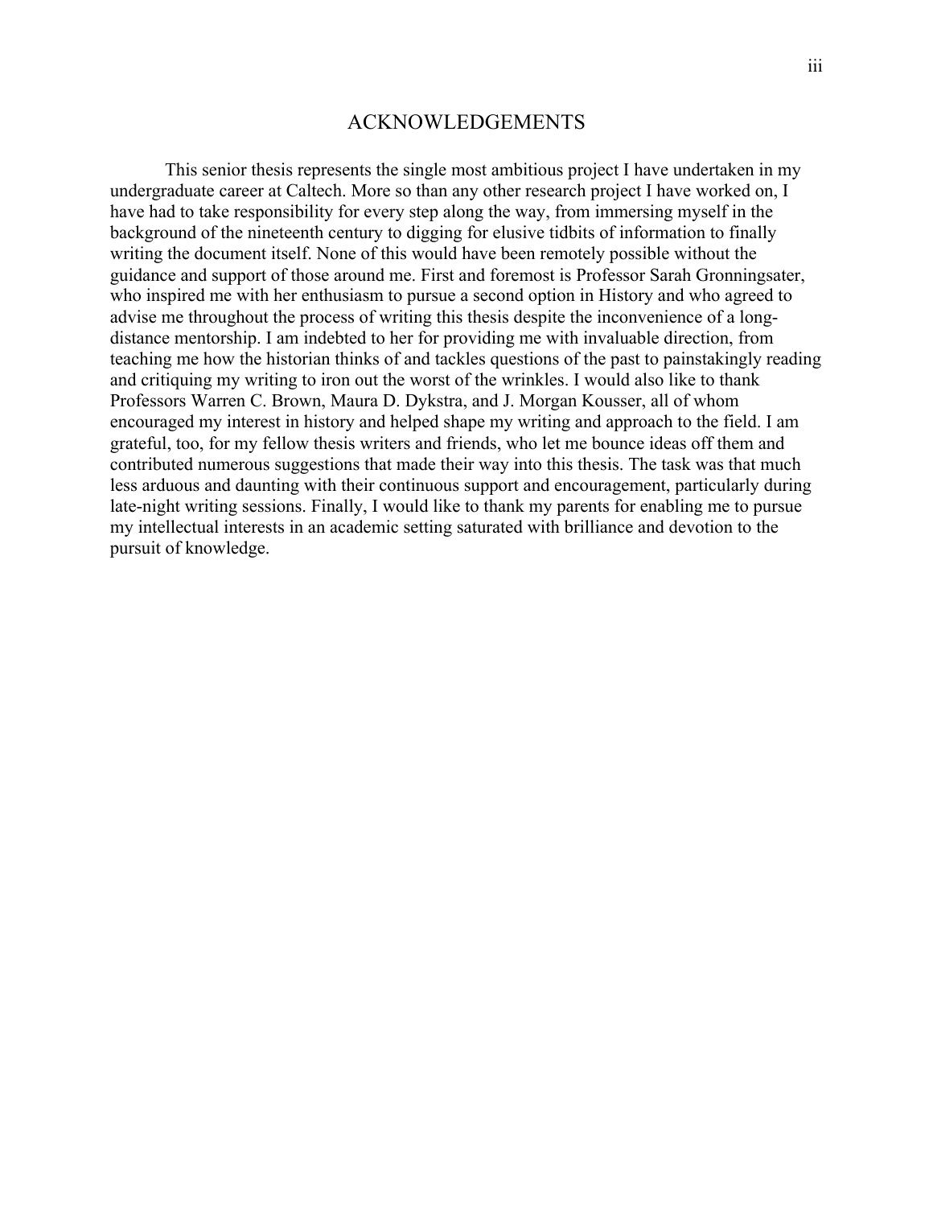# ACKNOWLEDGEMENTS

This senior thesis represents the single most ambitious project I have undertaken in my undergraduate career at Caltech. More so than any other research project I have worked on, I have had to take responsibility for every step along the way, from immersing myself in the background of the nineteenth century to digging for elusive tidbits of information to finally writing the document itself. None of this would have been remotely possible without the guidance and support of those around me. First and foremost is Professor Sarah Gronningsater, who inspired me with her enthusiasm to pursue a second option in History and who agreed to advise me throughout the process of writing this thesis despite the inconvenience of a long-distance mentorship. I am indebted to her for providing me with invaluable direction, from teaching me how the historian thinks of and tackles questions of the past to painstakingly reading and critiquing my writing to iron out the worst of the wrinkles. I would also like to thank Professors Warren C. Brown, Maura D. Dykstra, and J. Morgan Kousser, all of whom encouraged my interest in history and helped shape my writing and approach to the field. I am grateful, too, for my fellow thesis writers and friends, who let me bounce ideas off them and contributed numerous suggestions that made their way into this thesis. The task was that much less arduous and daunting with their continuous support and encouragement, particularly during late-night writing sessions. Finally, I would like to thank my parents for enabling me to pursue my intellectual interests in an academic setting saturated with brilliance and devotion to the pursuit of knowledge.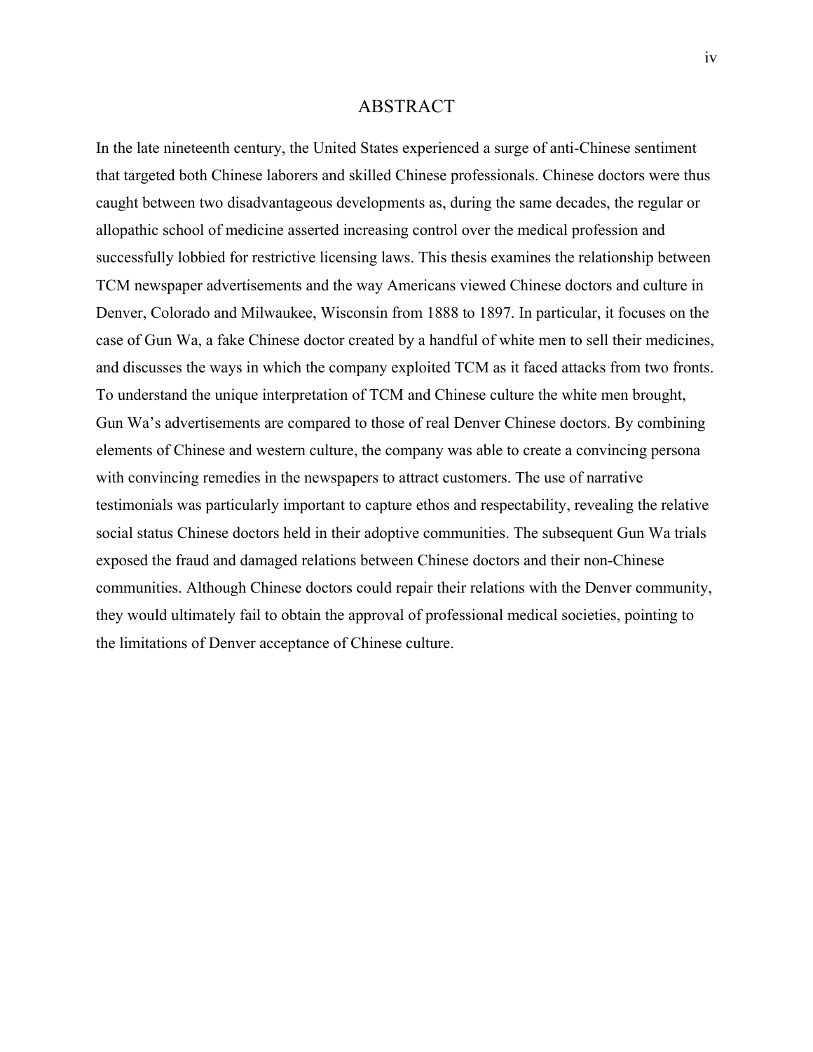# ABSTRACT

In the late nineteenth century, the United States experienced a surge of anti-Chinese sentiment that targeted both Chinese laborers and skilled Chinese professionals. Chinese doctors were thus caught between two disadvantageous developments as, during the same decades, the regular or allopathic school of medicine asserted increasing control over the medical profession and successfully lobbied for restrictive licensing laws. This thesis examines the relationship between TCM newspaper advertisements and the way Americans viewed Chinese doctors and culture in Denver, Colorado and Milwaukee, Wisconsin from 1888 to 1897. In particular, it focuses on the case of Gun Wa, a fake Chinese doctor created by a handful of white men to sell their medicines, and discusses the ways in which the company exploited TCM as it faced attacks from two fronts. To understand the unique interpretation of TCM and Chinese culture the white men brought, Gun Wa's advertisements are compared to those of real Denver Chinese doctors. By combining elements of Chinese and western culture, the company was able to create a convincing persona with convincing remedies in the newspapers to attract customers. The use of narrative testimonials was particularly important to capture ethos and respectability, revealing the relative social status Chinese doctors held in their adoptive communities. The subsequent Gun Wa trials exposed the fraud and damaged relations between Chinese doctors and their non-Chinese communities. Although Chinese doctors could repair their relations with the Denver community, they would ultimately fail to obtain the approval of professional medical societies, pointing to the limitations of Denver acceptance of Chinese culture.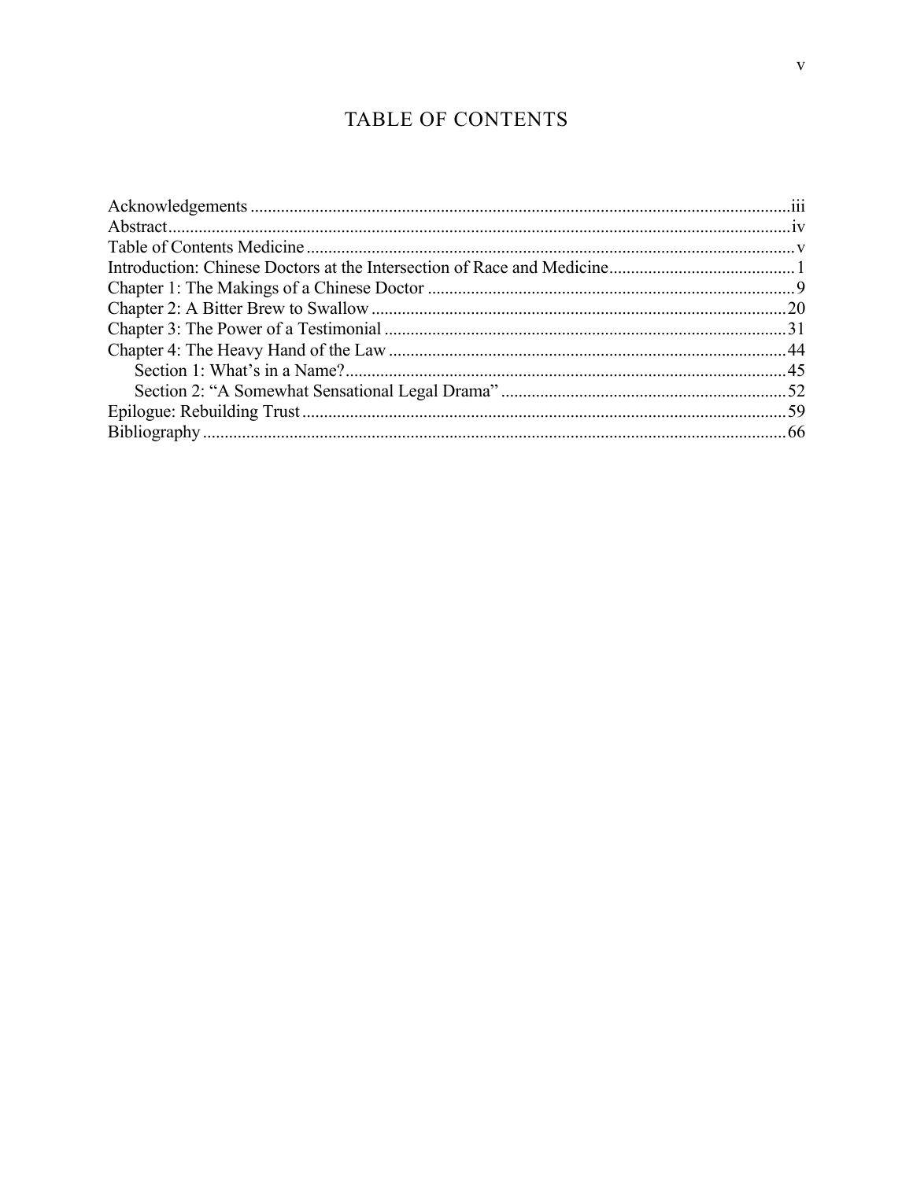# TABLE OF CONTENTS

Acknowledgements ........................................................................................................................iii
Abstract..........................................................................................................................................iv
Table of Contents Medicine ..............................................................................................................v
Introduction: Chinese Doctors at the Intersection of Race and Medicine...........................................1
Chapter 1: The Makings of a Chinese Doctor .....................................................................................9
Chapter 2: A Bitter Brew to Swallow .................................................................................................20
Chapter 3: The Power of a Testimonial .............................................................................................31
Chapter 4: The Heavy Hand of the Law .............................................................................................44
    Section 1: What's in a Name?.......................................................................................................45
    Section 2: "A Somewhat Sensational Legal Drama" ....................................................................52
Epilogue: Rebuilding Trust .................................................................................................................59
Bibliography ........................................................................................................................................66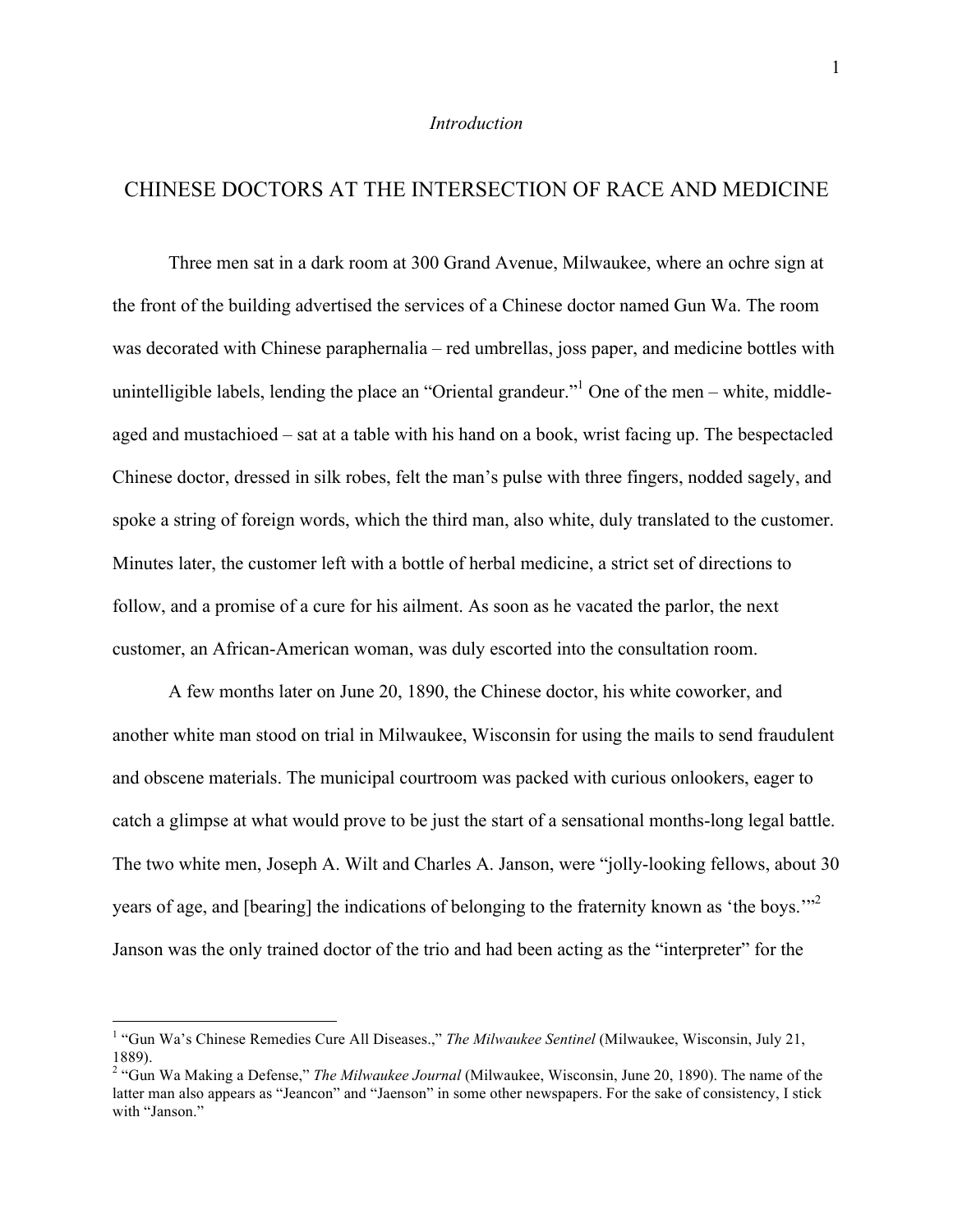*Introduction*

# CHINESE DOCTORS AT THE INTERSECTION OF RACE AND MEDICINE

Three men sat in a dark room at 300 Grand Avenue, Milwaukee, where an ochre sign at the front of the building advertised the services of a Chinese doctor named Gun Wa. The room was decorated with Chinese paraphernalia – red umbrellas, joss paper, and medicine bottles with unintelligible labels, lending the place an "Oriental grandeur."[1] One of the men – white, middle-aged and mustachioed – sat at a table with his hand on a book, wrist facing up. The bespectacled Chinese doctor, dressed in silk robes, felt the man's pulse with three fingers, nodded sagely, and spoke a string of foreign words, which the third man, also white, duly translated to the customer. Minutes later, the customer left with a bottle of herbal medicine, a strict set of directions to follow, and a promise of a cure for his ailment. As soon as he vacated the parlor, the next customer, an African-American woman, was duly escorted into the consultation room.

A few months later on June 20, 1890, the Chinese doctor, his white coworker, and another white man stood on trial in Milwaukee, Wisconsin for using the mails to send fraudulent and obscene materials. The municipal courtroom was packed with curious onlookers, eager to catch a glimpse at what would prove to be just the start of a sensational months-long legal battle. The two white men, Joseph A. Wilt and Charles A. Janson, were "jolly-looking fellows, about 30 years of age, and [bearing] the indications of belonging to the fraternity known as 'the boys.'"[2] Janson was the only trained doctor of the trio and had been acting as the "interpreter" for the

---

[1] "Gun Wa's Chinese Remedies Cure All Diseases.," *The Milwaukee Sentinel* (Milwaukee, Wisconsin, July 21, 1889).

[2] "Gun Wa Making a Defense," *The Milwaukee Journal* (Milwaukee, Wisconsin, June 20, 1890). The name of the latter man also appears as "Jeancon" and "Jaenson" in some other newspapers. For the sake of consistency, I stick with "Janson."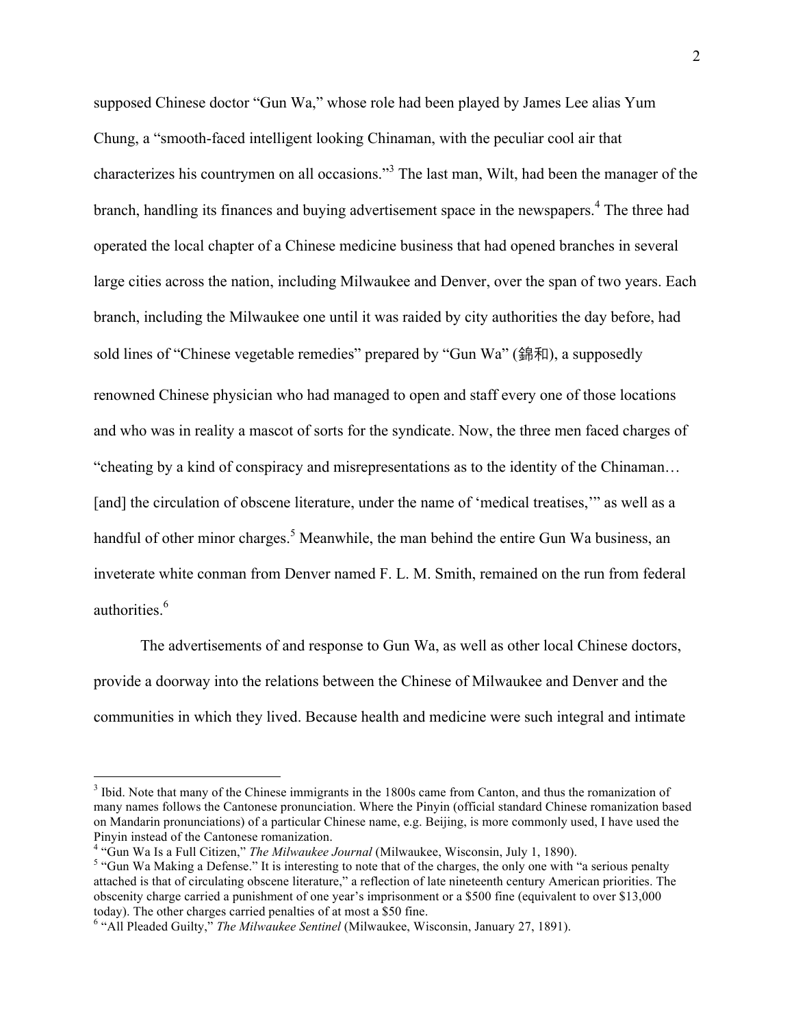supposed Chinese doctor "Gun Wa," whose role had been played by James Lee alias Yum Chung, a "smooth-faced intelligent looking Chinaman, with the peculiar cool air that characterizes his countrymen on all occasions."[3] The last man, Wilt, had been the manager of the branch, handling its finances and buying advertisement space in the newspapers.[4] The three had operated the local chapter of a Chinese medicine business that had opened branches in several large cities across the nation, including Milwaukee and Denver, over the span of two years. Each branch, including the Milwaukee one until it was raided by city authorities the day before, had sold lines of "Chinese vegetable remedies" prepared by "Gun Wa" (錦和), a supposedly renowned Chinese physician who had managed to open and staff every one of those locations and who was in reality a mascot of sorts for the syndicate. Now, the three men faced charges of "cheating by a kind of conspiracy and misrepresentations as to the identity of the Chinaman… [and] the circulation of obscene literature, under the name of 'medical treatises,'" as well as a handful of other minor charges.[5] Meanwhile, the man behind the entire Gun Wa business, an inveterate white conman from Denver named F. L. M. Smith, remained on the run from federal authorities.[6]

The advertisements of and response to Gun Wa, as well as other local Chinese doctors, provide a doorway into the relations between the Chinese of Milwaukee and Denver and the communities in which they lived. Because health and medicine were such integral and intimate

---

[3] Ibid. Note that many of the Chinese immigrants in the 1800s came from Canton, and thus the romanization of many names follows the Cantonese pronunciation. Where the Pinyin (official standard Chinese romanization based on Mandarin pronunciations) of a particular Chinese name, e.g. Beijing, is more commonly used, I have used the Pinyin instead of the Cantonese romanization.

[4] "Gun Wa Is a Full Citizen," *The Milwaukee Journal* (Milwaukee, Wisconsin, July 1, 1890).

[5] "Gun Wa Making a Defense." It is interesting to note that of the charges, the only one with "a serious penalty attached is that of circulating obscene literature," a reflection of late nineteenth century American priorities. The obscenity charge carried a punishment of one year's imprisonment or a $500 fine (equivalent to over $13,000 today). The other charges carried penalties of at most a $50 fine.

[6] "All Pleaded Guilty," *The Milwaukee Sentinel* (Milwaukee, Wisconsin, January 27, 1891).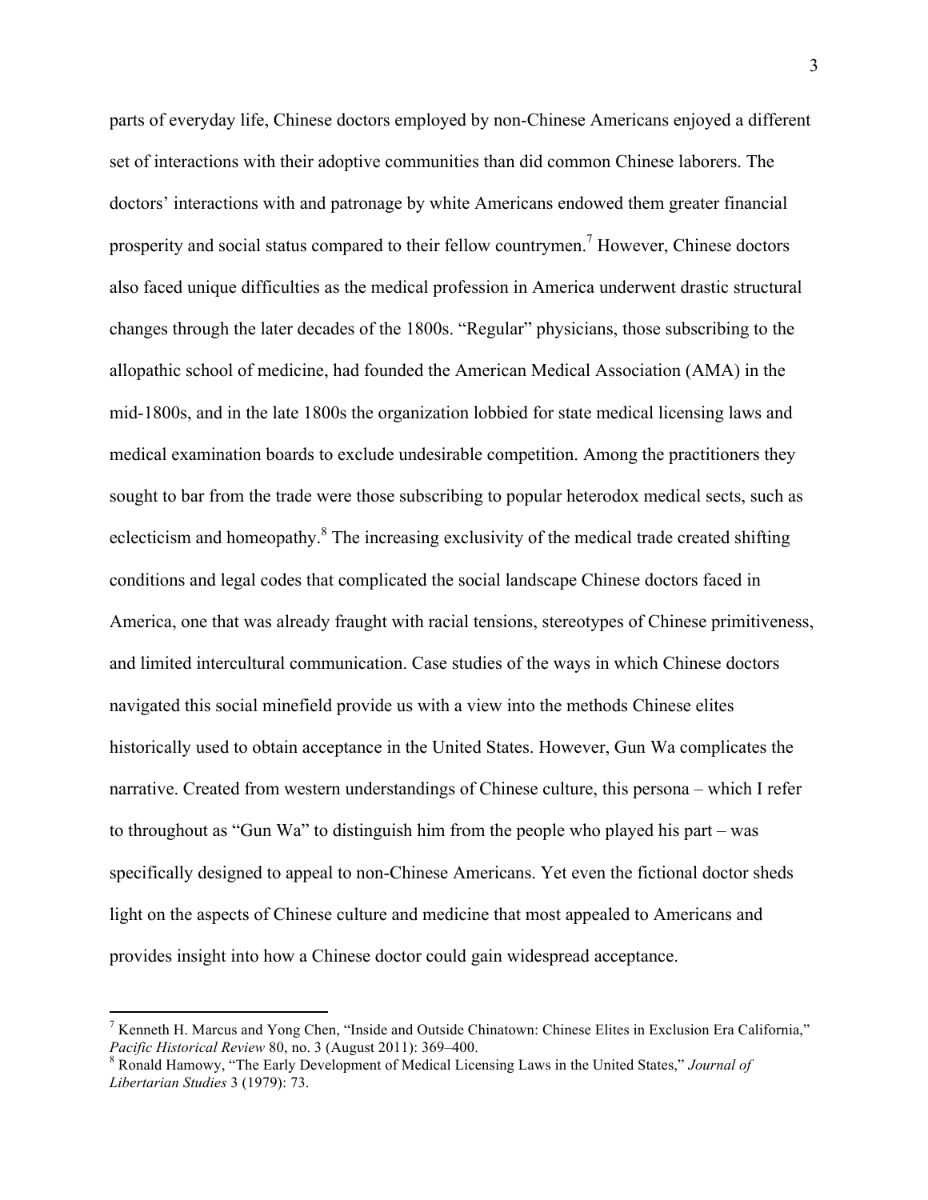parts of everyday life, Chinese doctors employed by non-Chinese Americans enjoyed a different set of interactions with their adoptive communities than did common Chinese laborers. The doctors' interactions with and patronage by white Americans endowed them greater financial prosperity and social status compared to their fellow countrymen.[7] However, Chinese doctors also faced unique difficulties as the medical profession in America underwent drastic structural changes through the later decades of the 1800s. "Regular" physicians, those subscribing to the allopathic school of medicine, had founded the American Medical Association (AMA) in the mid-1800s, and in the late 1800s the organization lobbied for state medical licensing laws and medical examination boards to exclude undesirable competition. Among the practitioners they sought to bar from the trade were those subscribing to popular heterodox medical sects, such as eclecticism and homeopathy.[8] The increasing exclusivity of the medical trade created shifting conditions and legal codes that complicated the social landscape Chinese doctors faced in America, one that was already fraught with racial tensions, stereotypes of Chinese primitiveness, and limited intercultural communication. Case studies of the ways in which Chinese doctors navigated this social minefield provide us with a view into the methods Chinese elites historically used to obtain acceptance in the United States. However, Gun Wa complicates the narrative. Created from western understandings of Chinese culture, this persona – which I refer to throughout as "Gun Wa" to distinguish him from the people who played his part – was specifically designed to appeal to non-Chinese Americans. Yet even the fictional doctor sheds light on the aspects of Chinese culture and medicine that most appealed to Americans and provides insight into how a Chinese doctor could gain widespread acceptance.

---

[7] Kenneth H. Marcus and Yong Chen, "Inside and Outside Chinatown: Chinese Elites in Exclusion Era California," *Pacific Historical Review* 80, no. 3 (August 2011): 369–400.

[8] Ronald Hamowy, "The Early Development of Medical Licensing Laws in the United States," *Journal of Libertarian Studies* 3 (1979): 73.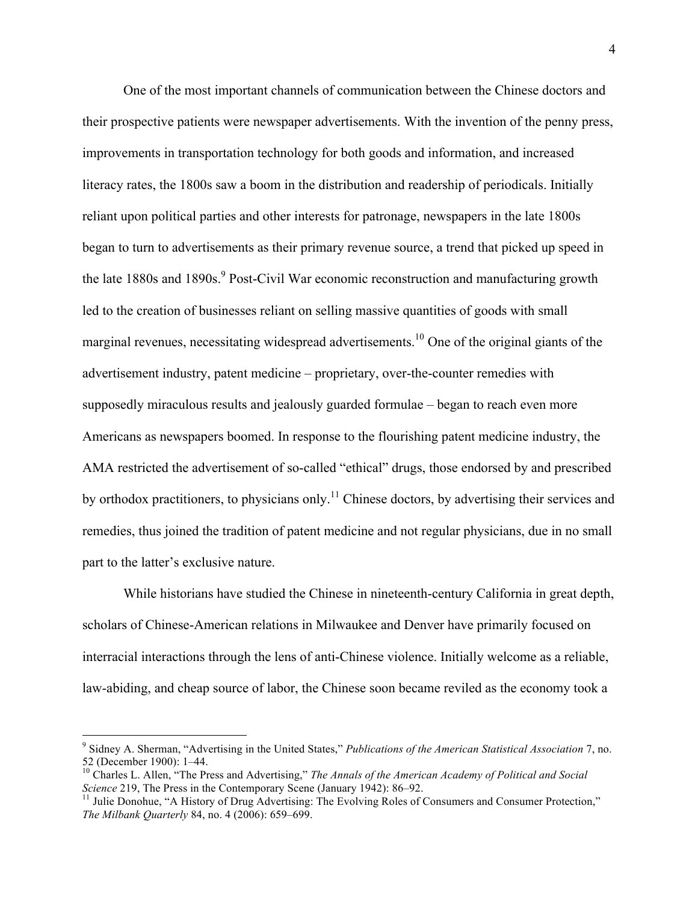One of the most important channels of communication between the Chinese doctors and their prospective patients were newspaper advertisements. With the invention of the penny press, improvements in transportation technology for both goods and information, and increased literacy rates, the 1800s saw a boom in the distribution and readership of periodicals. Initially reliant upon political parties and other interests for patronage, newspapers in the late 1800s began to turn to advertisements as their primary revenue source, a trend that picked up speed in the late 1880s and 1890s.[9] Post-Civil War economic reconstruction and manufacturing growth led to the creation of businesses reliant on selling massive quantities of goods with small marginal revenues, necessitating widespread advertisements.[10] One of the original giants of the advertisement industry, patent medicine – proprietary, over-the-counter remedies with supposedly miraculous results and jealously guarded formulae – began to reach even more Americans as newspapers boomed. In response to the flourishing patent medicine industry, the AMA restricted the advertisement of so-called "ethical" drugs, those endorsed by and prescribed by orthodox practitioners, to physicians only.[11] Chinese doctors, by advertising their services and remedies, thus joined the tradition of patent medicine and not regular physicians, due in no small part to the latter's exclusive nature.

While historians have studied the Chinese in nineteenth-century California in great depth, scholars of Chinese-American relations in Milwaukee and Denver have primarily focused on interracial interactions through the lens of anti-Chinese violence. Initially welcome as a reliable, law-abiding, and cheap source of labor, the Chinese soon became reviled as the economy took a

---

[9] Sidney A. Sherman, "Advertising in the United States," *Publications of the American Statistical Association* 7, no. 52 (December 1900): 1–44.

[10] Charles L. Allen, "The Press and Advertising," *The Annals of the American Academy of Political and Social Science* 219, The Press in the Contemporary Scene (January 1942): 86–92.

[11] Julie Donohue, "A History of Drug Advertising: The Evolving Roles of Consumers and Consumer Protection," *The Milbank Quarterly* 84, no. 4 (2006): 659–699.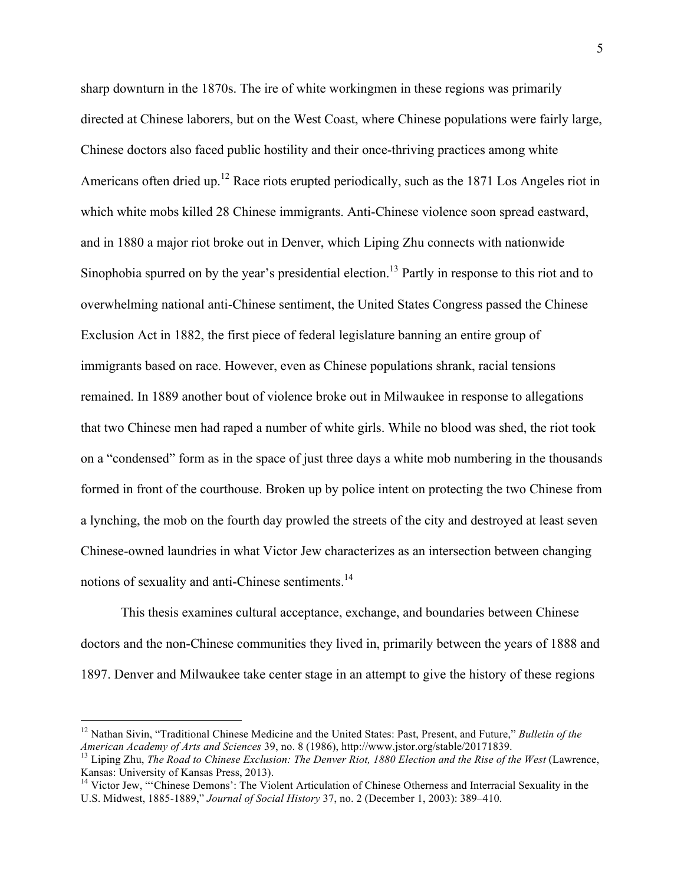sharp downturn in the 1870s. The ire of white workingmen in these regions was primarily directed at Chinese laborers, but on the West Coast, where Chinese populations were fairly large, Chinese doctors also faced public hostility and their once-thriving practices among white Americans often dried up.[12] Race riots erupted periodically, such as the 1871 Los Angeles riot in which white mobs killed 28 Chinese immigrants. Anti-Chinese violence soon spread eastward, and in 1880 a major riot broke out in Denver, which Liping Zhu connects with nationwide Sinophobia spurred on by the year's presidential election.[13] Partly in response to this riot and to overwhelming national anti-Chinese sentiment, the United States Congress passed the Chinese Exclusion Act in 1882, the first piece of federal legislature banning an entire group of immigrants based on race. However, even as Chinese populations shrank, racial tensions remained. In 1889 another bout of violence broke out in Milwaukee in response to allegations that two Chinese men had raped a number of white girls. While no blood was shed, the riot took on a "condensed" form as in the space of just three days a white mob numbering in the thousands formed in front of the courthouse. Broken up by police intent on protecting the two Chinese from a lynching, the mob on the fourth day prowled the streets of the city and destroyed at least seven Chinese-owned laundries in what Victor Jew characterizes as an intersection between changing notions of sexuality and anti-Chinese sentiments.[14]

This thesis examines cultural acceptance, exchange, and boundaries between Chinese doctors and the non-Chinese communities they lived in, primarily between the years of 1888 and 1897. Denver and Milwaukee take center stage in an attempt to give the history of these regions

---

[12] Nathan Sivin, "Traditional Chinese Medicine and the United States: Past, Present, and Future," *Bulletin of the American Academy of Arts and Sciences* 39, no. 8 (1986), http://www.jstor.org/stable/20171839.

[13] Liping Zhu, *The Road to Chinese Exclusion: The Denver Riot, 1880 Election and the Rise of the West* (Lawrence, Kansas: University of Kansas Press, 2013).

[14] Victor Jew, "'Chinese Demons': The Violent Articulation of Chinese Otherness and Interracial Sexuality in the U.S. Midwest, 1885-1889," *Journal of Social History* 37, no. 2 (December 1, 2003): 389–410.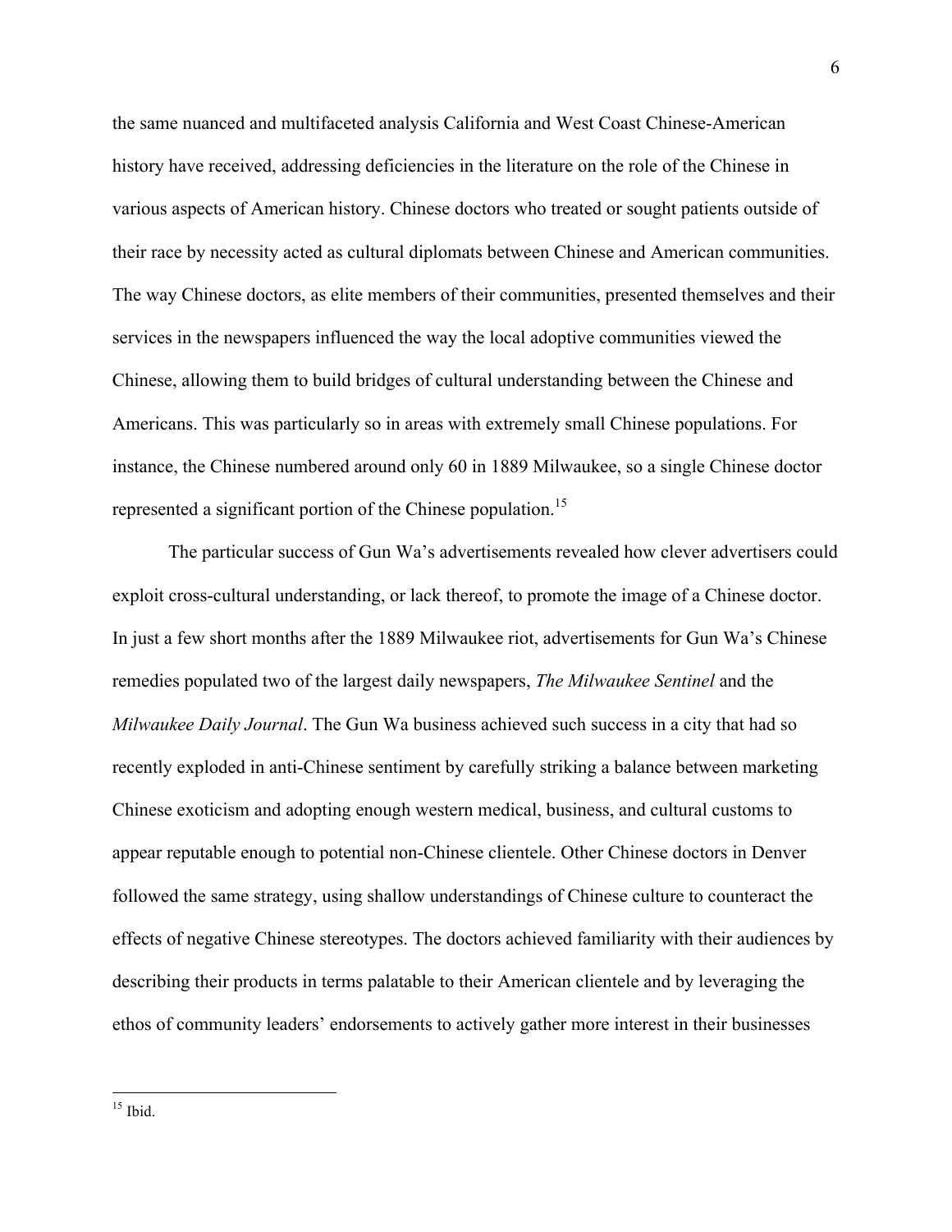the same nuanced and multifaceted analysis California and West Coast Chinese-American history have received, addressing deficiencies in the literature on the role of the Chinese in various aspects of American history. Chinese doctors who treated or sought patients outside of their race by necessity acted as cultural diplomats between Chinese and American communities. The way Chinese doctors, as elite members of their communities, presented themselves and their services in the newspapers influenced the way the local adoptive communities viewed the Chinese, allowing them to build bridges of cultural understanding between the Chinese and Americans. This was particularly so in areas with extremely small Chinese populations. For instance, the Chinese numbered around only 60 in 1889 Milwaukee, so a single Chinese doctor represented a significant portion of the Chinese population.[15]

The particular success of Gun Wa's advertisements revealed how clever advertisers could exploit cross-cultural understanding, or lack thereof, to promote the image of a Chinese doctor. In just a few short months after the 1889 Milwaukee riot, advertisements for Gun Wa's Chinese remedies populated two of the largest daily newspapers, *The Milwaukee Sentinel* and the *Milwaukee Daily Journal*. The Gun Wa business achieved such success in a city that had so recently exploded in anti-Chinese sentiment by carefully striking a balance between marketing Chinese exoticism and adopting enough western medical, business, and cultural customs to appear reputable enough to potential non-Chinese clientele. Other Chinese doctors in Denver followed the same strategy, using shallow understandings of Chinese culture to counteract the effects of negative Chinese stereotypes. The doctors achieved familiarity with their audiences by describing their products in terms palatable to their American clientele and by leveraging the ethos of community leaders' endorsements to actively gather more interest in their businesses

[15] Ibid.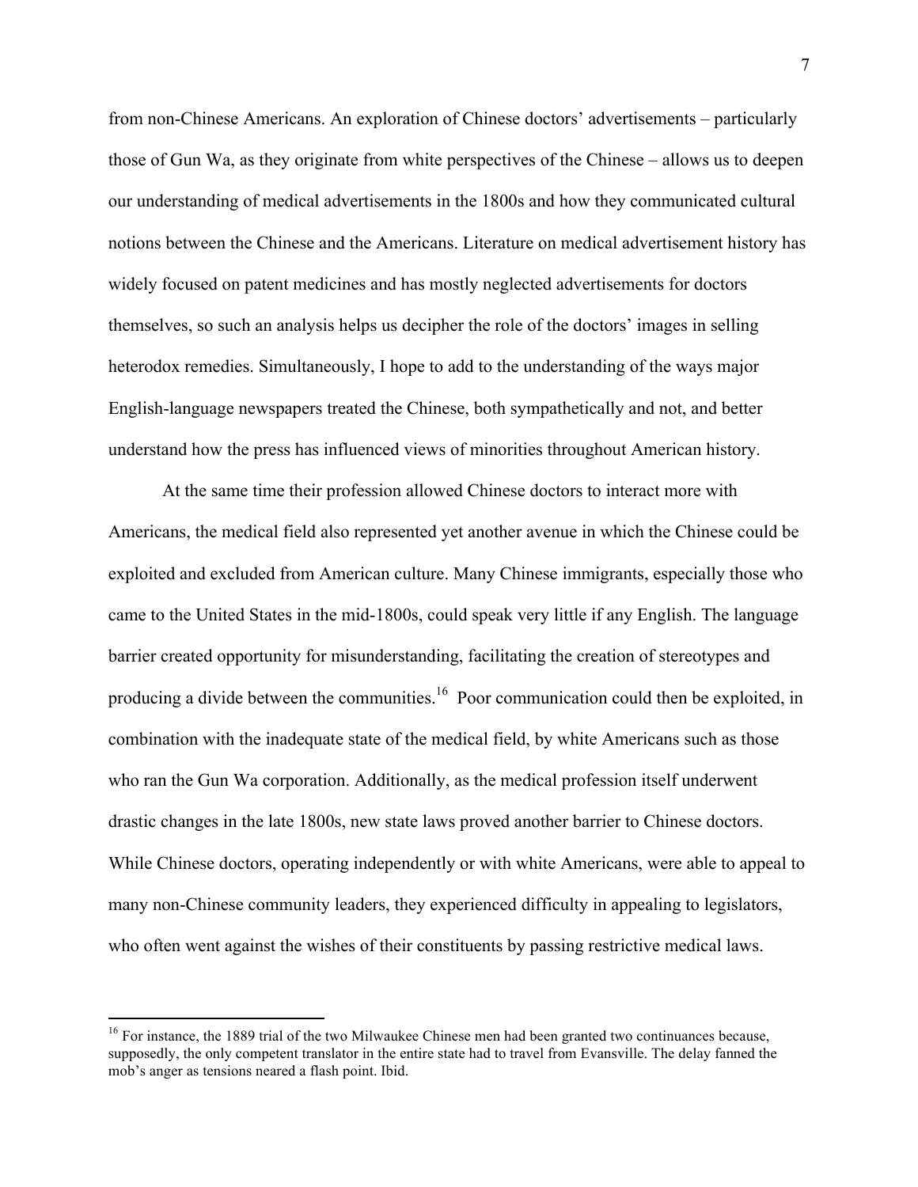from non-Chinese Americans. An exploration of Chinese doctors' advertisements – particularly those of Gun Wa, as they originate from white perspectives of the Chinese – allows us to deepen our understanding of medical advertisements in the 1800s and how they communicated cultural notions between the Chinese and the Americans. Literature on medical advertisement history has widely focused on patent medicines and has mostly neglected advertisements for doctors themselves, so such an analysis helps us decipher the role of the doctors' images in selling heterodox remedies. Simultaneously, I hope to add to the understanding of the ways major English-language newspapers treated the Chinese, both sympathetically and not, and better understand how the press has influenced views of minorities throughout American history.

At the same time their profession allowed Chinese doctors to interact more with Americans, the medical field also represented yet another avenue in which the Chinese could be exploited and excluded from American culture. Many Chinese immigrants, especially those who came to the United States in the mid-1800s, could speak very little if any English. The language barrier created opportunity for misunderstanding, facilitating the creation of stereotypes and producing a divide between the communities.[16] Poor communication could then be exploited, in combination with the inadequate state of the medical field, by white Americans such as those who ran the Gun Wa corporation. Additionally, as the medical profession itself underwent drastic changes in the late 1800s, new state laws proved another barrier to Chinese doctors. While Chinese doctors, operating independently or with white Americans, were able to appeal to many non-Chinese community leaders, they experienced difficulty in appealing to legislators, who often went against the wishes of their constituents by passing restrictive medical laws.

[16] For instance, the 1889 trial of the two Milwaukee Chinese men had been granted two continuances because, supposedly, the only competent translator in the entire state had to travel from Evansville. The delay fanned the mob's anger as tensions neared a flash point. Ibid.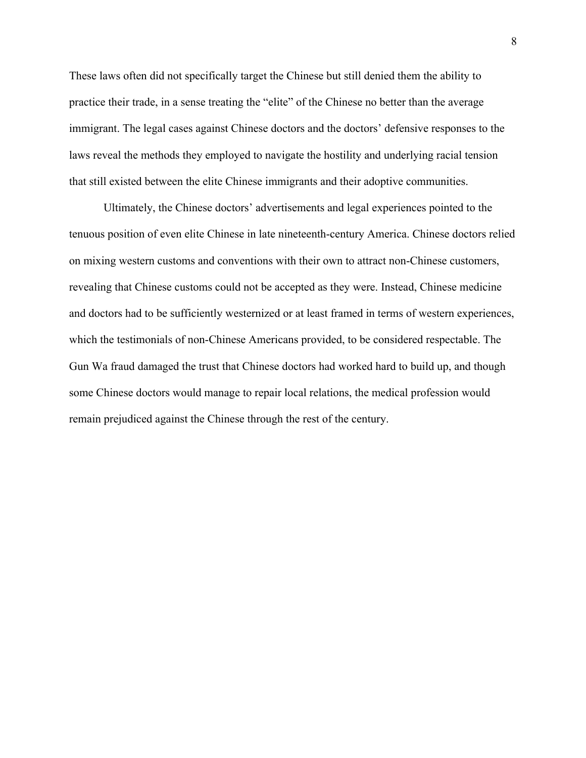These laws often did not specifically target the Chinese but still denied them the ability to practice their trade, in a sense treating the “elite” of the Chinese no better than the average immigrant. The legal cases against Chinese doctors and the doctors’ defensive responses to the laws reveal the methods they employed to navigate the hostility and underlying racial tension that still existed between the elite Chinese immigrants and their adoptive communities.

Ultimately, the Chinese doctors’ advertisements and legal experiences pointed to the tenuous position of even elite Chinese in late nineteenth-century America. Chinese doctors relied on mixing western customs and conventions with their own to attract non-Chinese customers, revealing that Chinese customs could not be accepted as they were. Instead, Chinese medicine and doctors had to be sufficiently westernized or at least framed in terms of western experiences, which the testimonials of non-Chinese Americans provided, to be considered respectable. The Gun Wa fraud damaged the trust that Chinese doctors had worked hard to build up, and though some Chinese doctors would manage to repair local relations, the medical profession would remain prejudiced against the Chinese through the rest of the century.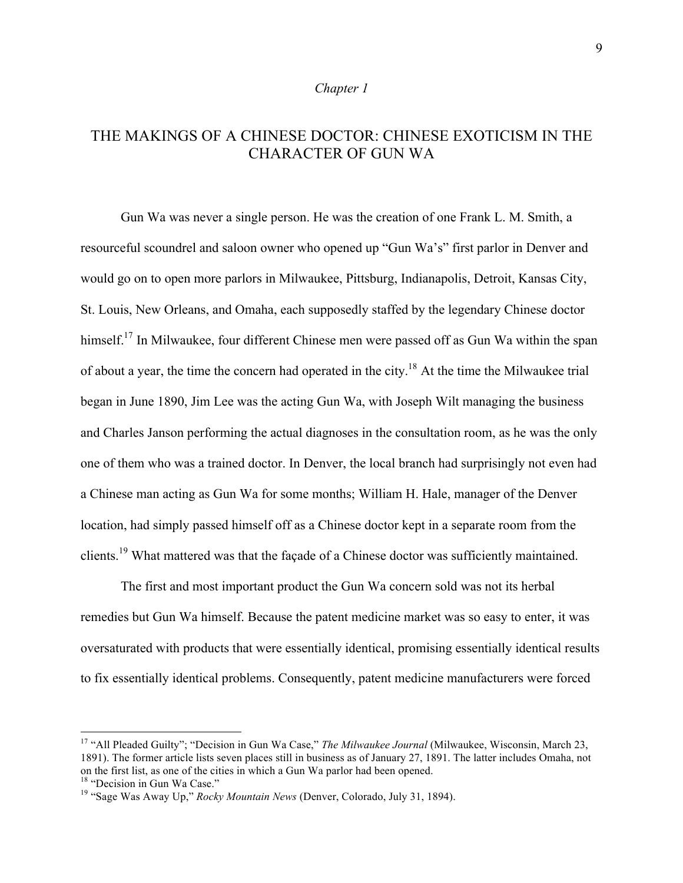*Chapter 1*

# THE MAKINGS OF A CHINESE DOCTOR: CHINESE EXOTICISM IN THE CHARACTER OF GUN WA

Gun Wa was never a single person. He was the creation of one Frank L. M. Smith, a resourceful scoundrel and saloon owner who opened up "Gun Wa's" first parlor in Denver and would go on to open more parlors in Milwaukee, Pittsburg, Indianapolis, Detroit, Kansas City, St. Louis, New Orleans, and Omaha, each supposedly staffed by the legendary Chinese doctor himself.[17] In Milwaukee, four different Chinese men were passed off as Gun Wa within the span of about a year, the time the concern had operated in the city.[18] At the time the Milwaukee trial began in June 1890, Jim Lee was the acting Gun Wa, with Joseph Wilt managing the business and Charles Janson performing the actual diagnoses in the consultation room, as he was the only one of them who was a trained doctor. In Denver, the local branch had surprisingly not even had a Chinese man acting as Gun Wa for some months; William H. Hale, manager of the Denver location, had simply passed himself off as a Chinese doctor kept in a separate room from the clients.[19] What mattered was that the façade of a Chinese doctor was sufficiently maintained.

The first and most important product the Gun Wa concern sold was not its herbal remedies but Gun Wa himself. Because the patent medicine market was so easy to enter, it was oversaturated with products that were essentially identical, promising essentially identical results to fix essentially identical problems. Consequently, patent medicine manufacturers were forced

---

[17] "All Pleaded Guilty"; "Decision in Gun Wa Case," *The Milwaukee Journal* (Milwaukee, Wisconsin, March 23, 1891). The former article lists seven places still in business as of January 27, 1891. The latter includes Omaha, not on the first list, as one of the cities in which a Gun Wa parlor had been opened.

[18] "Decision in Gun Wa Case."

[19] "Sage Was Away Up," *Rocky Mountain News* (Denver, Colorado, July 31, 1894).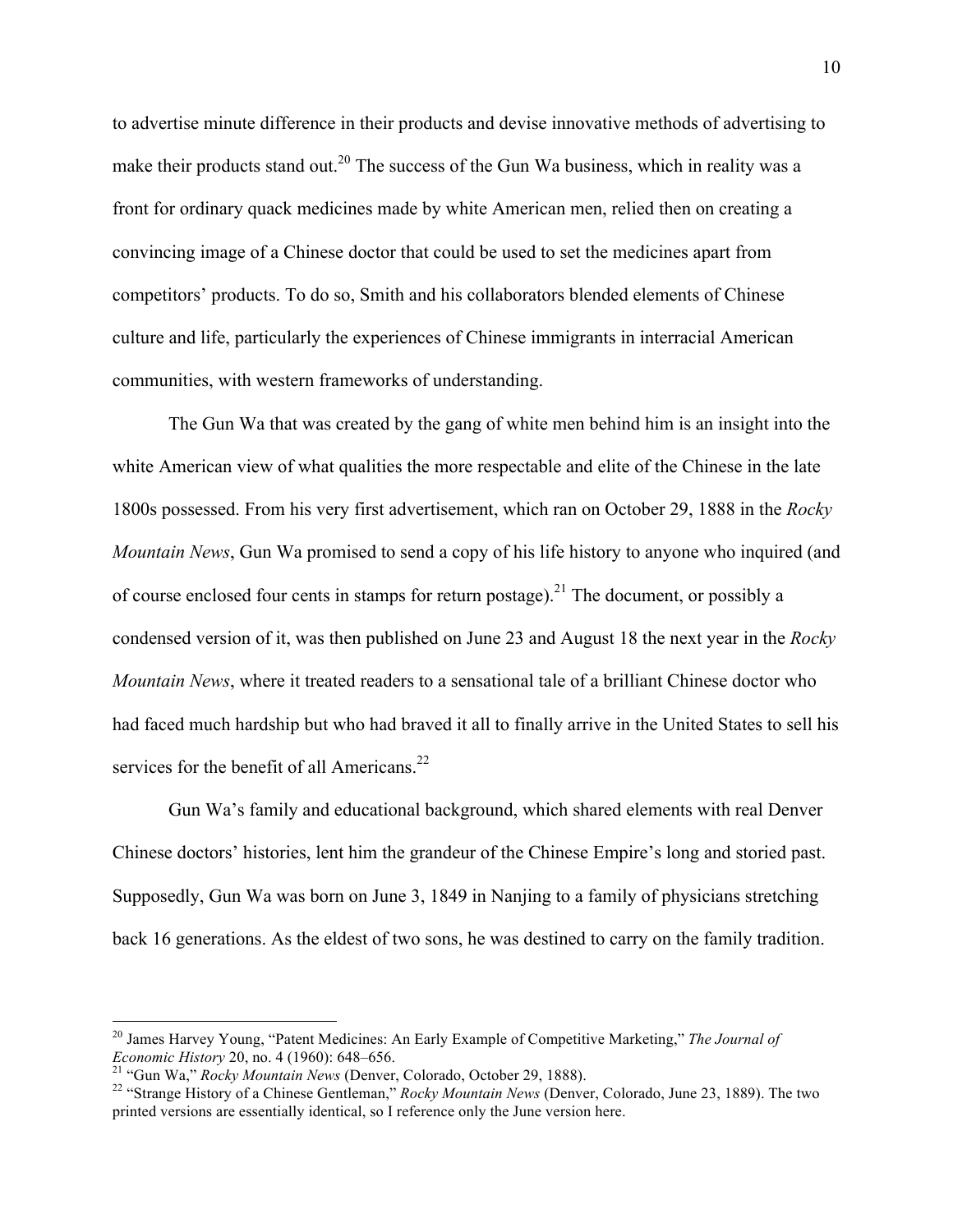to advertise minute difference in their products and devise innovative methods of advertising to make their products stand out.[20] The success of the Gun Wa business, which in reality was a front for ordinary quack medicines made by white American men, relied then on creating a convincing image of a Chinese doctor that could be used to set the medicines apart from competitors' products. To do so, Smith and his collaborators blended elements of Chinese culture and life, particularly the experiences of Chinese immigrants in interracial American communities, with western frameworks of understanding.

The Gun Wa that was created by the gang of white men behind him is an insight into the white American view of what qualities the more respectable and elite of the Chinese in the late 1800s possessed. From his very first advertisement, which ran on October 29, 1888 in the *Rocky Mountain News*, Gun Wa promised to send a copy of his life history to anyone who inquired (and of course enclosed four cents in stamps for return postage).[21] The document, or possibly a condensed version of it, was then published on June 23 and August 18 the next year in the *Rocky Mountain News*, where it treated readers to a sensational tale of a brilliant Chinese doctor who had faced much hardship but who had braved it all to finally arrive in the United States to sell his services for the benefit of all Americans.[22]

Gun Wa's family and educational background, which shared elements with real Denver Chinese doctors' histories, lent him the grandeur of the Chinese Empire's long and storied past. Supposedly, Gun Wa was born on June 3, 1849 in Nanjing to a family of physicians stretching back 16 generations. As the eldest of two sons, he was destined to carry on the family tradition.

---

[20] James Harvey Young, "Patent Medicines: An Early Example of Competitive Marketing," *The Journal of Economic History* 20, no. 4 (1960): 648–656.

[21] "Gun Wa," *Rocky Mountain News* (Denver, Colorado, October 29, 1888).

[22] "Strange History of a Chinese Gentleman," *Rocky Mountain News* (Denver, Colorado, June 23, 1889). The two printed versions are essentially identical, so I reference only the June version here.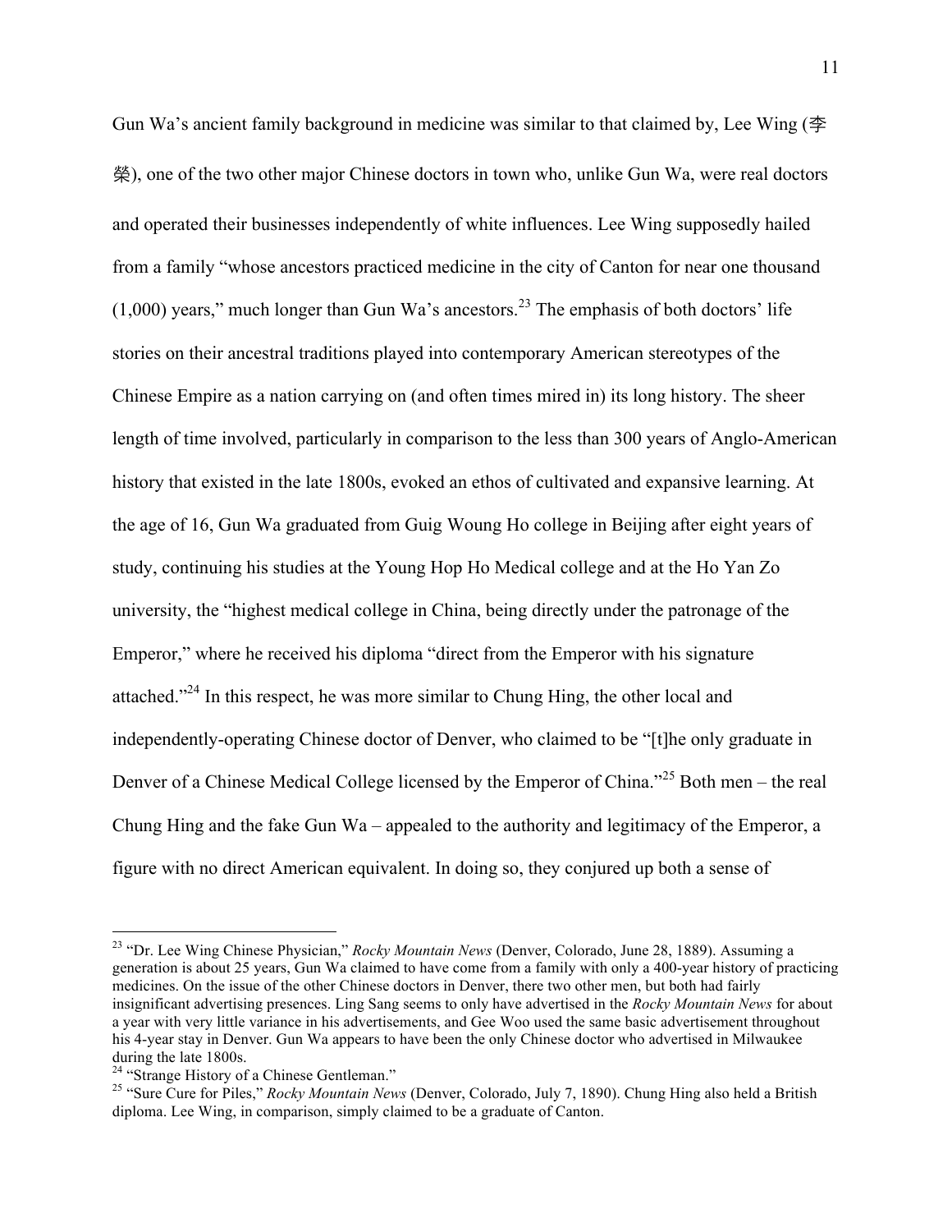Gun Wa's ancient family background in medicine was similar to that claimed by, Lee Wing (李榮), one of the two other major Chinese doctors in town who, unlike Gun Wa, were real doctors and operated their businesses independently of white influences. Lee Wing supposedly hailed from a family "whose ancestors practiced medicine in the city of Canton for near one thousand (1,000) years," much longer than Gun Wa's ancestors.[23] The emphasis of both doctors' life stories on their ancestral traditions played into contemporary American stereotypes of the Chinese Empire as a nation carrying on (and often times mired in) its long history. The sheer length of time involved, particularly in comparison to the less than 300 years of Anglo-American history that existed in the late 1800s, evoked an ethos of cultivated and expansive learning. At the age of 16, Gun Wa graduated from Guig Woung Ho college in Beijing after eight years of study, continuing his studies at the Young Hop Ho Medical college and at the Ho Yan Zo university, the "highest medical college in China, being directly under the patronage of the Emperor," where he received his diploma "direct from the Emperor with his signature attached."[24] In this respect, he was more similar to Chung Hing, the other local and independently-operating Chinese doctor of Denver, who claimed to be "[t]he only graduate in Denver of a Chinese Medical College licensed by the Emperor of China."[25] Both men – the real Chung Hing and the fake Gun Wa – appealed to the authority and legitimacy of the Emperor, a figure with no direct American equivalent. In doing so, they conjured up both a sense of

---

[23] "Dr. Lee Wing Chinese Physician," *Rocky Mountain News* (Denver, Colorado, June 28, 1889). Assuming a generation is about 25 years, Gun Wa claimed to have come from a family with only a 400-year history of practicing medicines. On the issue of the other Chinese doctors in Denver, there two other men, but both had fairly insignificant advertising presences. Ling Sang seems to only have advertised in the *Rocky Mountain News* for about a year with very little variance in his advertisements, and Gee Woo used the same basic advertisement throughout his 4-year stay in Denver. Gun Wa appears to have been the only Chinese doctor who advertised in Milwaukee during the late 1800s.

[24] "Strange History of a Chinese Gentleman."

[25] "Sure Cure for Piles," *Rocky Mountain News* (Denver, Colorado, July 7, 1890). Chung Hing also held a British diploma. Lee Wing, in comparison, simply claimed to be a graduate of Canton.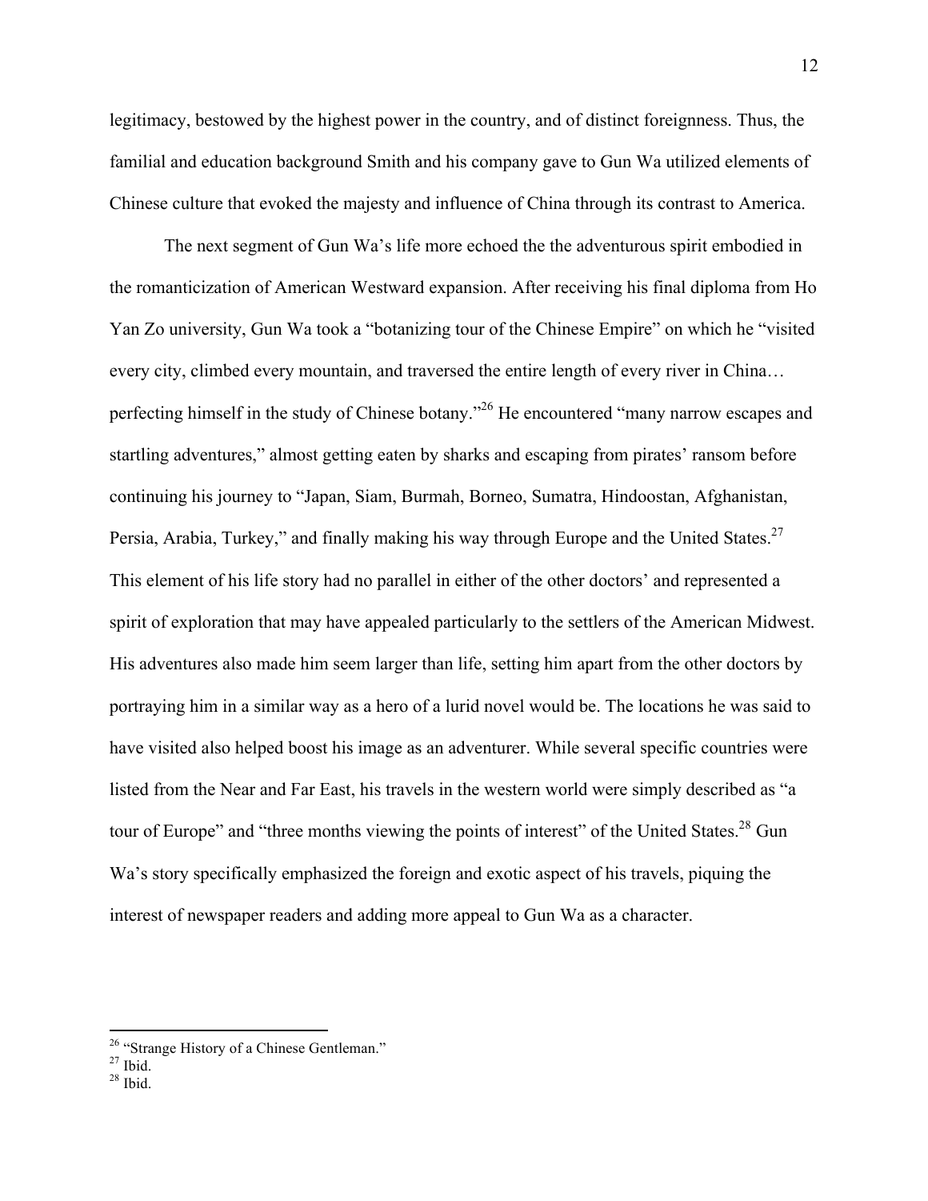legitimacy, bestowed by the highest power in the country, and of distinct foreignness. Thus, the familial and education background Smith and his company gave to Gun Wa utilized elements of Chinese culture that evoked the majesty and influence of China through its contrast to America.

The next segment of Gun Wa's life more echoed the the adventurous spirit embodied in the romanticization of American Westward expansion. After receiving his final diploma from Ho Yan Zo university, Gun Wa took a "botanizing tour of the Chinese Empire" on which he "visited every city, climbed every mountain, and traversed the entire length of every river in China… perfecting himself in the study of Chinese botany."[26] He encountered "many narrow escapes and startling adventures," almost getting eaten by sharks and escaping from pirates' ransom before continuing his journey to "Japan, Siam, Burmah, Borneo, Sumatra, Hindoostan, Afghanistan, Persia, Arabia, Turkey," and finally making his way through Europe and the United States.[27] This element of his life story had no parallel in either of the other doctors' and represented a spirit of exploration that may have appealed particularly to the settlers of the American Midwest. His adventures also made him seem larger than life, setting him apart from the other doctors by portraying him in a similar way as a hero of a lurid novel would be. The locations he was said to have visited also helped boost his image as an adventurer. While several specific countries were listed from the Near and Far East, his travels in the western world were simply described as "a tour of Europe" and "three months viewing the points of interest" of the United States.[28] Gun Wa's story specifically emphasized the foreign and exotic aspect of his travels, piquing the interest of newspaper readers and adding more appeal to Gun Wa as a character.

---

[26] "Strange History of a Chinese Gentleman."

[27] Ibid.

[28] Ibid.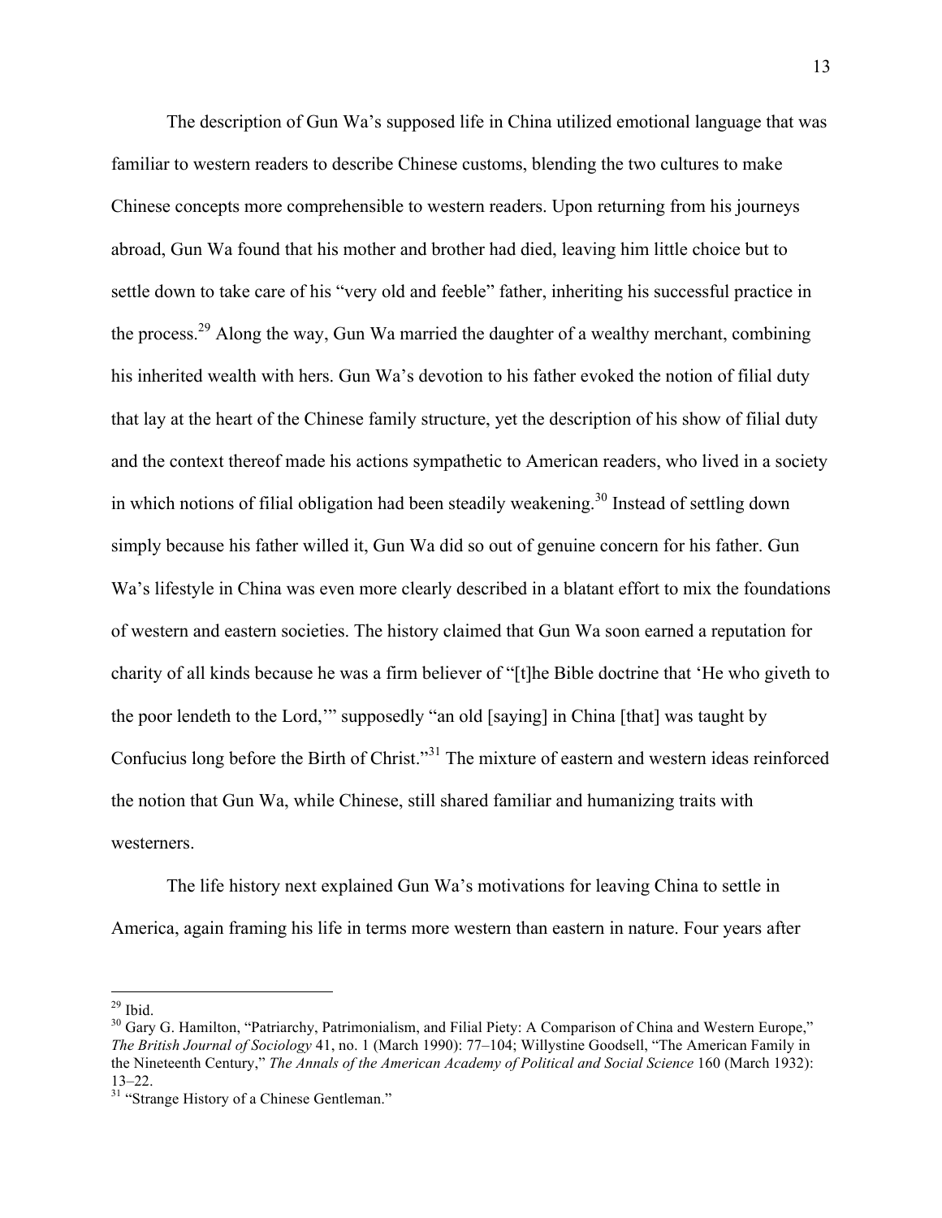The description of Gun Wa's supposed life in China utilized emotional language that was familiar to western readers to describe Chinese customs, blending the two cultures to make Chinese concepts more comprehensible to western readers. Upon returning from his journeys abroad, Gun Wa found that his mother and brother had died, leaving him little choice but to settle down to take care of his "very old and feeble" father, inheriting his successful practice in the process.[29] Along the way, Gun Wa married the daughter of a wealthy merchant, combining his inherited wealth with hers. Gun Wa's devotion to his father evoked the notion of filial duty that lay at the heart of the Chinese family structure, yet the description of his show of filial duty and the context thereof made his actions sympathetic to American readers, who lived in a society in which notions of filial obligation had been steadily weakening.[30] Instead of settling down simply because his father willed it, Gun Wa did so out of genuine concern for his father. Gun Wa's lifestyle in China was even more clearly described in a blatant effort to mix the foundations of western and eastern societies. The history claimed that Gun Wa soon earned a reputation for charity of all kinds because he was a firm believer of "[t]he Bible doctrine that 'He who giveth to the poor lendeth to the Lord,'" supposedly "an old [saying] in China [that] was taught by Confucius long before the Birth of Christ."[31] The mixture of eastern and western ideas reinforced the notion that Gun Wa, while Chinese, still shared familiar and humanizing traits with westerners.

The life history next explained Gun Wa's motivations for leaving China to settle in America, again framing his life in terms more western than eastern in nature. Four years after

---

[29] Ibid.

[30] Gary G. Hamilton, "Patriarchy, Patrimonialism, and Filial Piety: A Comparison of China and Western Europe," *The British Journal of Sociology* 41, no. 1 (March 1990): 77–104; Willystine Goodsell, "The American Family in the Nineteenth Century," *The Annals of the American Academy of Political and Social Science* 160 (March 1932): 13–22.

[31] "Strange History of a Chinese Gentleman."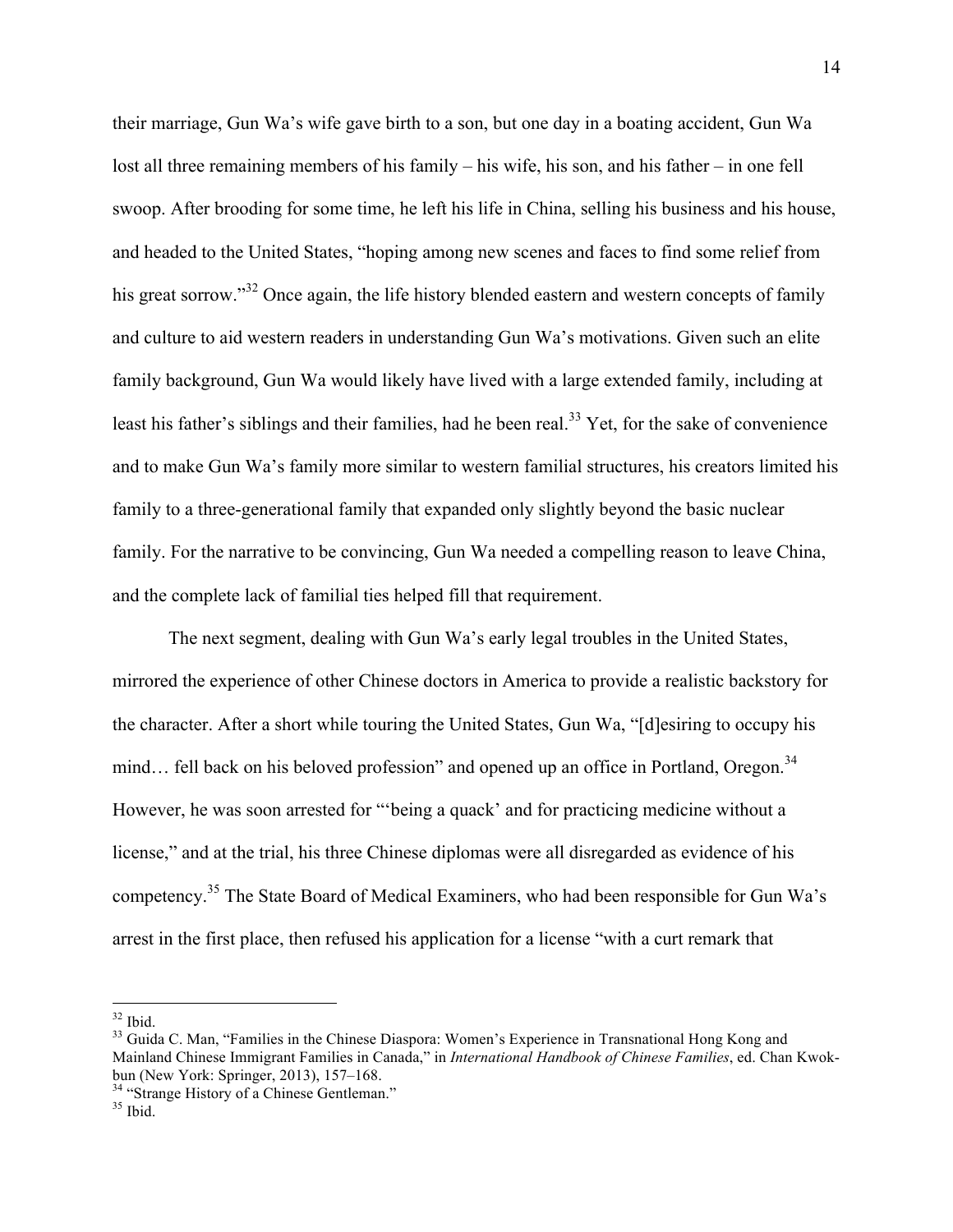their marriage, Gun Wa's wife gave birth to a son, but one day in a boating accident, Gun Wa lost all three remaining members of his family – his wife, his son, and his father – in one fell swoop. After brooding for some time, he left his life in China, selling his business and his house, and headed to the United States, "hoping among new scenes and faces to find some relief from his great sorrow."[32] Once again, the life history blended eastern and western concepts of family and culture to aid western readers in understanding Gun Wa's motivations. Given such an elite family background, Gun Wa would likely have lived with a large extended family, including at least his father's siblings and their families, had he been real.[33] Yet, for the sake of convenience and to make Gun Wa's family more similar to western familial structures, his creators limited his family to a three-generational family that expanded only slightly beyond the basic nuclear family. For the narrative to be convincing, Gun Wa needed a compelling reason to leave China, and the complete lack of familial ties helped fill that requirement.

The next segment, dealing with Gun Wa's early legal troubles in the United States, mirrored the experience of other Chinese doctors in America to provide a realistic backstory for the character. After a short while touring the United States, Gun Wa, "[d]esiring to occupy his mind… fell back on his beloved profession" and opened up an office in Portland, Oregon.[34] However, he was soon arrested for "'being a quack' and for practicing medicine without a license," and at the trial, his three Chinese diplomas were all disregarded as evidence of his competency.[35] The State Board of Medical Examiners, who had been responsible for Gun Wa's arrest in the first place, then refused his application for a license "with a curt remark that

---

[32] Ibid.

[33] Guida C. Man, "Families in the Chinese Diaspora: Women's Experience in Transnational Hong Kong and Mainland Chinese Immigrant Families in Canada," in *International Handbook of Chinese Families*, ed. Chan Kwok-bun (New York: Springer, 2013), 157–168.

[34] "Strange History of a Chinese Gentleman."

[35] Ibid.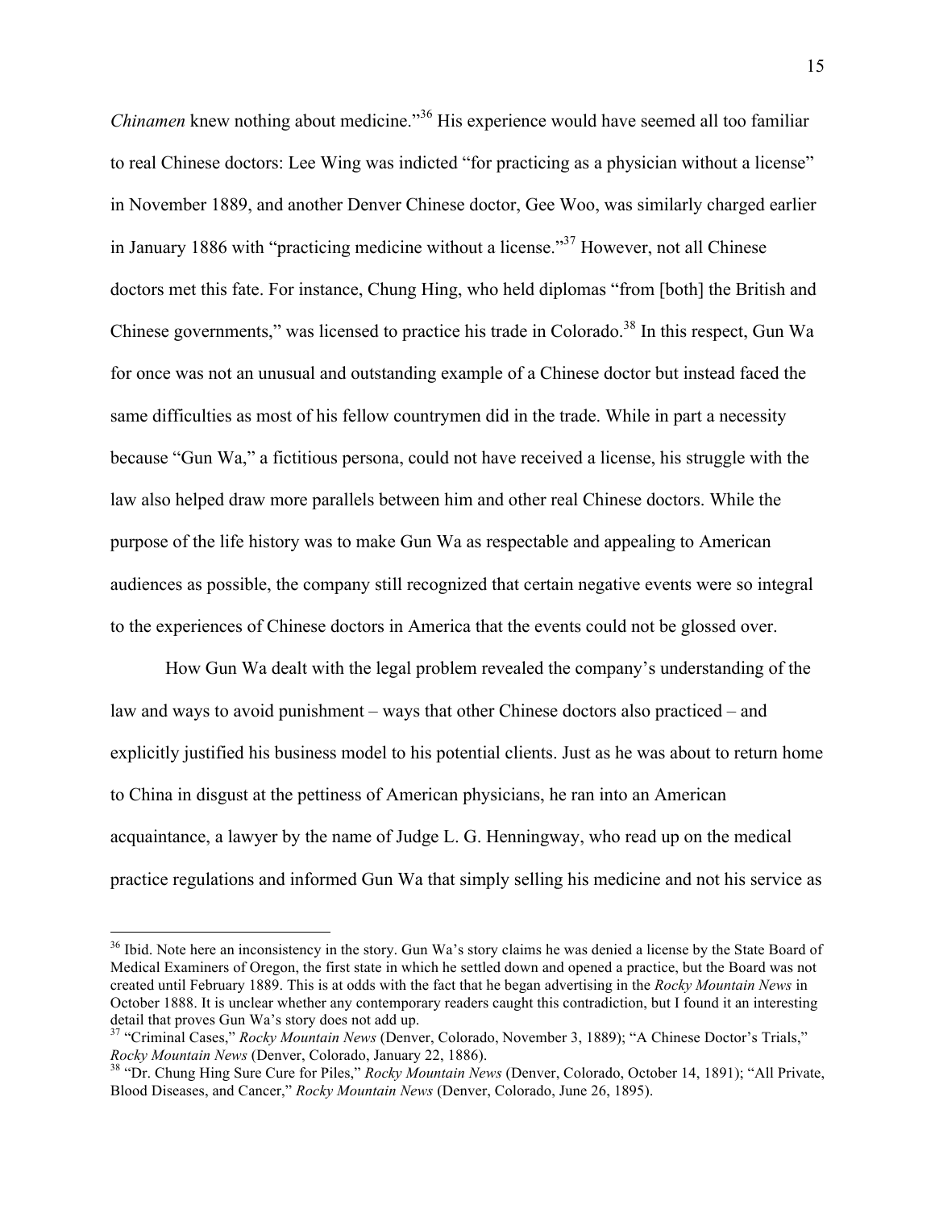*Chinamen* knew nothing about medicine."[36] His experience would have seemed all too familiar to real Chinese doctors: Lee Wing was indicted "for practicing as a physician without a license" in November 1889, and another Denver Chinese doctor, Gee Woo, was similarly charged earlier in January 1886 with "practicing medicine without a license."[37] However, not all Chinese doctors met this fate. For instance, Chung Hing, who held diplomas "from [both] the British and Chinese governments," was licensed to practice his trade in Colorado.[38] In this respect, Gun Wa for once was not an unusual and outstanding example of a Chinese doctor but instead faced the same difficulties as most of his fellow countrymen did in the trade. While in part a necessity because "Gun Wa," a fictitious persona, could not have received a license, his struggle with the law also helped draw more parallels between him and other real Chinese doctors. While the purpose of the life history was to make Gun Wa as respectable and appealing to American audiences as possible, the company still recognized that certain negative events were so integral to the experiences of Chinese doctors in America that the events could not be glossed over.

How Gun Wa dealt with the legal problem revealed the company's understanding of the law and ways to avoid punishment – ways that other Chinese doctors also practiced – and explicitly justified his business model to his potential clients. Just as he was about to return home to China in disgust at the pettiness of American physicians, he ran into an American acquaintance, a lawyer by the name of Judge L. G. Henningway, who read up on the medical practice regulations and informed Gun Wa that simply selling his medicine and not his service as

---

[36] Ibid. Note here an inconsistency in the story. Gun Wa's story claims he was denied a license by the State Board of Medical Examiners of Oregon, the first state in which he settled down and opened a practice, but the Board was not created until February 1889. This is at odds with the fact that he began advertising in the *Rocky Mountain News* in October 1888. It is unclear whether any contemporary readers caught this contradiction, but I found it an interesting detail that proves Gun Wa's story does not add up.

[37] "Criminal Cases," *Rocky Mountain News* (Denver, Colorado, November 3, 1889); "A Chinese Doctor's Trials," *Rocky Mountain News* (Denver, Colorado, January 22, 1886).

[38] "Dr. Chung Hing Sure Cure for Piles," *Rocky Mountain News* (Denver, Colorado, October 14, 1891); "All Private, Blood Diseases, and Cancer," *Rocky Mountain News* (Denver, Colorado, June 26, 1895).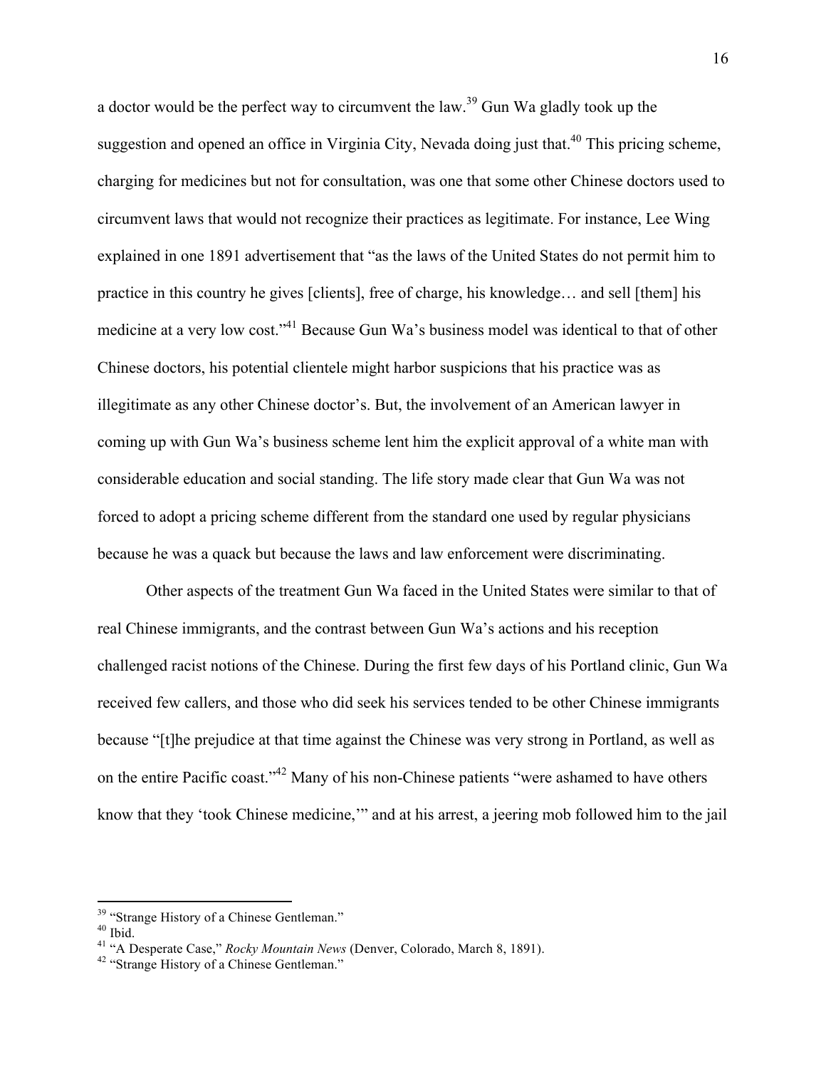a doctor would be the perfect way to circumvent the law.[39] Gun Wa gladly took up the suggestion and opened an office in Virginia City, Nevada doing just that.[40] This pricing scheme, charging for medicines but not for consultation, was one that some other Chinese doctors used to circumvent laws that would not recognize their practices as legitimate. For instance, Lee Wing explained in one 1891 advertisement that "as the laws of the United States do not permit him to practice in this country he gives [clients], free of charge, his knowledge… and sell [them] his medicine at a very low cost."[41] Because Gun Wa's business model was identical to that of other Chinese doctors, his potential clientele might harbor suspicions that his practice was as illegitimate as any other Chinese doctor's. But, the involvement of an American lawyer in coming up with Gun Wa's business scheme lent him the explicit approval of a white man with considerable education and social standing. The life story made clear that Gun Wa was not forced to adopt a pricing scheme different from the standard one used by regular physicians because he was a quack but because the laws and law enforcement were discriminating.

Other aspects of the treatment Gun Wa faced in the United States were similar to that of real Chinese immigrants, and the contrast between Gun Wa's actions and his reception challenged racist notions of the Chinese. During the first few days of his Portland clinic, Gun Wa received few callers, and those who did seek his services tended to be other Chinese immigrants because "[t]he prejudice at that time against the Chinese was very strong in Portland, as well as on the entire Pacific coast."[42] Many of his non-Chinese patients "were ashamed to have others know that they 'took Chinese medicine,'" and at his arrest, a jeering mob followed him to the jail

---

[39] "Strange History of a Chinese Gentleman."
[40] Ibid.
[41] "A Desperate Case," *Rocky Mountain News* (Denver, Colorado, March 8, 1891).
[42] "Strange History of a Chinese Gentleman."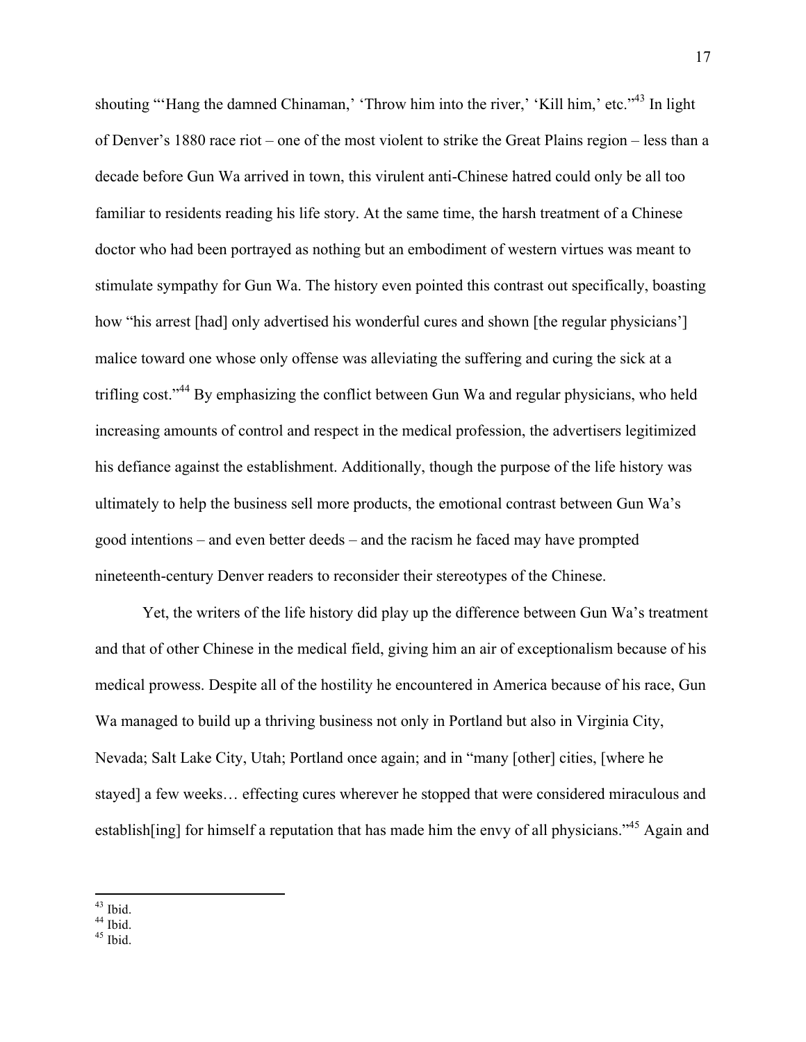shouting "'Hang the damned Chinaman,' 'Throw him into the river,' 'Kill him,' etc."[43] In light of Denver's 1880 race riot – one of the most violent to strike the Great Plains region – less than a decade before Gun Wa arrived in town, this virulent anti-Chinese hatred could only be all too familiar to residents reading his life story. At the same time, the harsh treatment of a Chinese doctor who had been portrayed as nothing but an embodiment of western virtues was meant to stimulate sympathy for Gun Wa. The history even pointed this contrast out specifically, boasting how "his arrest [had] only advertised his wonderful cures and shown [the regular physicians'] malice toward one whose only offense was alleviating the suffering and curing the sick at a trifling cost."[44] By emphasizing the conflict between Gun Wa and regular physicians, who held increasing amounts of control and respect in the medical profession, the advertisers legitimized his defiance against the establishment. Additionally, though the purpose of the life history was ultimately to help the business sell more products, the emotional contrast between Gun Wa's good intentions – and even better deeds – and the racism he faced may have prompted nineteenth-century Denver readers to reconsider their stereotypes of the Chinese.

Yet, the writers of the life history did play up the difference between Gun Wa's treatment and that of other Chinese in the medical field, giving him an air of exceptionalism because of his medical prowess. Despite all of the hostility he encountered in America because of his race, Gun Wa managed to build up a thriving business not only in Portland but also in Virginia City, Nevada; Salt Lake City, Utah; Portland once again; and in "many [other] cities, [where he stayed] a few weeks… effecting cures wherever he stopped that were considered miraculous and establish[ing] for himself a reputation that has made him the envy of all physicians."[45] Again and

---

[43] Ibid.
[44] Ibid.
[45] Ibid.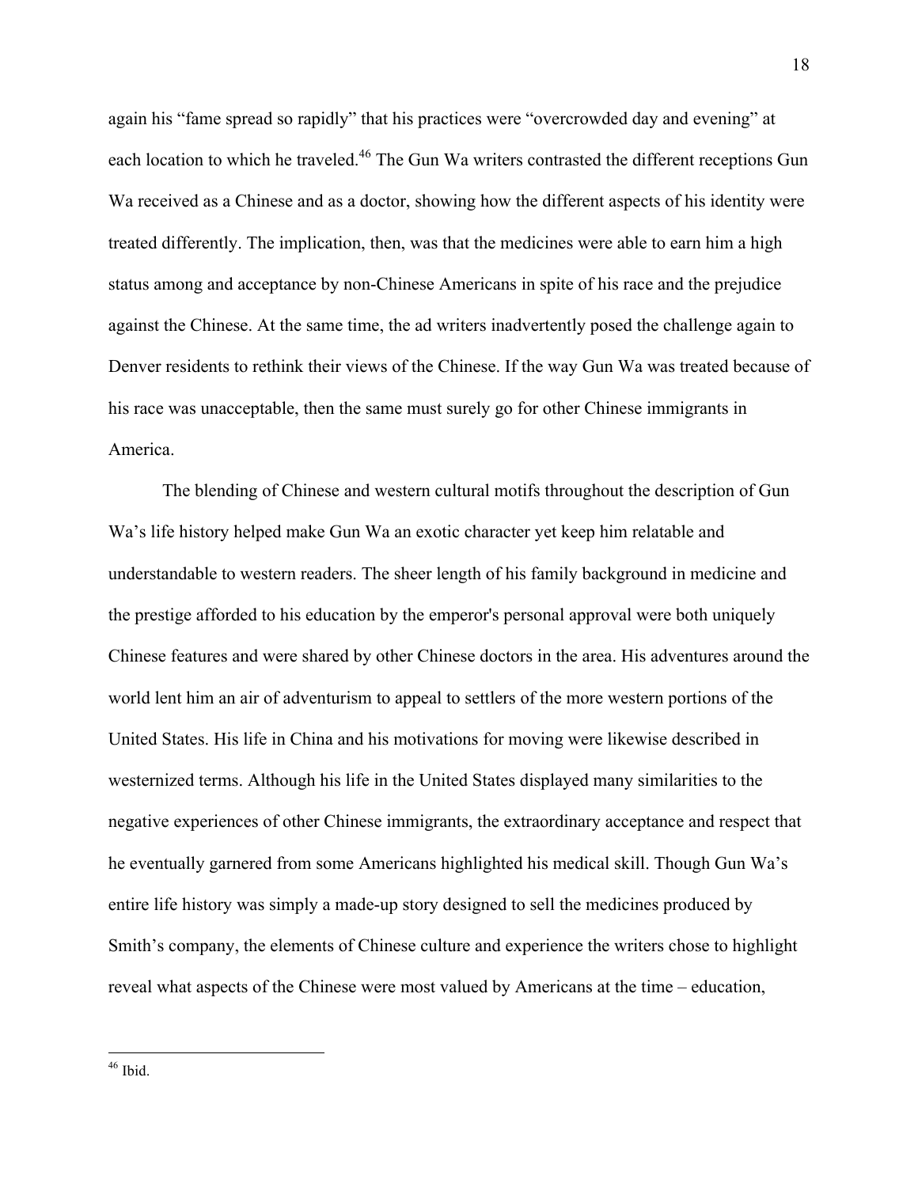again his "fame spread so rapidly" that his practices were "overcrowded day and evening" at each location to which he traveled.[46] The Gun Wa writers contrasted the different receptions Gun Wa received as a Chinese and as a doctor, showing how the different aspects of his identity were treated differently. The implication, then, was that the medicines were able to earn him a high status among and acceptance by non-Chinese Americans in spite of his race and the prejudice against the Chinese. At the same time, the ad writers inadvertently posed the challenge again to Denver residents to rethink their views of the Chinese. If the way Gun Wa was treated because of his race was unacceptable, then the same must surely go for other Chinese immigrants in America.

The blending of Chinese and western cultural motifs throughout the description of Gun Wa's life history helped make Gun Wa an exotic character yet keep him relatable and understandable to western readers. The sheer length of his family background in medicine and the prestige afforded to his education by the emperor's personal approval were both uniquely Chinese features and were shared by other Chinese doctors in the area. His adventures around the world lent him an air of adventurism to appeal to settlers of the more western portions of the United States. His life in China and his motivations for moving were likewise described in westernized terms. Although his life in the United States displayed many similarities to the negative experiences of other Chinese immigrants, the extraordinary acceptance and respect that he eventually garnered from some Americans highlighted his medical skill. Though Gun Wa's entire life history was simply a made-up story designed to sell the medicines produced by Smith's company, the elements of Chinese culture and experience the writers chose to highlight reveal what aspects of the Chinese were most valued by Americans at the time – education,

[46] Ibid.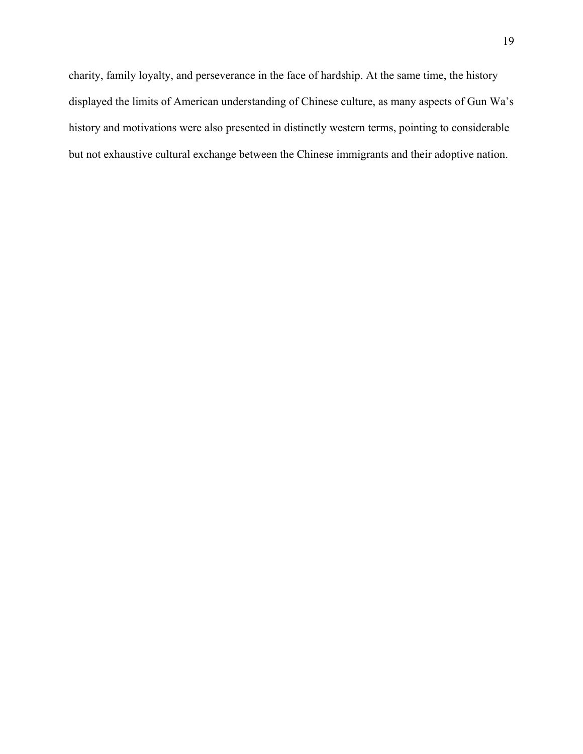charity, family loyalty, and perseverance in the face of hardship. At the same time, the history displayed the limits of American understanding of Chinese culture, as many aspects of Gun Wa's history and motivations were also presented in distinctly western terms, pointing to considerable but not exhaustive cultural exchange between the Chinese immigrants and their adoptive nation.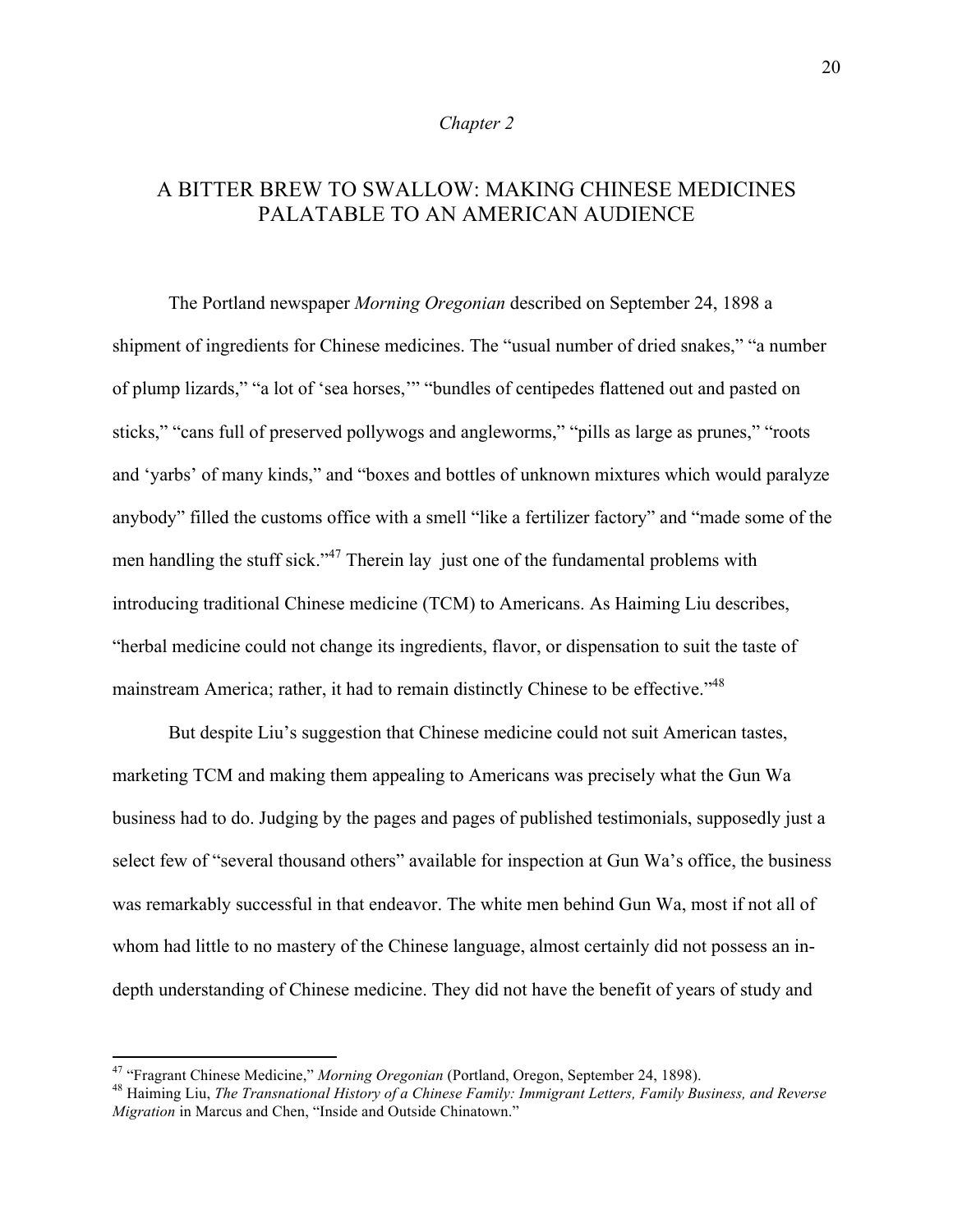*Chapter 2*

# A BITTER BREW TO SWALLOW: MAKING CHINESE MEDICINES PALATABLE TO AN AMERICAN AUDIENCE

The Portland newspaper *Morning Oregonian* described on September 24, 1898 a shipment of ingredients for Chinese medicines. The "usual number of dried snakes," "a number of plump lizards," "a lot of 'sea horses,'" "bundles of centipedes flattened out and pasted on sticks," "cans full of preserved pollywogs and angleworms," "pills as large as prunes," "roots and 'yarbs' of many kinds," and "boxes and bottles of unknown mixtures which would paralyze anybody" filled the customs office with a smell "like a fertilizer factory" and "made some of the men handling the stuff sick."[47] Therein lay just one of the fundamental problems with introducing traditional Chinese medicine (TCM) to Americans. As Haiming Liu describes, "herbal medicine could not change its ingredients, flavor, or dispensation to suit the taste of mainstream America; rather, it had to remain distinctly Chinese to be effective."[48]

But despite Liu's suggestion that Chinese medicine could not suit American tastes, marketing TCM and making them appealing to Americans was precisely what the Gun Wa business had to do. Judging by the pages and pages of published testimonials, supposedly just a select few of "several thousand others" available for inspection at Gun Wa's office, the business was remarkably successful in that endeavor. The white men behind Gun Wa, most if not all of whom had little to no mastery of the Chinese language, almost certainly did not possess an in-depth understanding of Chinese medicine. They did not have the benefit of years of study and

---

[47] "Fragrant Chinese Medicine," *Morning Oregonian* (Portland, Oregon, September 24, 1898).

[48] Haiming Liu, *The Transnational History of a Chinese Family: Immigrant Letters, Family Business, and Reverse Migration* in Marcus and Chen, "Inside and Outside Chinatown."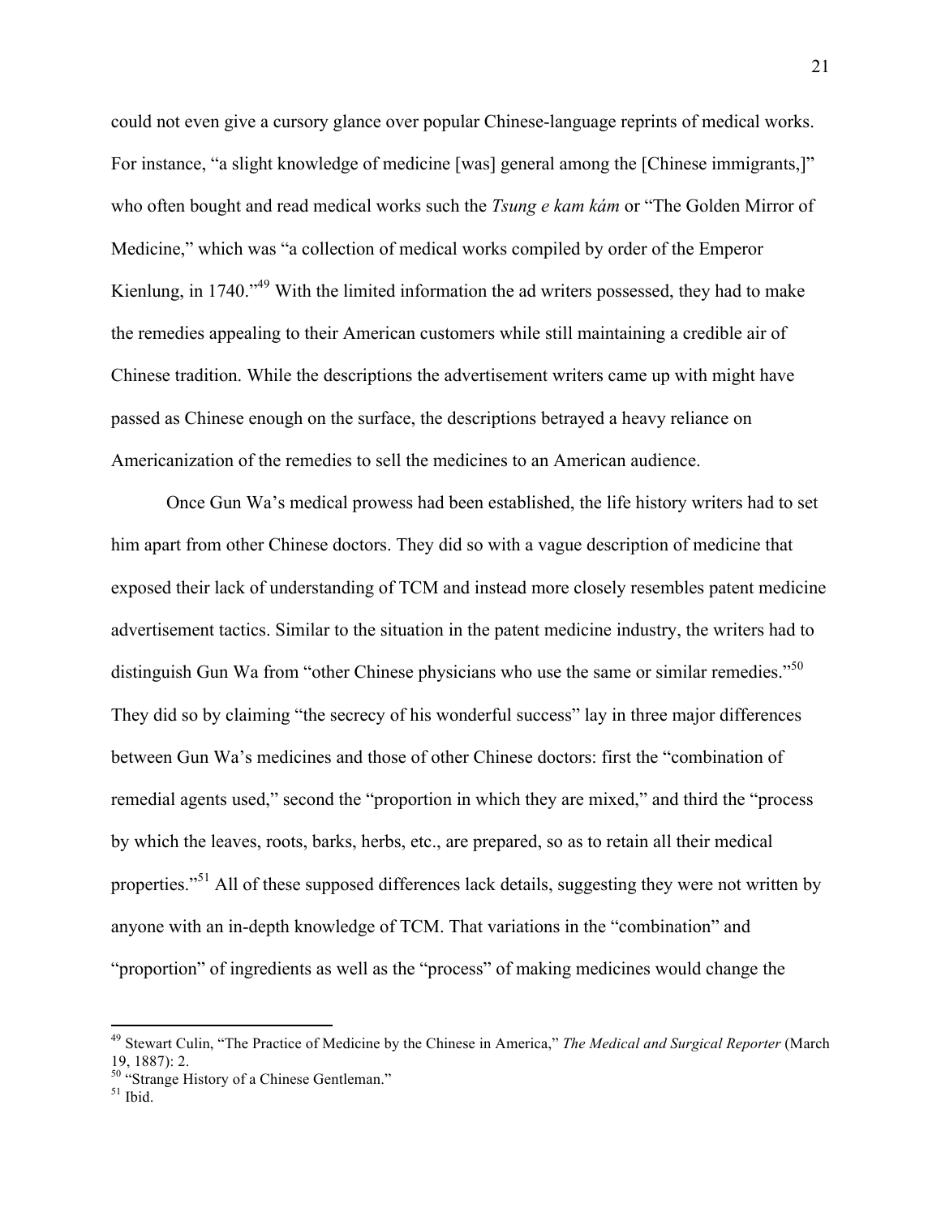could not even give a cursory glance over popular Chinese-language reprints of medical works. For instance, "a slight knowledge of medicine [was] general among the [Chinese immigrants,]" who often bought and read medical works such the *Tsung e kam kám* or "The Golden Mirror of Medicine," which was "a collection of medical works compiled by order of the Emperor Kienlung, in 1740."[49] With the limited information the ad writers possessed, they had to make the remedies appealing to their American customers while still maintaining a credible air of Chinese tradition. While the descriptions the advertisement writers came up with might have passed as Chinese enough on the surface, the descriptions betrayed a heavy reliance on Americanization of the remedies to sell the medicines to an American audience.

Once Gun Wa's medical prowess had been established, the life history writers had to set him apart from other Chinese doctors. They did so with a vague description of medicine that exposed their lack of understanding of TCM and instead more closely resembles patent medicine advertisement tactics. Similar to the situation in the patent medicine industry, the writers had to distinguish Gun Wa from "other Chinese physicians who use the same or similar remedies."[50] They did so by claiming "the secrecy of his wonderful success" lay in three major differences between Gun Wa's medicines and those of other Chinese doctors: first the "combination of remedial agents used," second the "proportion in which they are mixed," and third the "process by which the leaves, roots, barks, herbs, etc., are prepared, so as to retain all their medical properties."[51] All of these supposed differences lack details, suggesting they were not written by anyone with an in-depth knowledge of TCM. That variations in the "combination" and "proportion" of ingredients as well as the "process" of making medicines would change the

---

[49] Stewart Culin, "The Practice of Medicine by the Chinese in America," *The Medical and Surgical Reporter* (March 19, 1887): 2.

[50] "Strange History of a Chinese Gentleman."

[51] Ibid.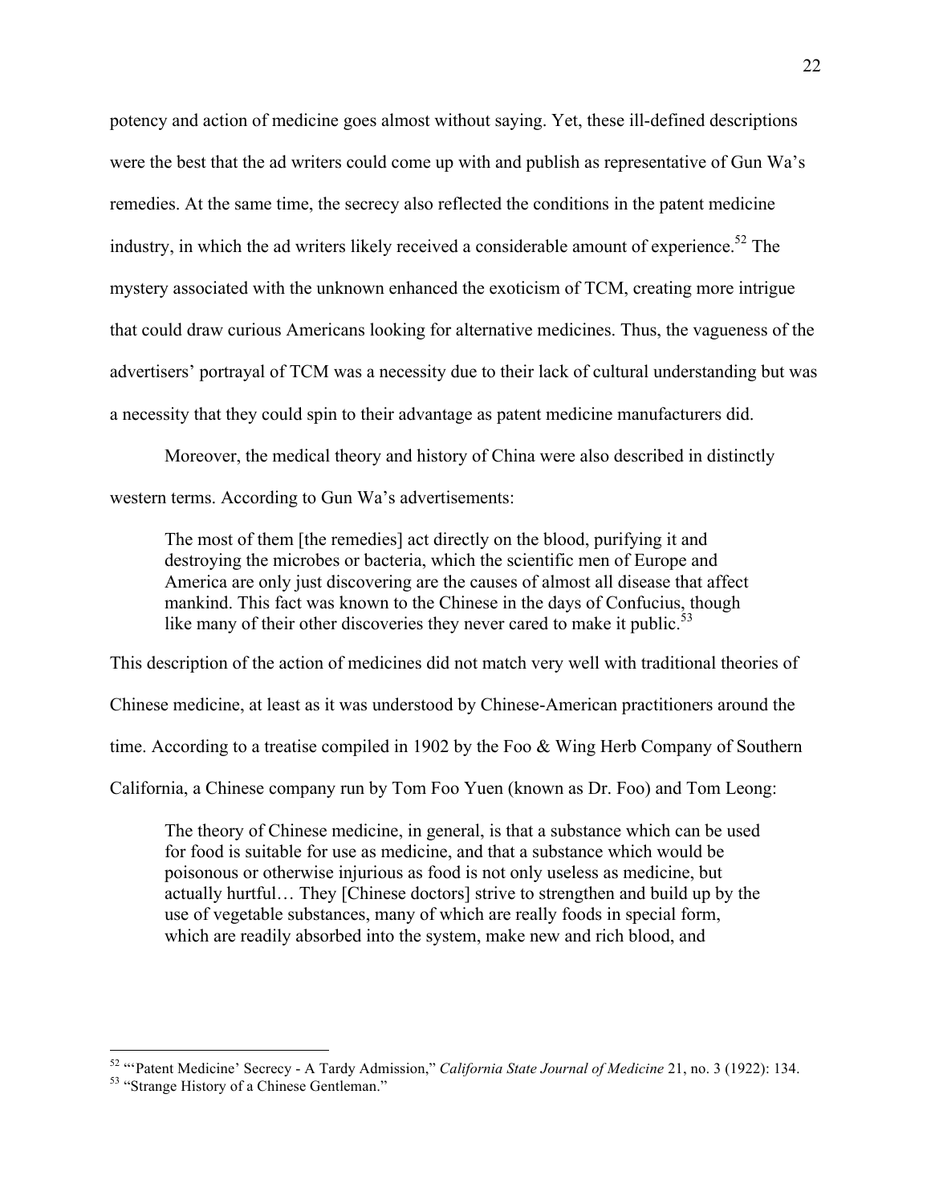potency and action of medicine goes almost without saying. Yet, these ill-defined descriptions were the best that the ad writers could come up with and publish as representative of Gun Wa's remedies. At the same time, the secrecy also reflected the conditions in the patent medicine industry, in which the ad writers likely received a considerable amount of experience.[52] The mystery associated with the unknown enhanced the exoticism of TCM, creating more intrigue that could draw curious Americans looking for alternative medicines. Thus, the vagueness of the advertisers' portrayal of TCM was a necessity due to their lack of cultural understanding but was a necessity that they could spin to their advantage as patent medicine manufacturers did.

Moreover, the medical theory and history of China were also described in distinctly western terms. According to Gun Wa's advertisements:

> The most of them [the remedies] act directly on the blood, purifying it and destroying the microbes or bacteria, which the scientific men of Europe and America are only just discovering are the causes of almost all disease that affect mankind. This fact was known to the Chinese in the days of Confucius, though like many of their other discoveries they never cared to make it public.[53]

This description of the action of medicines did not match very well with traditional theories of Chinese medicine, at least as it was understood by Chinese-American practitioners around the time. According to a treatise compiled in 1902 by the Foo & Wing Herb Company of Southern California, a Chinese company run by Tom Foo Yuen (known as Dr. Foo) and Tom Leong:

> The theory of Chinese medicine, in general, is that a substance which can be used for food is suitable for use as medicine, and that a substance which would be poisonous or otherwise injurious as food is not only useless as medicine, but actually hurtful… They [Chinese doctors] strive to strengthen and build up by the use of vegetable substances, many of which are really foods in special form, which are readily absorbed into the system, make new and rich blood, and

---

[52] "'Patent Medicine' Secrecy - A Tardy Admission," *California State Journal of Medicine* 21, no. 3 (1922): 134.

[53] "Strange History of a Chinese Gentleman."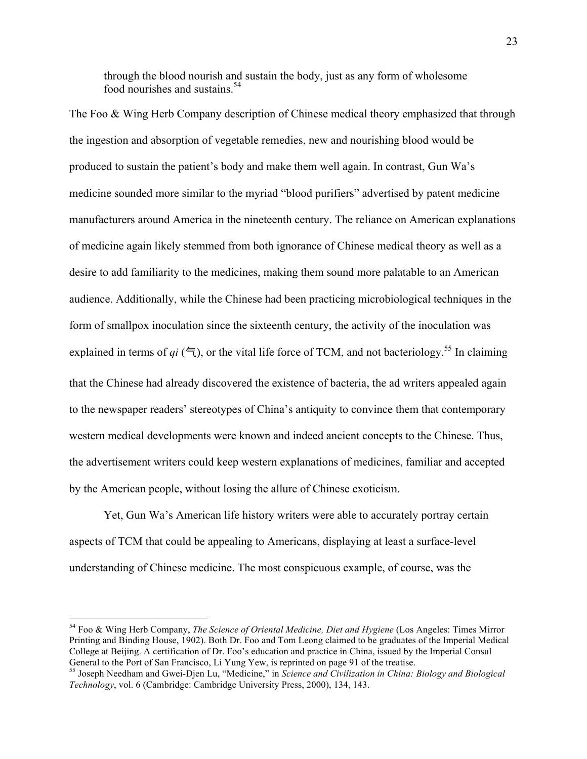> through the blood nourish and sustain the body, just as any form of wholesome food nourishes and sustains.[54]

The Foo & Wing Herb Company description of Chinese medical theory emphasized that through the ingestion and absorption of vegetable remedies, new and nourishing blood would be produced to sustain the patient's body and make them well again. In contrast, Gun Wa's medicine sounded more similar to the myriad "blood purifiers" advertised by patent medicine manufacturers around America in the nineteenth century. The reliance on American explanations of medicine again likely stemmed from both ignorance of Chinese medical theory as well as a desire to add familiarity to the medicines, making them sound more palatable to an American audience. Additionally, while the Chinese had been practicing microbiological techniques in the form of smallpox inoculation since the sixteenth century, the activity of the inoculation was explained in terms of *qi* (气), or the vital life force of TCM, and not bacteriology.[55] In claiming that the Chinese had already discovered the existence of bacteria, the ad writers appealed again to the newspaper readers' stereotypes of China's antiquity to convince them that contemporary western medical developments were known and indeed ancient concepts to the Chinese. Thus, the advertisement writers could keep western explanations of medicines, familiar and accepted by the American people, without losing the allure of Chinese exoticism.

Yet, Gun Wa's American life history writers were able to accurately portray certain aspects of TCM that could be appealing to Americans, displaying at least a surface-level understanding of Chinese medicine. The most conspicuous example, of course, was the

---

[54] Foo & Wing Herb Company, *The Science of Oriental Medicine, Diet and Hygiene* (Los Angeles: Times Mirror Printing and Binding House, 1902). Both Dr. Foo and Tom Leong claimed to be graduates of the Imperial Medical College at Beijing. A certification of Dr. Foo's education and practice in China, issued by the Imperial Consul General to the Port of San Francisco, Li Yung Yew, is reprinted on page 91 of the treatise.

[55] Joseph Needham and Gwei-Djen Lu, "Medicine," in *Science and Civilization in China: Biology and Biological Technology*, vol. 6 (Cambridge: Cambridge University Press, 2000), 134, 143.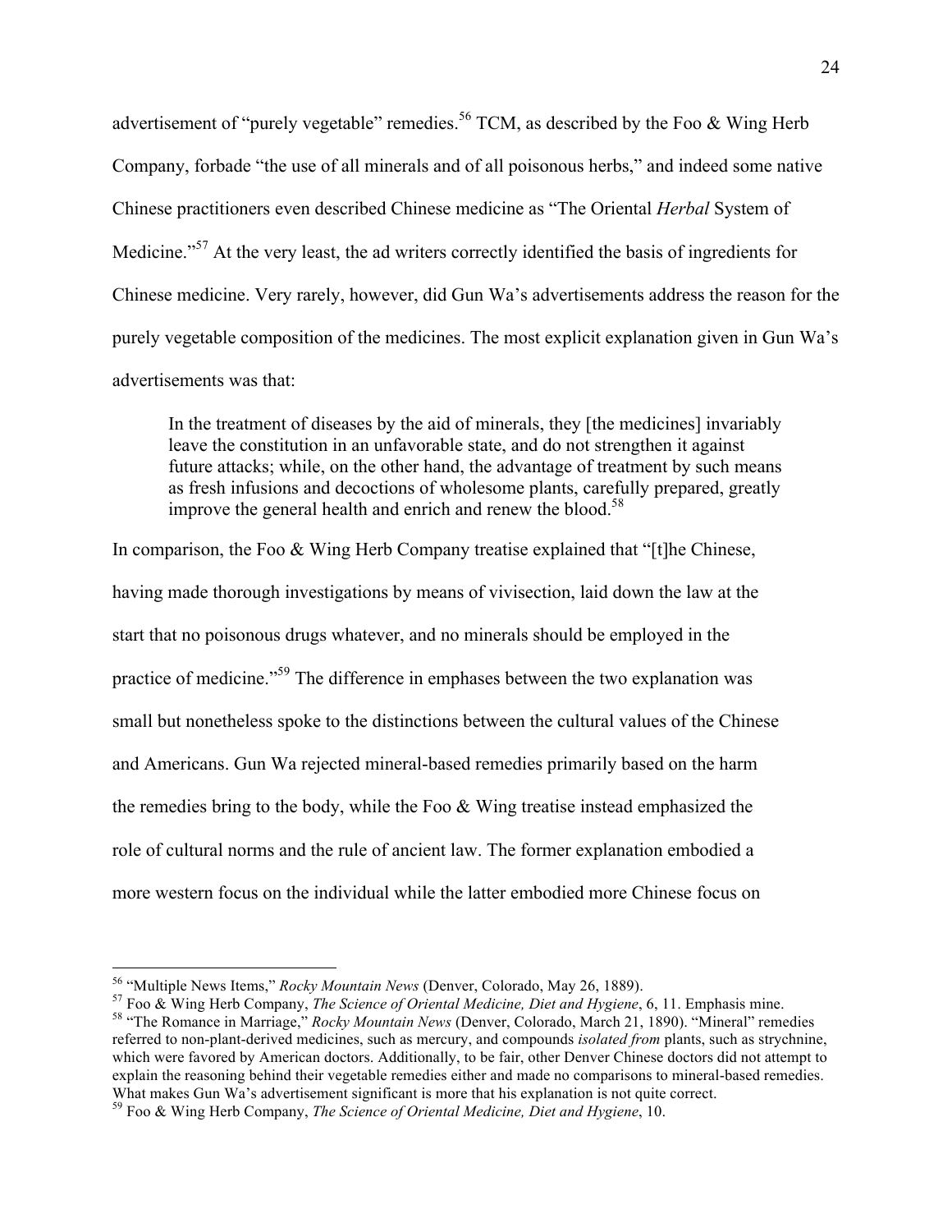advertisement of "purely vegetable" remedies.[56] TCM, as described by the Foo & Wing Herb Company, forbade "the use of all minerals and of all poisonous herbs," and indeed some native Chinese practitioners even described Chinese medicine as "The Oriental *Herbal* System of Medicine."[57] At the very least, the ad writers correctly identified the basis of ingredients for Chinese medicine. Very rarely, however, did Gun Wa's advertisements address the reason for the purely vegetable composition of the medicines. The most explicit explanation given in Gun Wa's advertisements was that:

> In the treatment of diseases by the aid of minerals, they [the medicines] invariably leave the constitution in an unfavorable state, and do not strengthen it against future attacks; while, on the other hand, the advantage of treatment by such means as fresh infusions and decoctions of wholesome plants, carefully prepared, greatly improve the general health and enrich and renew the blood.[58]

In comparison, the Foo & Wing Herb Company treatise explained that "[t]he Chinese, having made thorough investigations by means of vivisection, laid down the law at the start that no poisonous drugs whatever, and no minerals should be employed in the practice of medicine."[59] The difference in emphases between the two explanation was small but nonetheless spoke to the distinctions between the cultural values of the Chinese and Americans. Gun Wa rejected mineral-based remedies primarily based on the harm the remedies bring to the body, while the Foo & Wing treatise instead emphasized the role of cultural norms and the rule of ancient law. The former explanation embodied a more western focus on the individual while the latter embodied more Chinese focus on

---

[56] "Multiple News Items," *Rocky Mountain News* (Denver, Colorado, May 26, 1889).

[57] Foo & Wing Herb Company, *The Science of Oriental Medicine, Diet and Hygiene*, 6, 11. Emphasis mine.

[58] "The Romance in Marriage," *Rocky Mountain News* (Denver, Colorado, March 21, 1890). "Mineral" remedies referred to non-plant-derived medicines, such as mercury, and compounds *isolated from* plants, such as strychnine, which were favored by American doctors. Additionally, to be fair, other Denver Chinese doctors did not attempt to explain the reasoning behind their vegetable remedies either and made no comparisons to mineral-based remedies. What makes Gun Wa's advertisement significant is more that his explanation is not quite correct.

[59] Foo & Wing Herb Company, *The Science of Oriental Medicine, Diet and Hygiene*, 10.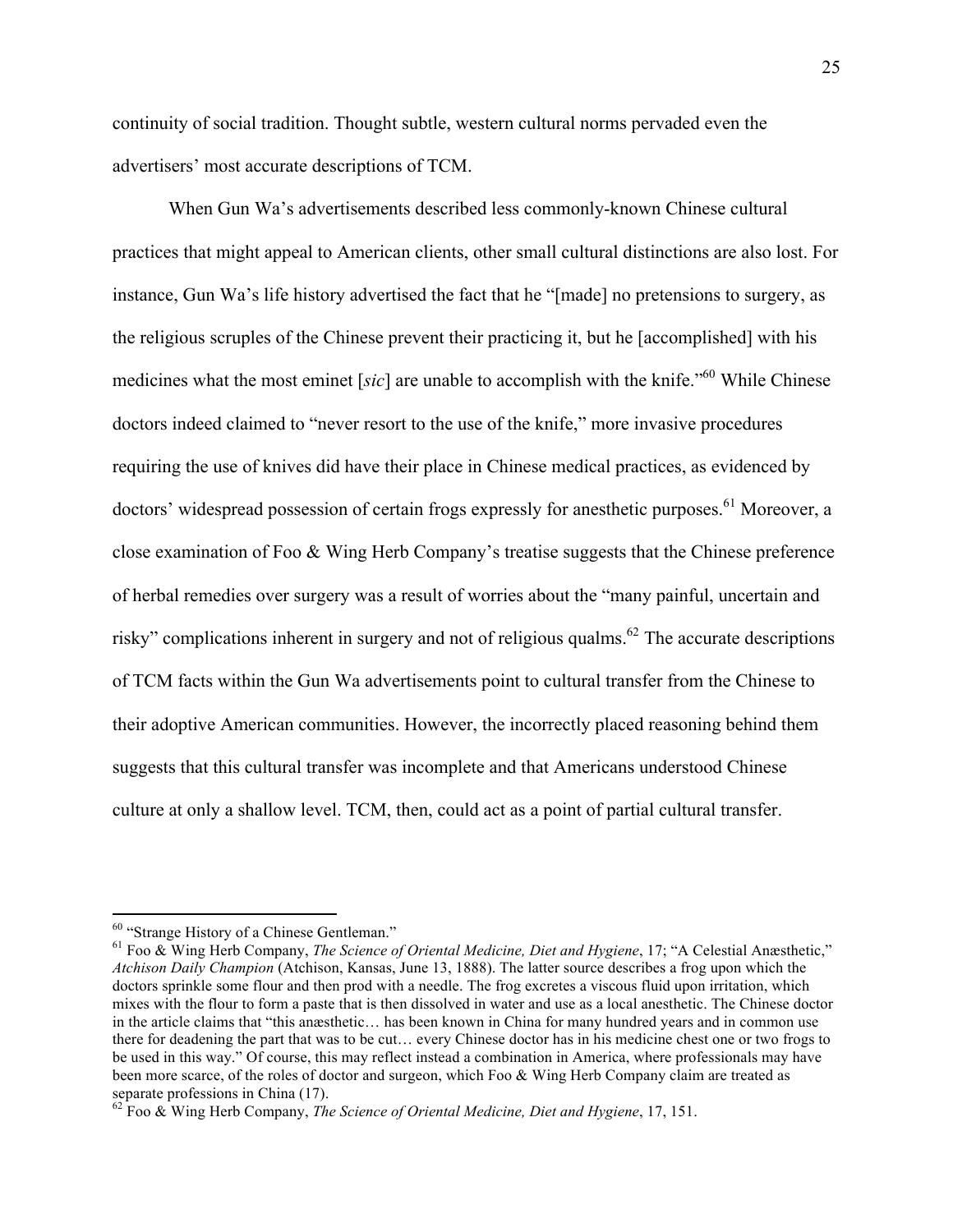continuity of social tradition. Thought subtle, western cultural norms pervaded even the advertisers' most accurate descriptions of TCM.

When Gun Wa's advertisements described less commonly-known Chinese cultural practices that might appeal to American clients, other small cultural distinctions are also lost. For instance, Gun Wa's life history advertised the fact that he "[made] no pretensions to surgery, as the religious scruples of the Chinese prevent their practicing it, but he [accomplished] with his medicines what the most eminet [*sic*] are unable to accomplish with the knife."[60] While Chinese doctors indeed claimed to "never resort to the use of the knife," more invasive procedures requiring the use of knives did have their place in Chinese medical practices, as evidenced by doctors' widespread possession of certain frogs expressly for anesthetic purposes.[61] Moreover, a close examination of Foo & Wing Herb Company's treatise suggests that the Chinese preference of herbal remedies over surgery was a result of worries about the "many painful, uncertain and risky" complications inherent in surgery and not of religious qualms.[62] The accurate descriptions of TCM facts within the Gun Wa advertisements point to cultural transfer from the Chinese to their adoptive American communities. However, the incorrectly placed reasoning behind them suggests that this cultural transfer was incomplete and that Americans understood Chinese culture at only a shallow level. TCM, then, could act as a point of partial cultural transfer.

---

[60] "Strange History of a Chinese Gentleman."

[61] Foo & Wing Herb Company, *The Science of Oriental Medicine, Diet and Hygiene*, 17; "A Celestial Anæsthetic," *Atchison Daily Champion* (Atchison, Kansas, June 13, 1888). The latter source describes a frog upon which the doctors sprinkle some flour and then prod with a needle. The frog excretes a viscous fluid upon irritation, which mixes with the flour to form a paste that is then dissolved in water and use as a local anesthetic. The Chinese doctor in the article claims that "this anæsthetic… has been known in China for many hundred years and in common use there for deadening the part that was to be cut… every Chinese doctor has in his medicine chest one or two frogs to be used in this way." Of course, this may reflect instead a combination in America, where professionals may have been more scarce, of the roles of doctor and surgeon, which Foo & Wing Herb Company claim are treated as separate professions in China (17).

[62] Foo & Wing Herb Company, *The Science of Oriental Medicine, Diet and Hygiene*, 17, 151.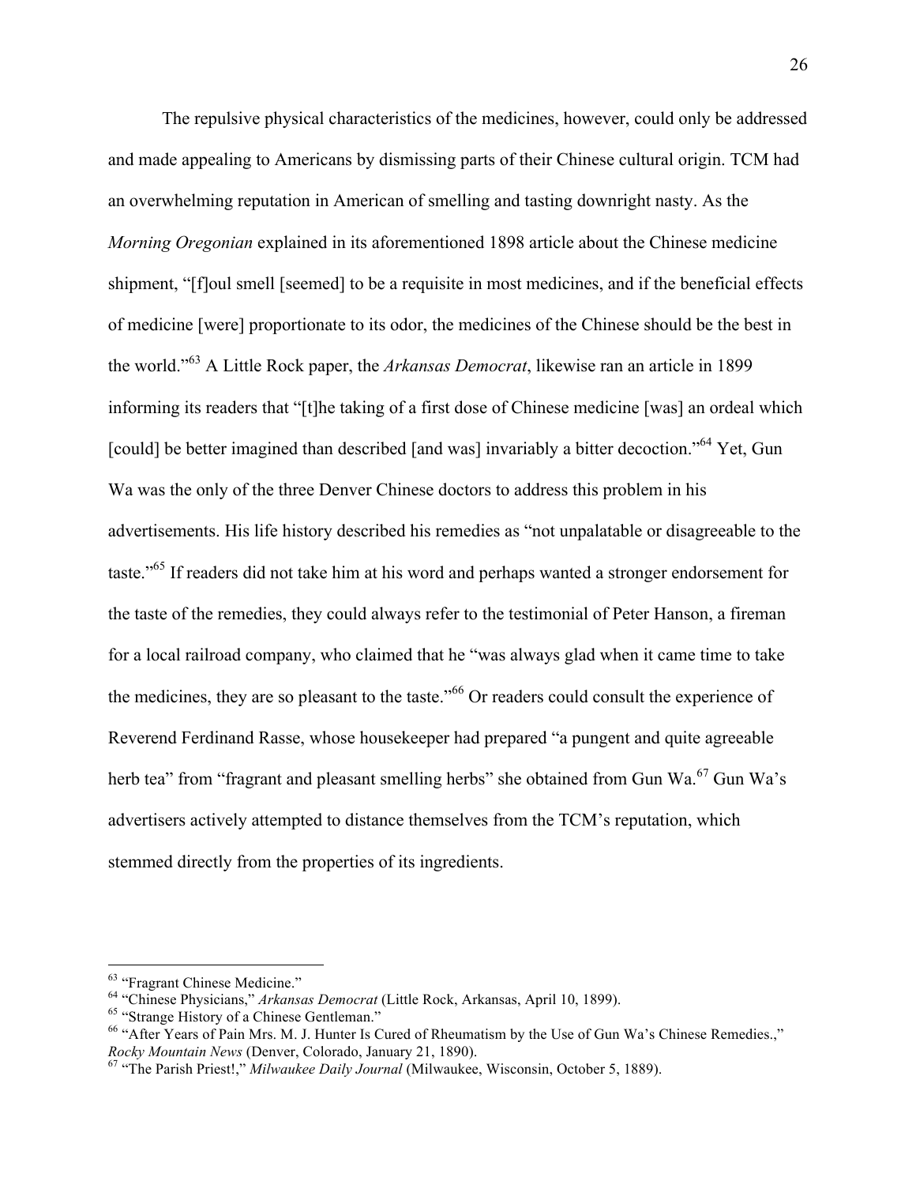The repulsive physical characteristics of the medicines, however, could only be addressed and made appealing to Americans by dismissing parts of their Chinese cultural origin. TCM had an overwhelming reputation in American of smelling and tasting downright nasty. As the *Morning Oregonian* explained in its aforementioned 1898 article about the Chinese medicine shipment, "[f]oul smell [seemed] to be a requisite in most medicines, and if the beneficial effects of medicine [were] proportionate to its odor, the medicines of the Chinese should be the best in the world."[63] A Little Rock paper, the *Arkansas Democrat*, likewise ran an article in 1899 informing its readers that "[t]he taking of a first dose of Chinese medicine [was] an ordeal which [could] be better imagined than described [and was] invariably a bitter decoction."[64] Yet, Gun Wa was the only of the three Denver Chinese doctors to address this problem in his advertisements. His life history described his remedies as "not unpalatable or disagreeable to the taste."[65] If readers did not take him at his word and perhaps wanted a stronger endorsement for the taste of the remedies, they could always refer to the testimonial of Peter Hanson, a fireman for a local railroad company, who claimed that he "was always glad when it came time to take the medicines, they are so pleasant to the taste."[66] Or readers could consult the experience of Reverend Ferdinand Rasse, whose housekeeper had prepared "a pungent and quite agreeable herb tea" from "fragrant and pleasant smelling herbs" she obtained from Gun Wa.[67] Gun Wa's advertisers actively attempted to distance themselves from the TCM's reputation, which stemmed directly from the properties of its ingredients.

---

[63] "Fragrant Chinese Medicine."

[64] "Chinese Physicians," *Arkansas Democrat* (Little Rock, Arkansas, April 10, 1899).

[65] "Strange History of a Chinese Gentleman."

[66] "After Years of Pain Mrs. M. J. Hunter Is Cured of Rheumatism by the Use of Gun Wa's Chinese Remedies.," *Rocky Mountain News* (Denver, Colorado, January 21, 1890).

[67] "The Parish Priest!," *Milwaukee Daily Journal* (Milwaukee, Wisconsin, October 5, 1889).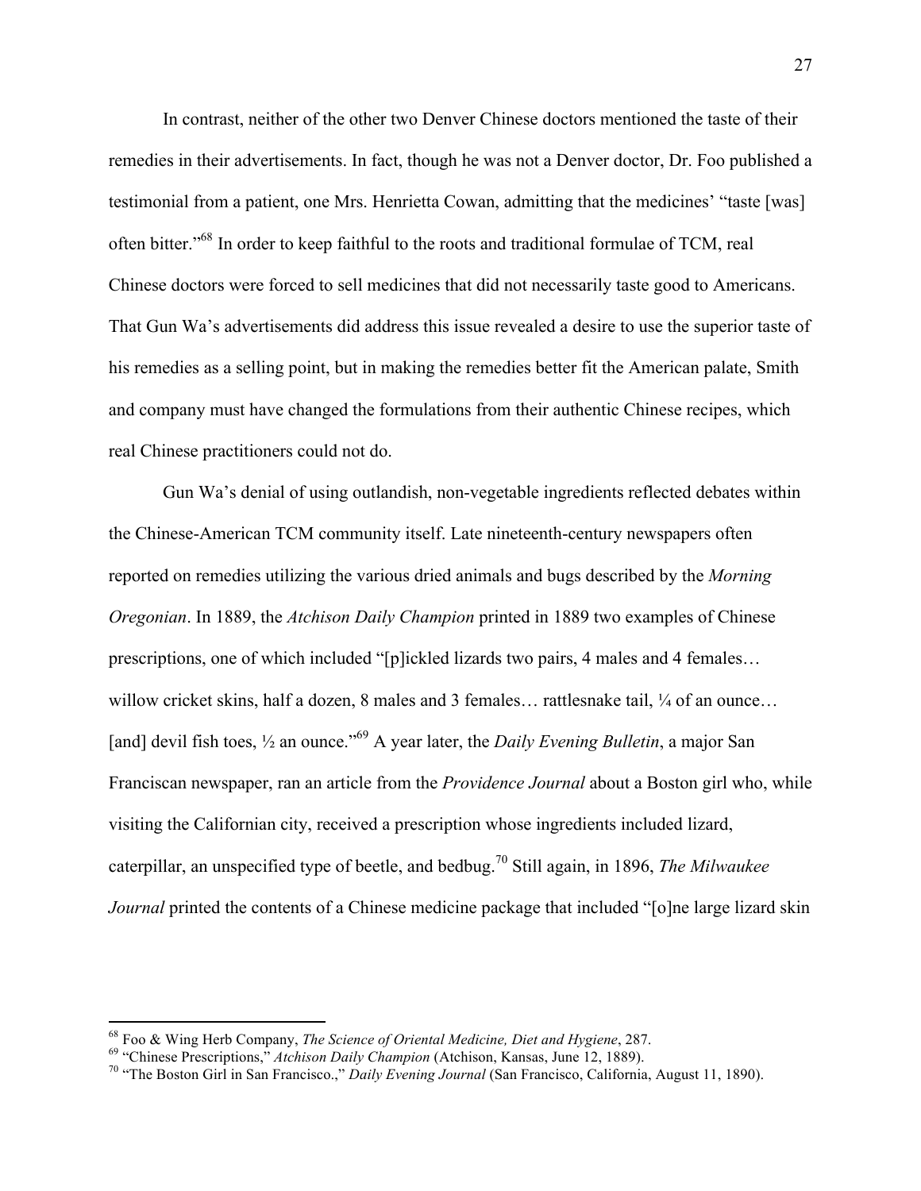In contrast, neither of the other two Denver Chinese doctors mentioned the taste of their remedies in their advertisements. In fact, though he was not a Denver doctor, Dr. Foo published a testimonial from a patient, one Mrs. Henrietta Cowan, admitting that the medicines' "taste [was] often bitter."[68] In order to keep faithful to the roots and traditional formulae of TCM, real Chinese doctors were forced to sell medicines that did not necessarily taste good to Americans. That Gun Wa's advertisements did address this issue revealed a desire to use the superior taste of his remedies as a selling point, but in making the remedies better fit the American palate, Smith and company must have changed the formulations from their authentic Chinese recipes, which real Chinese practitioners could not do.

Gun Wa's denial of using outlandish, non-vegetable ingredients reflected debates within the Chinese-American TCM community itself. Late nineteenth-century newspapers often reported on remedies utilizing the various dried animals and bugs described by the *Morning Oregonian*. In 1889, the *Atchison Daily Champion* printed in 1889 two examples of Chinese prescriptions, one of which included "[p]ickled lizards two pairs, 4 males and 4 females… willow cricket skins, half a dozen, 8 males and 3 females… rattlesnake tail, ¼ of an ounce… [and] devil fish toes, ½ an ounce."[69] A year later, the *Daily Evening Bulletin*, a major San Franciscan newspaper, ran an article from the *Providence Journal* about a Boston girl who, while visiting the Californian city, received a prescription whose ingredients included lizard, caterpillar, an unspecified type of beetle, and bedbug.[70] Still again, in 1896, *The Milwaukee Journal* printed the contents of a Chinese medicine package that included "[o]ne large lizard skin

---

[68] Foo & Wing Herb Company, *The Science of Oriental Medicine, Diet and Hygiene*, 287.

[69] "Chinese Prescriptions," *Atchison Daily Champion* (Atchison, Kansas, June 12, 1889).

[70] "The Boston Girl in San Francisco.," *Daily Evening Journal* (San Francisco, California, August 11, 1890).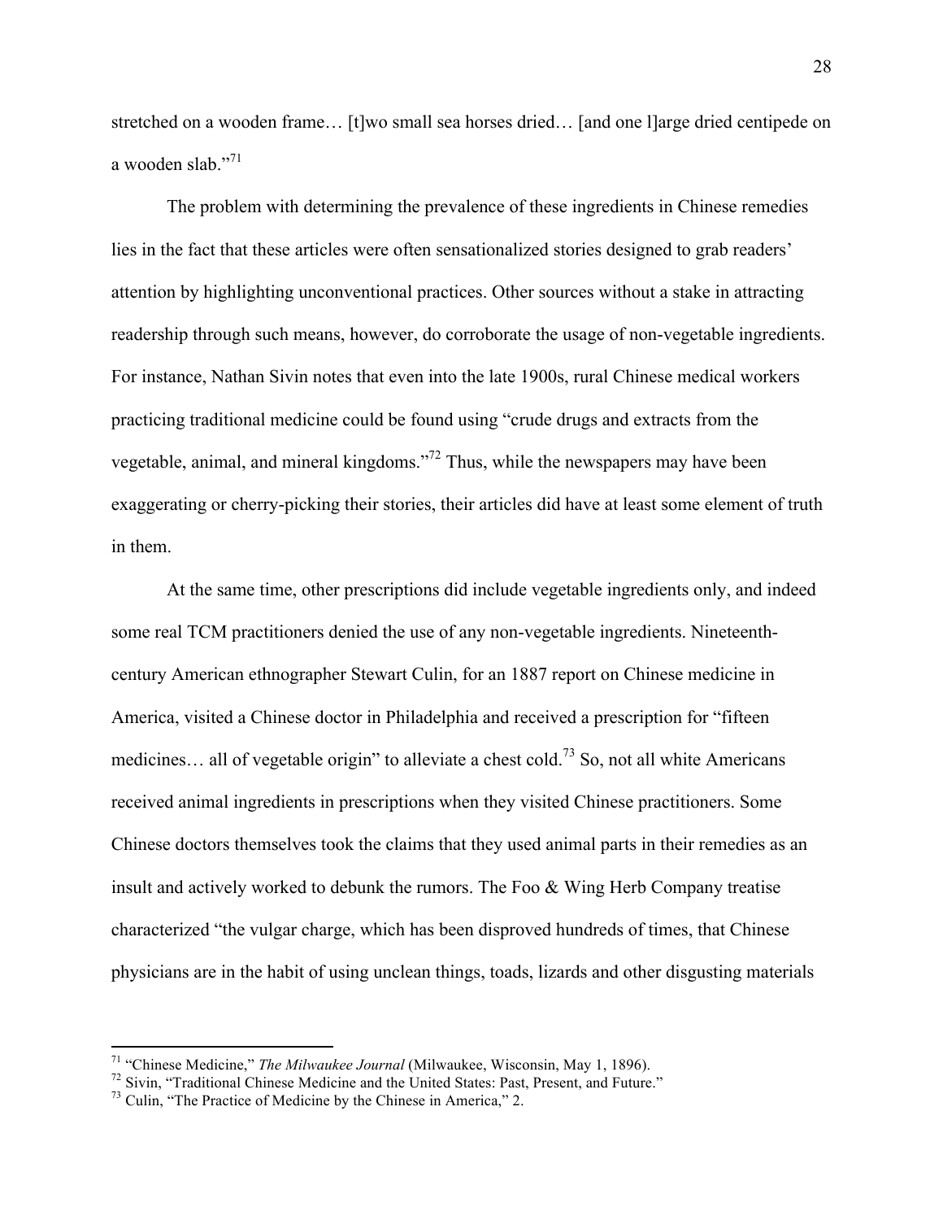stretched on a wooden frame… [t]wo small sea horses dried… [and one l]arge dried centipede on a wooden slab."[71]

The problem with determining the prevalence of these ingredients in Chinese remedies lies in the fact that these articles were often sensationalized stories designed to grab readers' attention by highlighting unconventional practices. Other sources without a stake in attracting readership through such means, however, do corroborate the usage of non-vegetable ingredients. For instance, Nathan Sivin notes that even into the late 1900s, rural Chinese medical workers practicing traditional medicine could be found using "crude drugs and extracts from the vegetable, animal, and mineral kingdoms."[72] Thus, while the newspapers may have been exaggerating or cherry-picking their stories, their articles did have at least some element of truth in them.

At the same time, other prescriptions did include vegetable ingredients only, and indeed some real TCM practitioners denied the use of any non-vegetable ingredients. Nineteenth-century American ethnographer Stewart Culin, for an 1887 report on Chinese medicine in America, visited a Chinese doctor in Philadelphia and received a prescription for "fifteen medicines… all of vegetable origin" to alleviate a chest cold.[73] So, not all white Americans received animal ingredients in prescriptions when they visited Chinese practitioners. Some Chinese doctors themselves took the claims that they used animal parts in their remedies as an insult and actively worked to debunk the rumors. The Foo & Wing Herb Company treatise characterized "the vulgar charge, which has been disproved hundreds of times, that Chinese physicians are in the habit of using unclean things, toads, lizards and other disgusting materials

---

[71] "Chinese Medicine," *The Milwaukee Journal* (Milwaukee, Wisconsin, May 1, 1896).

[72] Sivin, "Traditional Chinese Medicine and the United States: Past, Present, and Future."

[73] Culin, "The Practice of Medicine by the Chinese in America," 2.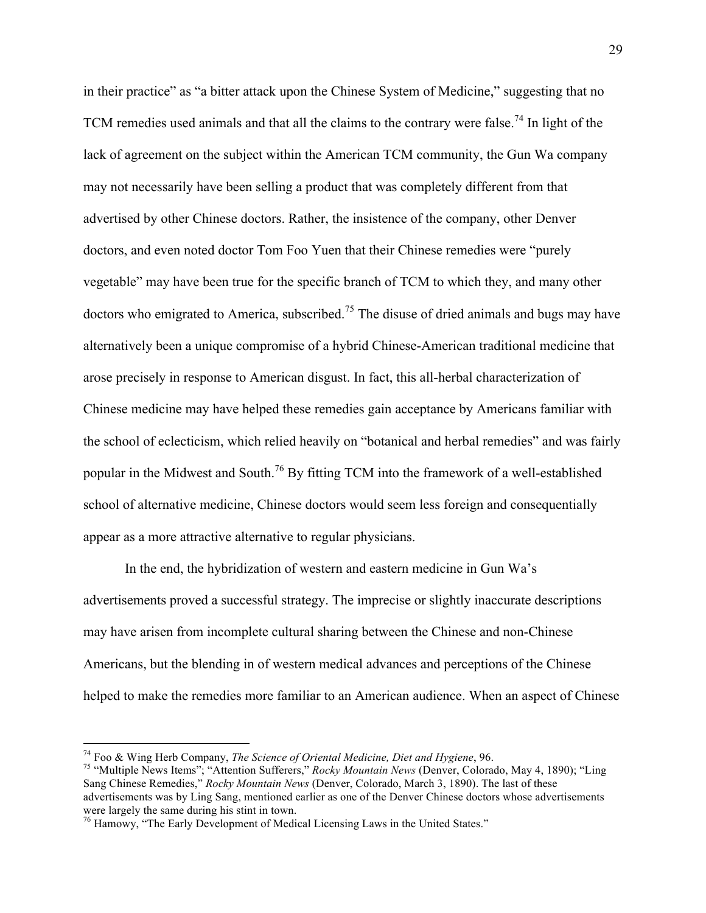in their practice" as "a bitter attack upon the Chinese System of Medicine," suggesting that no TCM remedies used animals and that all the claims to the contrary were false.[74] In light of the lack of agreement on the subject within the American TCM community, the Gun Wa company may not necessarily have been selling a product that was completely different from that advertised by other Chinese doctors. Rather, the insistence of the company, other Denver doctors, and even noted doctor Tom Foo Yuen that their Chinese remedies were "purely vegetable" may have been true for the specific branch of TCM to which they, and many other doctors who emigrated to America, subscribed.[75] The disuse of dried animals and bugs may have alternatively been a unique compromise of a hybrid Chinese-American traditional medicine that arose precisely in response to American disgust. In fact, this all-herbal characterization of Chinese medicine may have helped these remedies gain acceptance by Americans familiar with the school of eclecticism, which relied heavily on "botanical and herbal remedies" and was fairly popular in the Midwest and South.[76] By fitting TCM into the framework of a well-established school of alternative medicine, Chinese doctors would seem less foreign and consequentially appear as a more attractive alternative to regular physicians.

In the end, the hybridization of western and eastern medicine in Gun Wa's advertisements proved a successful strategy. The imprecise or slightly inaccurate descriptions may have arisen from incomplete cultural sharing between the Chinese and non-Chinese Americans, but the blending in of western medical advances and perceptions of the Chinese helped to make the remedies more familiar to an American audience. When an aspect of Chinese

---

[74] Foo & Wing Herb Company, *The Science of Oriental Medicine, Diet and Hygiene*, 96.

[75] "Multiple News Items"; "Attention Sufferers," *Rocky Mountain News* (Denver, Colorado, May 4, 1890); "Ling Sang Chinese Remedies," *Rocky Mountain News* (Denver, Colorado, March 3, 1890). The last of these advertisements was by Ling Sang, mentioned earlier as one of the Denver Chinese doctors whose advertisements were largely the same during his stint in town.

[76] Hamowy, "The Early Development of Medical Licensing Laws in the United States."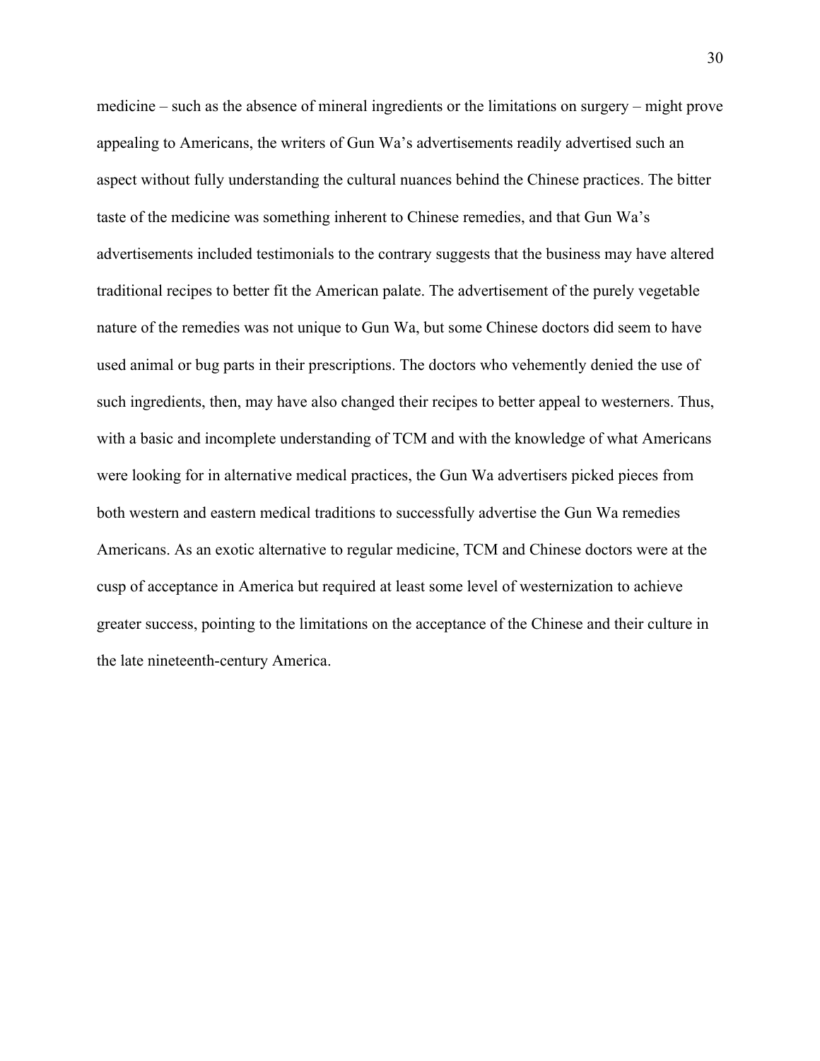medicine – such as the absence of mineral ingredients or the limitations on surgery – might prove appealing to Americans, the writers of Gun Wa's advertisements readily advertised such an aspect without fully understanding the cultural nuances behind the Chinese practices. The bitter taste of the medicine was something inherent to Chinese remedies, and that Gun Wa's advertisements included testimonials to the contrary suggests that the business may have altered traditional recipes to better fit the American palate. The advertisement of the purely vegetable nature of the remedies was not unique to Gun Wa, but some Chinese doctors did seem to have used animal or bug parts in their prescriptions. The doctors who vehemently denied the use of such ingredients, then, may have also changed their recipes to better appeal to westerners. Thus, with a basic and incomplete understanding of TCM and with the knowledge of what Americans were looking for in alternative medical practices, the Gun Wa advertisers picked pieces from both western and eastern medical traditions to successfully advertise the Gun Wa remedies Americans. As an exotic alternative to regular medicine, TCM and Chinese doctors were at the cusp of acceptance in America but required at least some level of westernization to achieve greater success, pointing to the limitations on the acceptance of the Chinese and their culture in the late nineteenth-century America.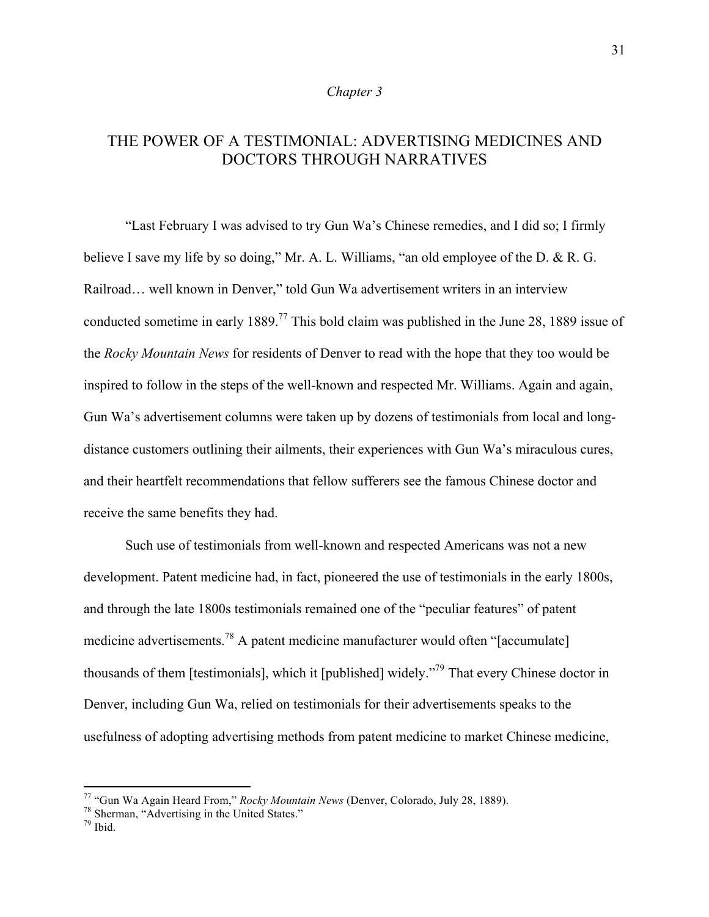*Chapter 3*

# THE POWER OF A TESTIMONIAL: ADVERTISING MEDICINES AND DOCTORS THROUGH NARRATIVES

"Last February I was advised to try Gun Wa's Chinese remedies, and I did so; I firmly believe I save my life by so doing," Mr. A. L. Williams, "an old employee of the D. & R. G. Railroad… well known in Denver," told Gun Wa advertisement writers in an interview conducted sometime in early 1889.[77] This bold claim was published in the June 28, 1889 issue of the *Rocky Mountain News* for residents of Denver to read with the hope that they too would be inspired to follow in the steps of the well-known and respected Mr. Williams. Again and again, Gun Wa's advertisement columns were taken up by dozens of testimonials from local and long-distance customers outlining their ailments, their experiences with Gun Wa's miraculous cures, and their heartfelt recommendations that fellow sufferers see the famous Chinese doctor and receive the same benefits they had.

Such use of testimonials from well-known and respected Americans was not a new development. Patent medicine had, in fact, pioneered the use of testimonials in the early 1800s, and through the late 1800s testimonials remained one of the "peculiar features" of patent medicine advertisements.[78] A patent medicine manufacturer would often "[accumulate] thousands of them [testimonials], which it [published] widely."[79] That every Chinese doctor in Denver, including Gun Wa, relied on testimonials for their advertisements speaks to the usefulness of adopting advertising methods from patent medicine to market Chinese medicine,

---

[77] "Gun Wa Again Heard From," *Rocky Mountain News* (Denver, Colorado, July 28, 1889).

[78] Sherman, "Advertising in the United States."

[79] Ibid.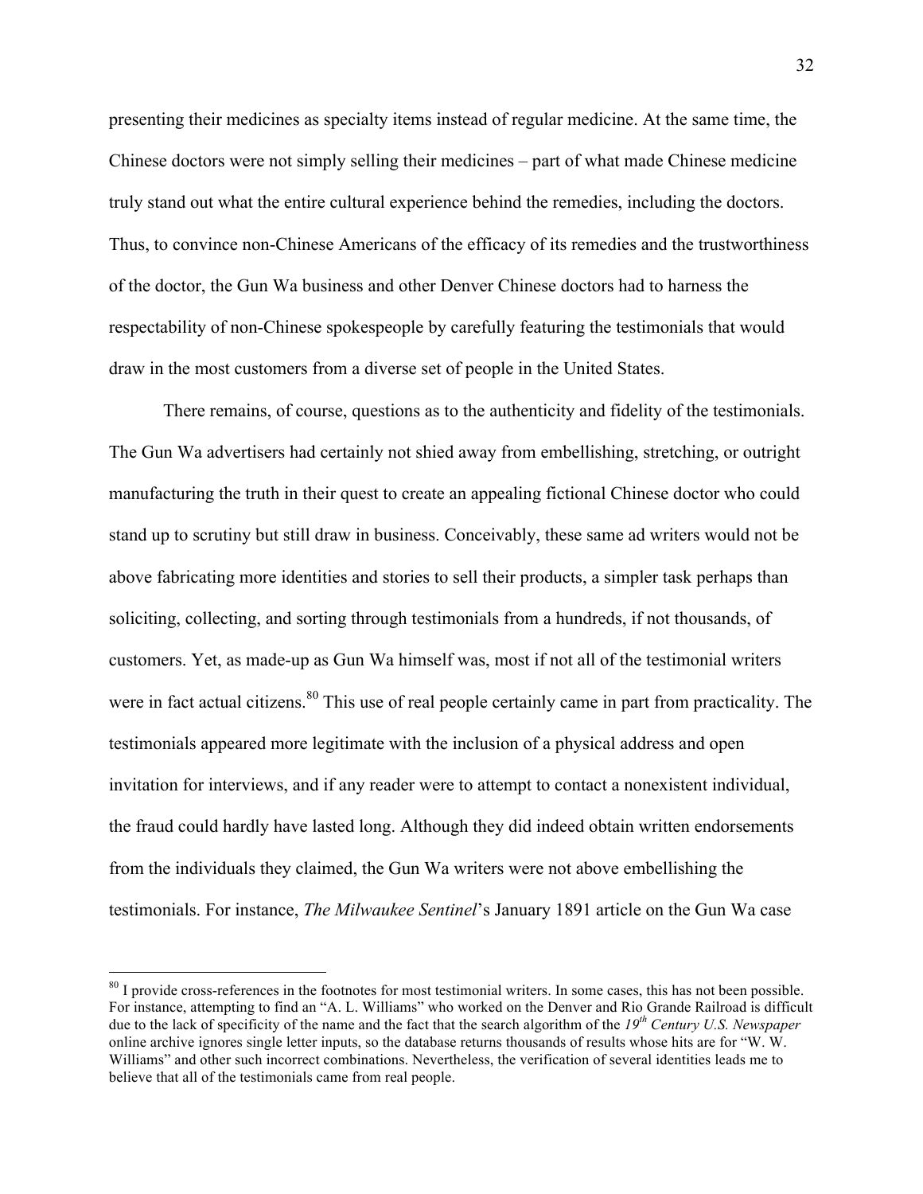presenting their medicines as specialty items instead of regular medicine. At the same time, the Chinese doctors were not simply selling their medicines – part of what made Chinese medicine truly stand out what the entire cultural experience behind the remedies, including the doctors. Thus, to convince non-Chinese Americans of the efficacy of its remedies and the trustworthiness of the doctor, the Gun Wa business and other Denver Chinese doctors had to harness the respectability of non-Chinese spokespeople by carefully featuring the testimonials that would draw in the most customers from a diverse set of people in the United States.

There remains, of course, questions as to the authenticity and fidelity of the testimonials. The Gun Wa advertisers had certainly not shied away from embellishing, stretching, or outright manufacturing the truth in their quest to create an appealing fictional Chinese doctor who could stand up to scrutiny but still draw in business. Conceivably, these same ad writers would not be above fabricating more identities and stories to sell their products, a simpler task perhaps than soliciting, collecting, and sorting through testimonials from a hundreds, if not thousands, of customers. Yet, as made-up as Gun Wa himself was, most if not all of the testimonial writers were in fact actual citizens.[80] This use of real people certainly came in part from practicality. The testimonials appeared more legitimate with the inclusion of a physical address and open invitation for interviews, and if any reader were to attempt to contact a nonexistent individual, the fraud could hardly have lasted long. Although they did indeed obtain written endorsements from the individuals they claimed, the Gun Wa writers were not above embellishing the testimonials. For instance, *The Milwaukee Sentinel*'s January 1891 article on the Gun Wa case

---

[80] I provide cross-references in the footnotes for most testimonial writers. In some cases, this has not been possible. For instance, attempting to find an "A. L. Williams" who worked on the Denver and Rio Grande Railroad is difficult due to the lack of specificity of the name and the fact that the search algorithm of the *19th Century U.S. Newspaper* online archive ignores single letter inputs, so the database returns thousands of results whose hits are for "W. W. Williams" and other such incorrect combinations. Nevertheless, the verification of several identities leads me to believe that all of the testimonials came from real people.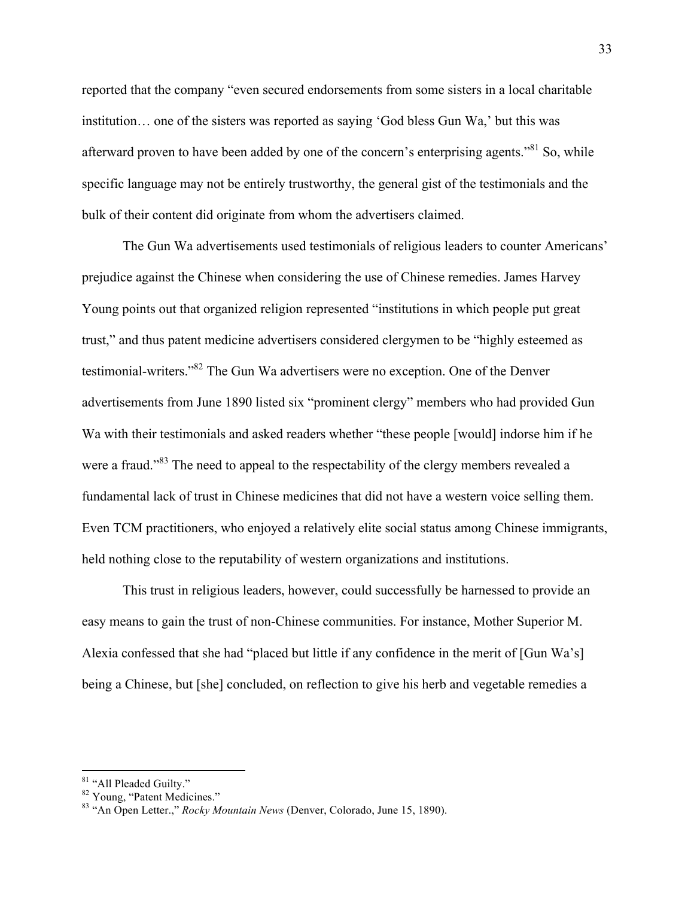reported that the company "even secured endorsements from some sisters in a local charitable institution… one of the sisters was reported as saying 'God bless Gun Wa,' but this was afterward proven to have been added by one of the concern's enterprising agents."[81] So, while specific language may not be entirely trustworthy, the general gist of the testimonials and the bulk of their content did originate from whom the advertisers claimed.

The Gun Wa advertisements used testimonials of religious leaders to counter Americans' prejudice against the Chinese when considering the use of Chinese remedies. James Harvey Young points out that organized religion represented "institutions in which people put great trust," and thus patent medicine advertisers considered clergymen to be "highly esteemed as testimonial-writers."[82] The Gun Wa advertisers were no exception. One of the Denver advertisements from June 1890 listed six "prominent clergy" members who had provided Gun Wa with their testimonials and asked readers whether "these people [would] indorse him if he were a fraud."[83] The need to appeal to the respectability of the clergy members revealed a fundamental lack of trust in Chinese medicines that did not have a western voice selling them. Even TCM practitioners, who enjoyed a relatively elite social status among Chinese immigrants, held nothing close to the reputability of western organizations and institutions.

This trust in religious leaders, however, could successfully be harnessed to provide an easy means to gain the trust of non-Chinese communities. For instance, Mother Superior M. Alexia confessed that she had "placed but little if any confidence in the merit of [Gun Wa's] being a Chinese, but [she] concluded, on reflection to give his herb and vegetable remedies a

---

[81] "All Pleaded Guilty."

[82] Young, "Patent Medicines."

[83] "An Open Letter.," *Rocky Mountain News* (Denver, Colorado, June 15, 1890).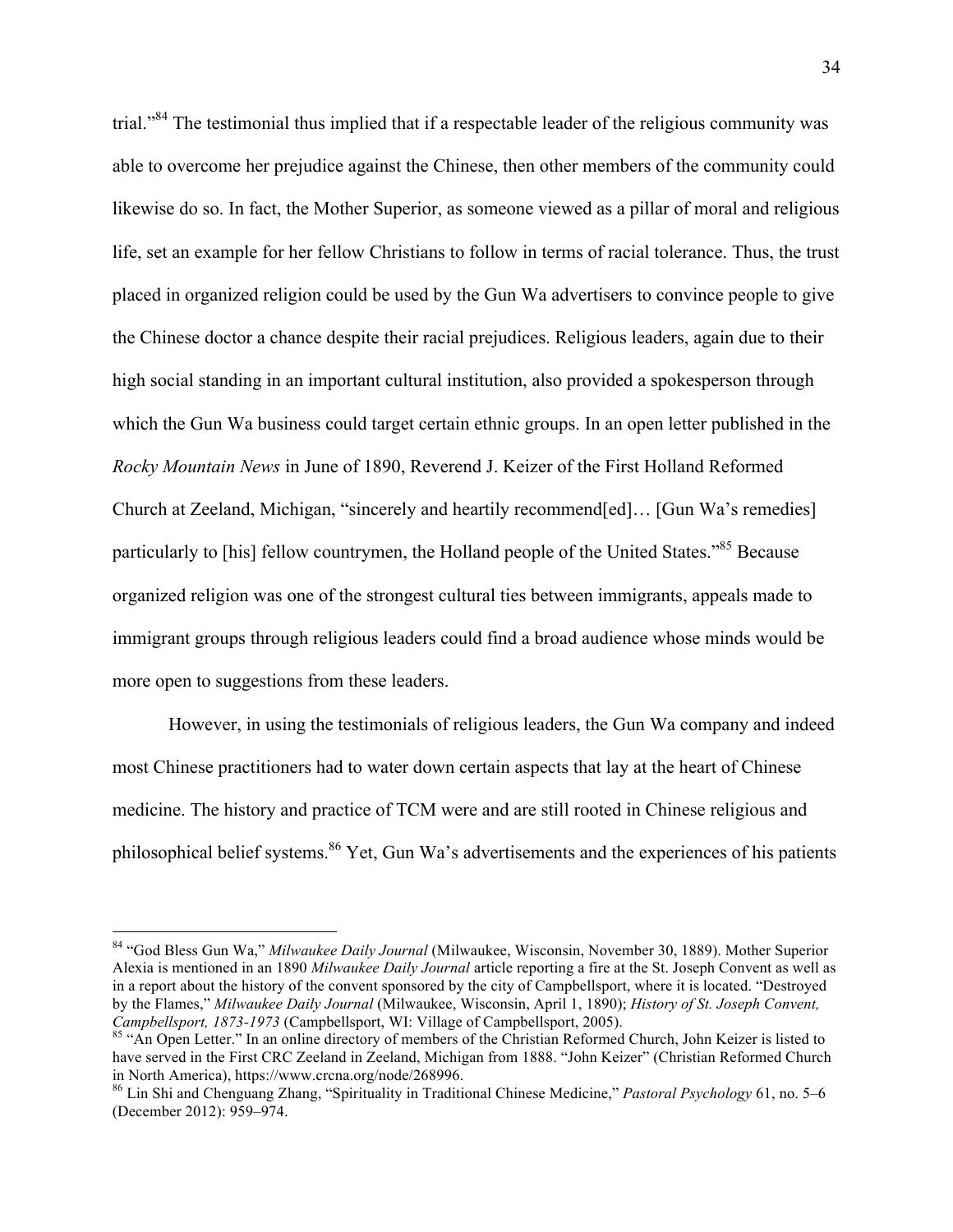trial."[84] The testimonial thus implied that if a respectable leader of the religious community was able to overcome her prejudice against the Chinese, then other members of the community could likewise do so. In fact, the Mother Superior, as someone viewed as a pillar of moral and religious life, set an example for her fellow Christians to follow in terms of racial tolerance. Thus, the trust placed in organized religion could be used by the Gun Wa advertisers to convince people to give the Chinese doctor a chance despite their racial prejudices. Religious leaders, again due to their high social standing in an important cultural institution, also provided a spokesperson through which the Gun Wa business could target certain ethnic groups. In an open letter published in the *Rocky Mountain News* in June of 1890, Reverend J. Keizer of the First Holland Reformed Church at Zeeland, Michigan, "sincerely and heartily recommend[ed]… [Gun Wa's remedies] particularly to [his] fellow countrymen, the Holland people of the United States."[85] Because organized religion was one of the strongest cultural ties between immigrants, appeals made to immigrant groups through religious leaders could find a broad audience whose minds would be more open to suggestions from these leaders.

However, in using the testimonials of religious leaders, the Gun Wa company and indeed most Chinese practitioners had to water down certain aspects that lay at the heart of Chinese medicine. The history and practice of TCM were and are still rooted in Chinese religious and philosophical belief systems.[86] Yet, Gun Wa's advertisements and the experiences of his patients

---

[84] "God Bless Gun Wa," *Milwaukee Daily Journal* (Milwaukee, Wisconsin, November 30, 1889). Mother Superior Alexia is mentioned in an 1890 *Milwaukee Daily Journal* article reporting a fire at the St. Joseph Convent as well as in a report about the history of the convent sponsored by the city of Campbellsport, where it is located. "Destroyed by the Flames," *Milwaukee Daily Journal* (Milwaukee, Wisconsin, April 1, 1890); *History of St. Joseph Convent, Campbellsport, 1873-1973* (Campbellsport, WI: Village of Campbellsport, 2005).

[85] "An Open Letter." In an online directory of members of the Christian Reformed Church, John Keizer is listed to have served in the First CRC Zeeland in Zeeland, Michigan from 1888. "John Keizer" (Christian Reformed Church in North America), https://www.crcna.org/node/268996.

[86] Lin Shi and Chenguang Zhang, "Spirituality in Traditional Chinese Medicine," *Pastoral Psychology* 61, no. 5–6 (December 2012): 959–974.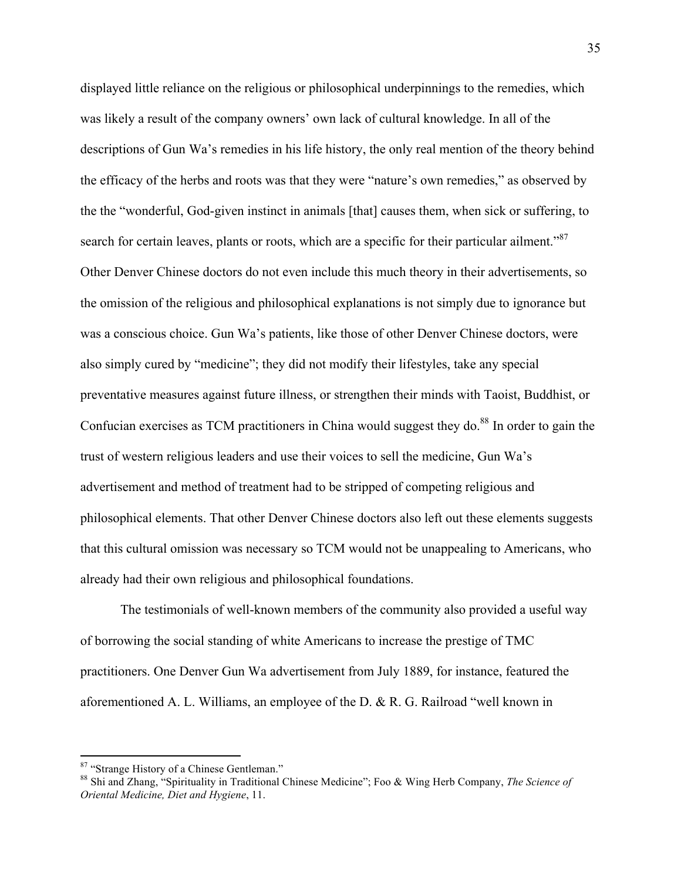displayed little reliance on the religious or philosophical underpinnings to the remedies, which was likely a result of the company owners' own lack of cultural knowledge. In all of the descriptions of Gun Wa's remedies in his life history, the only real mention of the theory behind the efficacy of the herbs and roots was that they were "nature's own remedies," as observed by the the "wonderful, God-given instinct in animals [that] causes them, when sick or suffering, to search for certain leaves, plants or roots, which are a specific for their particular ailment."[87] Other Denver Chinese doctors do not even include this much theory in their advertisements, so the omission of the religious and philosophical explanations is not simply due to ignorance but was a conscious choice. Gun Wa's patients, like those of other Denver Chinese doctors, were also simply cured by "medicine"; they did not modify their lifestyles, take any special preventative measures against future illness, or strengthen their minds with Taoist, Buddhist, or Confucian exercises as TCM practitioners in China would suggest they do.[88] In order to gain the trust of western religious leaders and use their voices to sell the medicine, Gun Wa's advertisement and method of treatment had to be stripped of competing religious and philosophical elements. That other Denver Chinese doctors also left out these elements suggests that this cultural omission was necessary so TCM would not be unappealing to Americans, who already had their own religious and philosophical foundations.

The testimonials of well-known members of the community also provided a useful way of borrowing the social standing of white Americans to increase the prestige of TMC practitioners. One Denver Gun Wa advertisement from July 1889, for instance, featured the aforementioned A. L. Williams, an employee of the D. & R. G. Railroad "well known in

---

[87] "Strange History of a Chinese Gentleman."

[88] Shi and Zhang, "Spirituality in Traditional Chinese Medicine"; Foo & Wing Herb Company, *The Science of Oriental Medicine, Diet and Hygiene*, 11.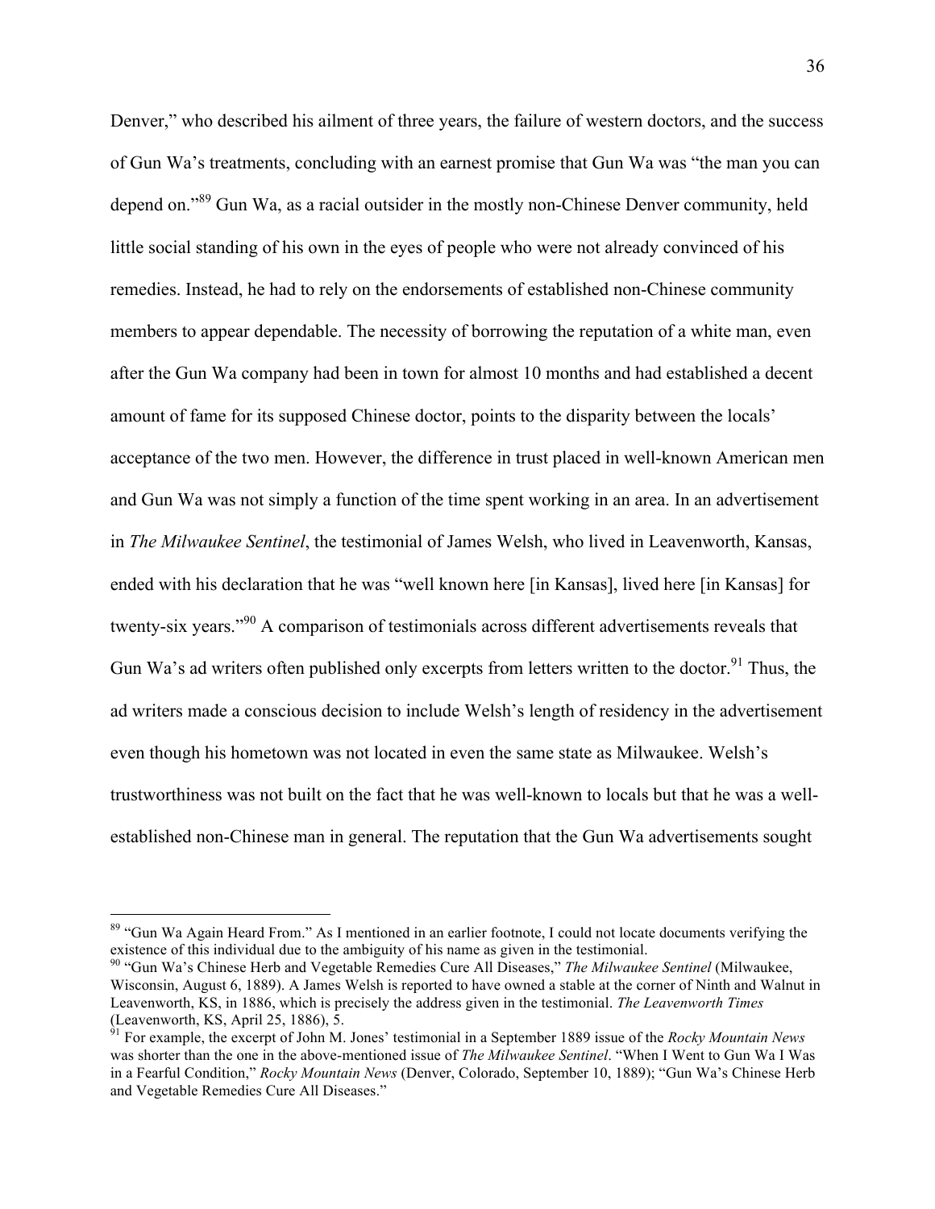Denver," who described his ailment of three years, the failure of western doctors, and the success of Gun Wa's treatments, concluding with an earnest promise that Gun Wa was "the man you can depend on."[89] Gun Wa, as a racial outsider in the mostly non-Chinese Denver community, held little social standing of his own in the eyes of people who were not already convinced of his remedies. Instead, he had to rely on the endorsements of established non-Chinese community members to appear dependable. The necessity of borrowing the reputation of a white man, even after the Gun Wa company had been in town for almost 10 months and had established a decent amount of fame for its supposed Chinese doctor, points to the disparity between the locals' acceptance of the two men. However, the difference in trust placed in well-known American men and Gun Wa was not simply a function of the time spent working in an area. In an advertisement in *The Milwaukee Sentinel*, the testimonial of James Welsh, who lived in Leavenworth, Kansas, ended with his declaration that he was "well known here [in Kansas], lived here [in Kansas] for twenty-six years."[90] A comparison of testimonials across different advertisements reveals that Gun Wa's ad writers often published only excerpts from letters written to the doctor.[91] Thus, the ad writers made a conscious decision to include Welsh's length of residency in the advertisement even though his hometown was not located in even the same state as Milwaukee. Welsh's trustworthiness was not built on the fact that he was well-known to locals but that he was a well-established non-Chinese man in general. The reputation that the Gun Wa advertisements sought

---

[89] "Gun Wa Again Heard From." As I mentioned in an earlier footnote, I could not locate documents verifying the existence of this individual due to the ambiguity of his name as given in the testimonial.

[90] "Gun Wa's Chinese Herb and Vegetable Remedies Cure All Diseases," *The Milwaukee Sentinel* (Milwaukee, Wisconsin, August 6, 1889). A James Welsh is reported to have owned a stable at the corner of Ninth and Walnut in Leavenworth, KS, in 1886, which is precisely the address given in the testimonial. *The Leavenworth Times* (Leavenworth, KS, April 25, 1886), 5.

[91] For example, the excerpt of John M. Jones' testimonial in a September 1889 issue of the *Rocky Mountain News* was shorter than the one in the above-mentioned issue of *The Milwaukee Sentinel*. "When I Went to Gun Wa I Was in a Fearful Condition," *Rocky Mountain News* (Denver, Colorado, September 10, 1889); "Gun Wa's Chinese Herb and Vegetable Remedies Cure All Diseases."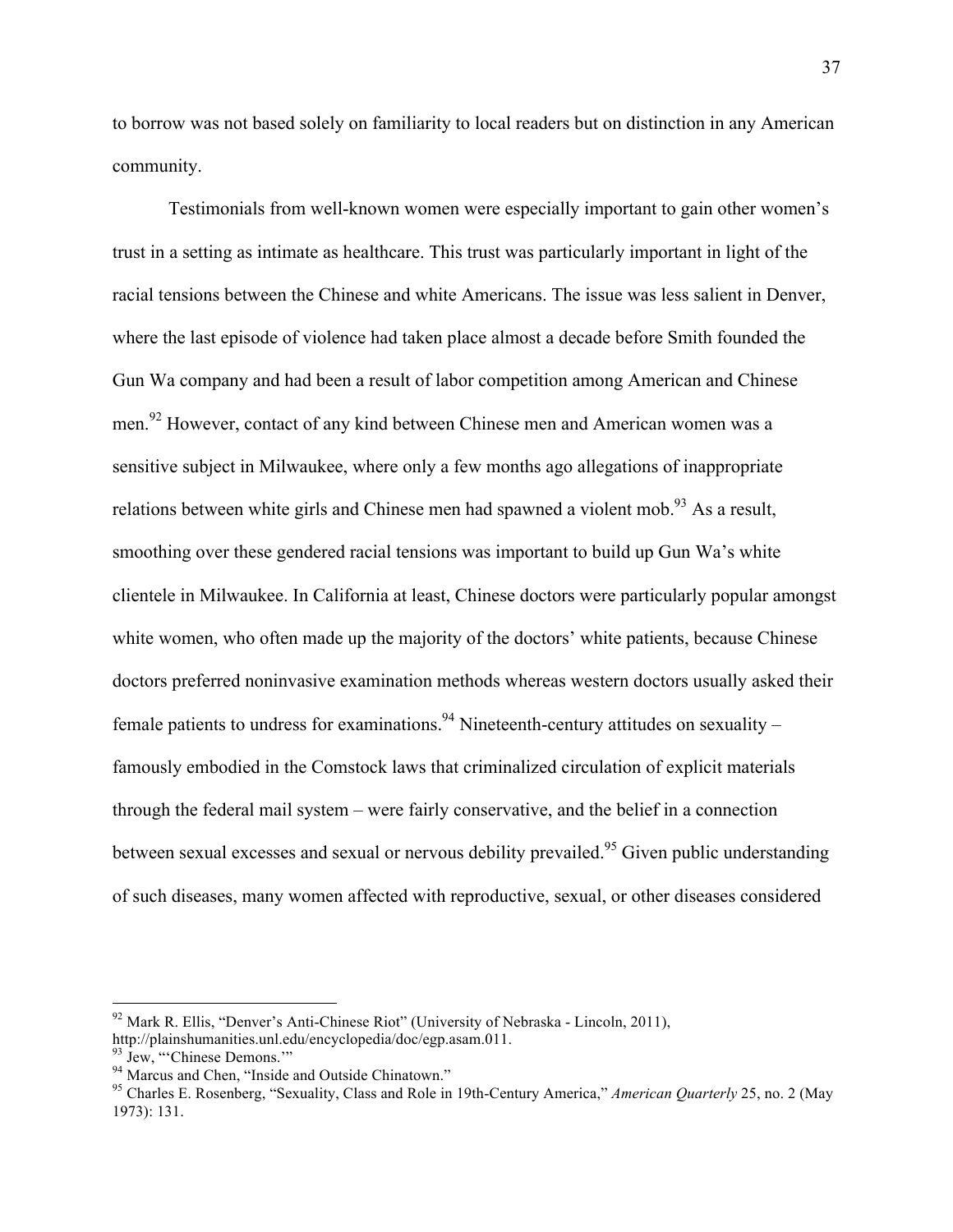to borrow was not based solely on familiarity to local readers but on distinction in any American community.

Testimonials from well-known women were especially important to gain other women's trust in a setting as intimate as healthcare. This trust was particularly important in light of the racial tensions between the Chinese and white Americans. The issue was less salient in Denver, where the last episode of violence had taken place almost a decade before Smith founded the Gun Wa company and had been a result of labor competition among American and Chinese men.[92] However, contact of any kind between Chinese men and American women was a sensitive subject in Milwaukee, where only a few months ago allegations of inappropriate relations between white girls and Chinese men had spawned a violent mob.[93] As a result, smoothing over these gendered racial tensions was important to build up Gun Wa's white clientele in Milwaukee. In California at least, Chinese doctors were particularly popular amongst white women, who often made up the majority of the doctors' white patients, because Chinese doctors preferred noninvasive examination methods whereas western doctors usually asked their female patients to undress for examinations.[94] Nineteenth-century attitudes on sexuality – famously embodied in the Comstock laws that criminalized circulation of explicit materials through the federal mail system – were fairly conservative, and the belief in a connection between sexual excesses and sexual or nervous debility prevailed.[95] Given public understanding of such diseases, many women affected with reproductive, sexual, or other diseases considered

---

[92] Mark R. Ellis, "Denver's Anti-Chinese Riot" (University of Nebraska - Lincoln, 2011), http://plainshumanities.unl.edu/encyclopedia/doc/egp.asam.011.

[93] Jew, "'Chinese Demons.'"

[94] Marcus and Chen, "Inside and Outside Chinatown."

[95] Charles E. Rosenberg, "Sexuality, Class and Role in 19th-Century America," *American Quarterly* 25, no. 2 (May 1973): 131.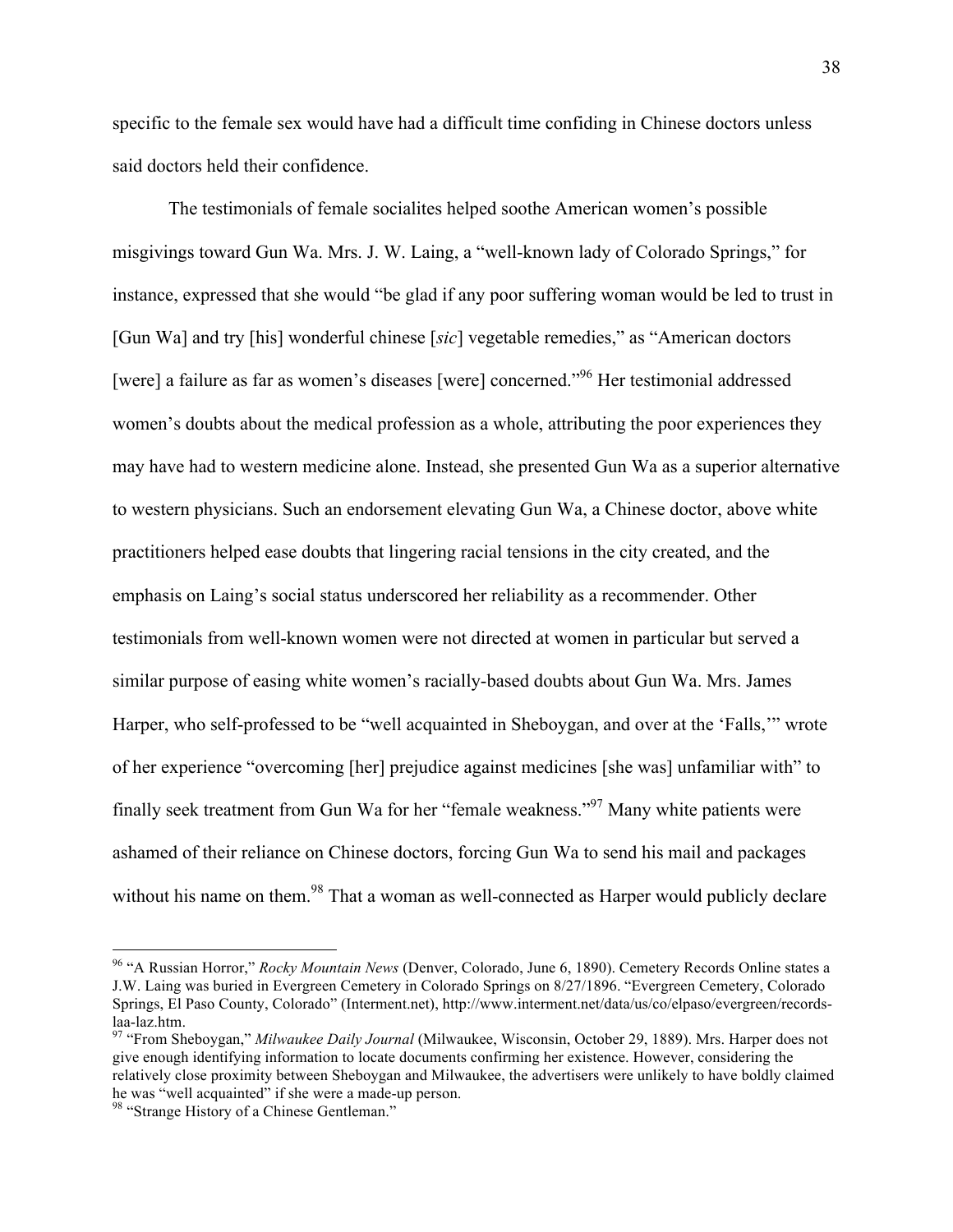specific to the female sex would have had a difficult time confiding in Chinese doctors unless said doctors held their confidence.

The testimonials of female socialites helped soothe American women's possible misgivings toward Gun Wa. Mrs. J. W. Laing, a "well-known lady of Colorado Springs," for instance, expressed that she would "be glad if any poor suffering woman would be led to trust in [Gun Wa] and try [his] wonderful chinese [*sic*] vegetable remedies," as "American doctors [were] a failure as far as women's diseases [were] concerned."[96] Her testimonial addressed women's doubts about the medical profession as a whole, attributing the poor experiences they may have had to western medicine alone. Instead, she presented Gun Wa as a superior alternative to western physicians. Such an endorsement elevating Gun Wa, a Chinese doctor, above white practitioners helped ease doubts that lingering racial tensions in the city created, and the emphasis on Laing's social status underscored her reliability as a recommender. Other testimonials from well-known women were not directed at women in particular but served a similar purpose of easing white women's racially-based doubts about Gun Wa. Mrs. James Harper, who self-professed to be "well acquainted in Sheboygan, and over at the 'Falls,'" wrote of her experience "overcoming [her] prejudice against medicines [she was] unfamiliar with" to finally seek treatment from Gun Wa for her "female weakness."[97] Many white patients were ashamed of their reliance on Chinese doctors, forcing Gun Wa to send his mail and packages without his name on them.[98] That a woman as well-connected as Harper would publicly declare

---

[96] "A Russian Horror," *Rocky Mountain News* (Denver, Colorado, June 6, 1890). Cemetery Records Online states a J.W. Laing was buried in Evergreen Cemetery in Colorado Springs on 8/27/1896. "Evergreen Cemetery, Colorado Springs, El Paso County, Colorado" (Interment.net), http://www.interment.net/data/us/co/elpaso/evergreen/records-laa-laz.htm.

[97] "From Sheboygan," *Milwaukee Daily Journal* (Milwaukee, Wisconsin, October 29, 1889). Mrs. Harper does not give enough identifying information to locate documents confirming her existence. However, considering the relatively close proximity between Sheboygan and Milwaukee, the advertisers were unlikely to have boldly claimed he was "well acquainted" if she were a made-up person.

[98] "Strange History of a Chinese Gentleman."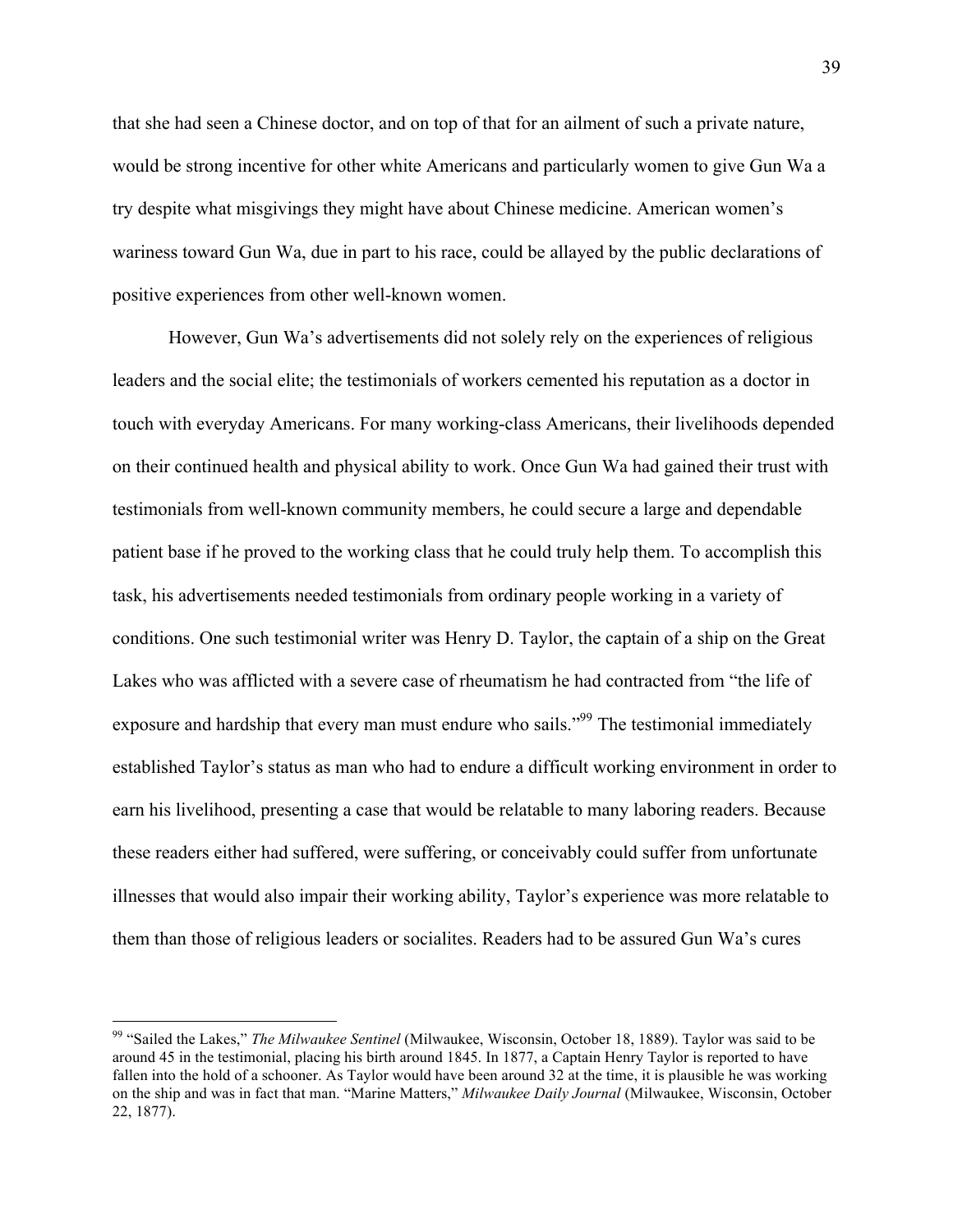that she had seen a Chinese doctor, and on top of that for an ailment of such a private nature, would be strong incentive for other white Americans and particularly women to give Gun Wa a try despite what misgivings they might have about Chinese medicine. American women's wariness toward Gun Wa, due in part to his race, could be allayed by the public declarations of positive experiences from other well-known women.

However, Gun Wa's advertisements did not solely rely on the experiences of religious leaders and the social elite; the testimonials of workers cemented his reputation as a doctor in touch with everyday Americans. For many working-class Americans, their livelihoods depended on their continued health and physical ability to work. Once Gun Wa had gained their trust with testimonials from well-known community members, he could secure a large and dependable patient base if he proved to the working class that he could truly help them. To accomplish this task, his advertisements needed testimonials from ordinary people working in a variety of conditions. One such testimonial writer was Henry D. Taylor, the captain of a ship on the Great Lakes who was afflicted with a severe case of rheumatism he had contracted from "the life of exposure and hardship that every man must endure who sails."[99] The testimonial immediately established Taylor's status as man who had to endure a difficult working environment in order to earn his livelihood, presenting a case that would be relatable to many laboring readers. Because these readers either had suffered, were suffering, or conceivably could suffer from unfortunate illnesses that would also impair their working ability, Taylor's experience was more relatable to them than those of religious leaders or socialites. Readers had to be assured Gun Wa's cures

---

[99] "Sailed the Lakes," *The Milwaukee Sentinel* (Milwaukee, Wisconsin, October 18, 1889). Taylor was said to be around 45 in the testimonial, placing his birth around 1845. In 1877, a Captain Henry Taylor is reported to have fallen into the hold of a schooner. As Taylor would have been around 32 at the time, it is plausible he was working on the ship and was in fact that man. "Marine Matters," *Milwaukee Daily Journal* (Milwaukee, Wisconsin, October 22, 1877).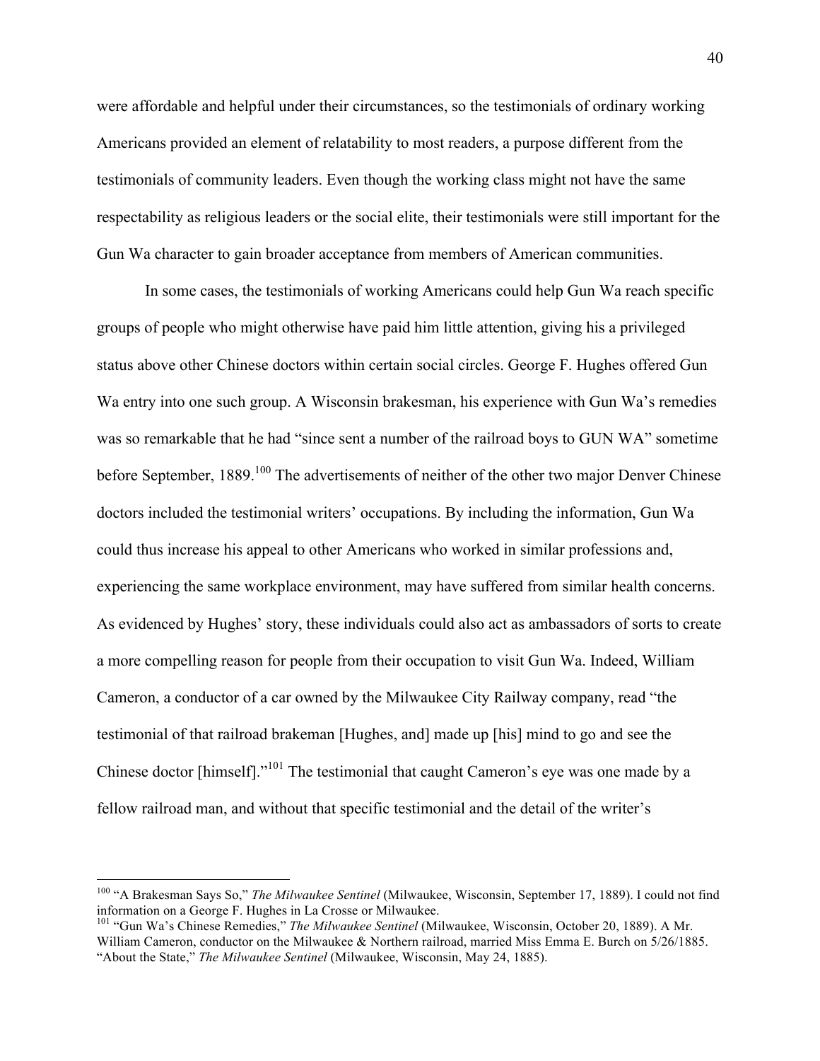were affordable and helpful under their circumstances, so the testimonials of ordinary working Americans provided an element of relatability to most readers, a purpose different from the testimonials of community leaders. Even though the working class might not have the same respectability as religious leaders or the social elite, their testimonials were still important for the Gun Wa character to gain broader acceptance from members of American communities.

In some cases, the testimonials of working Americans could help Gun Wa reach specific groups of people who might otherwise have paid him little attention, giving his a privileged status above other Chinese doctors within certain social circles. George F. Hughes offered Gun Wa entry into one such group. A Wisconsin brakesman, his experience with Gun Wa's remedies was so remarkable that he had "since sent a number of the railroad boys to GUN WA" sometime before September, 1889.[100] The advertisements of neither of the other two major Denver Chinese doctors included the testimonial writers' occupations. By including the information, Gun Wa could thus increase his appeal to other Americans who worked in similar professions and, experiencing the same workplace environment, may have suffered from similar health concerns. As evidenced by Hughes' story, these individuals could also act as ambassadors of sorts to create a more compelling reason for people from their occupation to visit Gun Wa. Indeed, William Cameron, a conductor of a car owned by the Milwaukee City Railway company, read "the testimonial of that railroad brakeman [Hughes, and] made up [his] mind to go and see the Chinese doctor [himself]."[101] The testimonial that caught Cameron's eye was one made by a fellow railroad man, and without that specific testimonial and the detail of the writer's

---

[100] "A Brakesman Says So," *The Milwaukee Sentinel* (Milwaukee, Wisconsin, September 17, 1889). I could not find information on a George F. Hughes in La Crosse or Milwaukee.

[101] "Gun Wa's Chinese Remedies," *The Milwaukee Sentinel* (Milwaukee, Wisconsin, October 20, 1889). A Mr. William Cameron, conductor on the Milwaukee & Northern railroad, married Miss Emma E. Burch on 5/26/1885. "About the State," *The Milwaukee Sentinel* (Milwaukee, Wisconsin, May 24, 1885).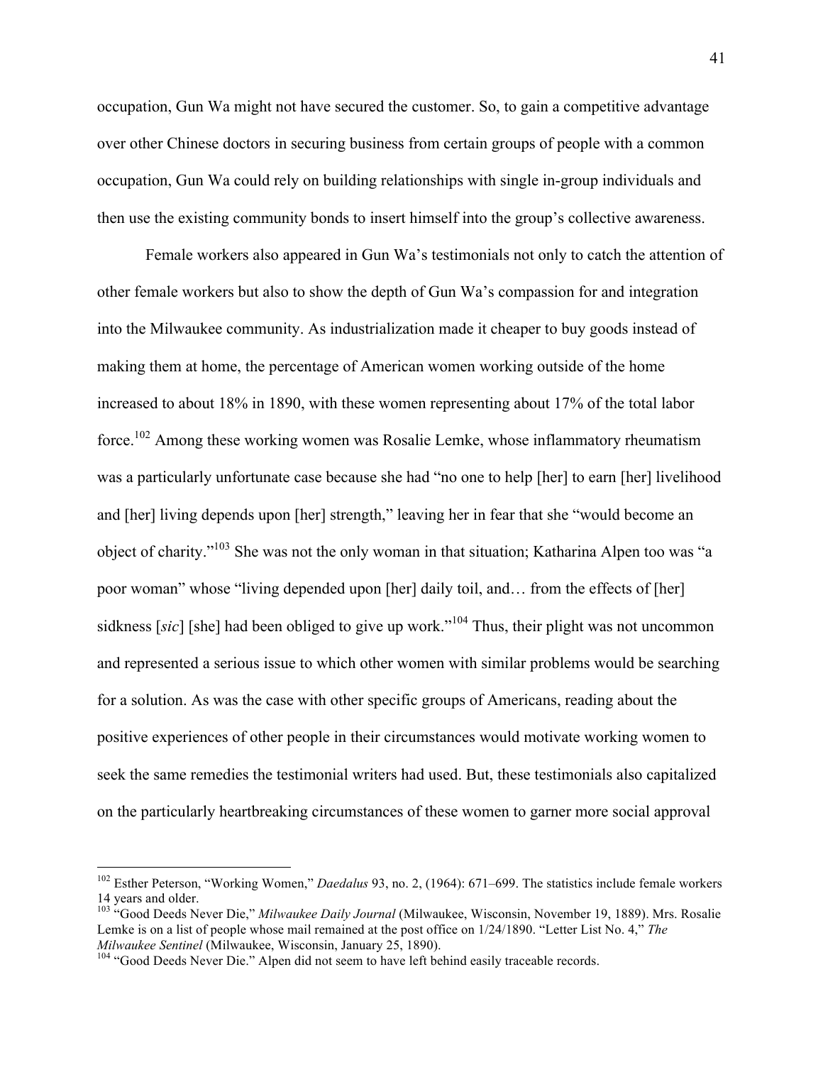occupation, Gun Wa might not have secured the customer. So, to gain a competitive advantage over other Chinese doctors in securing business from certain groups of people with a common occupation, Gun Wa could rely on building relationships with single in-group individuals and then use the existing community bonds to insert himself into the group's collective awareness.

Female workers also appeared in Gun Wa's testimonials not only to catch the attention of other female workers but also to show the depth of Gun Wa's compassion for and integration into the Milwaukee community. As industrialization made it cheaper to buy goods instead of making them at home, the percentage of American women working outside of the home increased to about 18% in 1890, with these women representing about 17% of the total labor force.[102] Among these working women was Rosalie Lemke, whose inflammatory rheumatism was a particularly unfortunate case because she had "no one to help [her] to earn [her] livelihood and [her] living depends upon [her] strength," leaving her in fear that she "would become an object of charity."[103] She was not the only woman in that situation; Katharina Alpen too was "a poor woman" whose "living depended upon [her] daily toil, and… from the effects of [her] sidkness [*sic*] [she] had been obliged to give up work."[104] Thus, their plight was not uncommon and represented a serious issue to which other women with similar problems would be searching for a solution. As was the case with other specific groups of Americans, reading about the positive experiences of other people in their circumstances would motivate working women to seek the same remedies the testimonial writers had used. But, these testimonials also capitalized on the particularly heartbreaking circumstances of these women to garner more social approval

---

[102] Esther Peterson, "Working Women," *Daedalus* 93, no. 2, (1964): 671–699. The statistics include female workers 14 years and older.

[103] "Good Deeds Never Die," *Milwaukee Daily Journal* (Milwaukee, Wisconsin, November 19, 1889). Mrs. Rosalie Lemke is on a list of people whose mail remained at the post office on 1/24/1890. "Letter List No. 4," *The Milwaukee Sentinel* (Milwaukee, Wisconsin, January 25, 1890).

[104] "Good Deeds Never Die." Alpen did not seem to have left behind easily traceable records.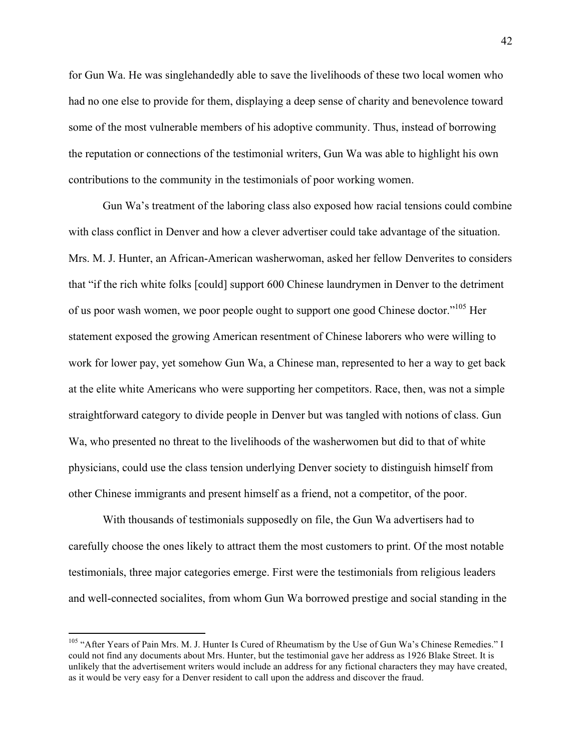for Gun Wa. He was singlehandedly able to save the livelihoods of these two local women who had no one else to provide for them, displaying a deep sense of charity and benevolence toward some of the most vulnerable members of his adoptive community. Thus, instead of borrowing the reputation or connections of the testimonial writers, Gun Wa was able to highlight his own contributions to the community in the testimonials of poor working women.

Gun Wa's treatment of the laboring class also exposed how racial tensions could combine with class conflict in Denver and how a clever advertiser could take advantage of the situation. Mrs. M. J. Hunter, an African-American washerwoman, asked her fellow Denverites to considers that "if the rich white folks [could] support 600 Chinese laundrymen in Denver to the detriment of us poor wash women, we poor people ought to support one good Chinese doctor."[105] Her statement exposed the growing American resentment of Chinese laborers who were willing to work for lower pay, yet somehow Gun Wa, a Chinese man, represented to her a way to get back at the elite white Americans who were supporting her competitors. Race, then, was not a simple straightforward category to divide people in Denver but was tangled with notions of class. Gun Wa, who presented no threat to the livelihoods of the washerwomen but did to that of white physicians, could use the class tension underlying Denver society to distinguish himself from other Chinese immigrants and present himself as a friend, not a competitor, of the poor.

With thousands of testimonials supposedly on file, the Gun Wa advertisers had to carefully choose the ones likely to attract them the most customers to print. Of the most notable testimonials, three major categories emerge. First were the testimonials from religious leaders and well-connected socialites, from whom Gun Wa borrowed prestige and social standing in the

---

[105] "After Years of Pain Mrs. M. J. Hunter Is Cured of Rheumatism by the Use of Gun Wa's Chinese Remedies." I could not find any documents about Mrs. Hunter, but the testimonial gave her address as 1926 Blake Street. It is unlikely that the advertisement writers would include an address for any fictional characters they may have created, as it would be very easy for a Denver resident to call upon the address and discover the fraud.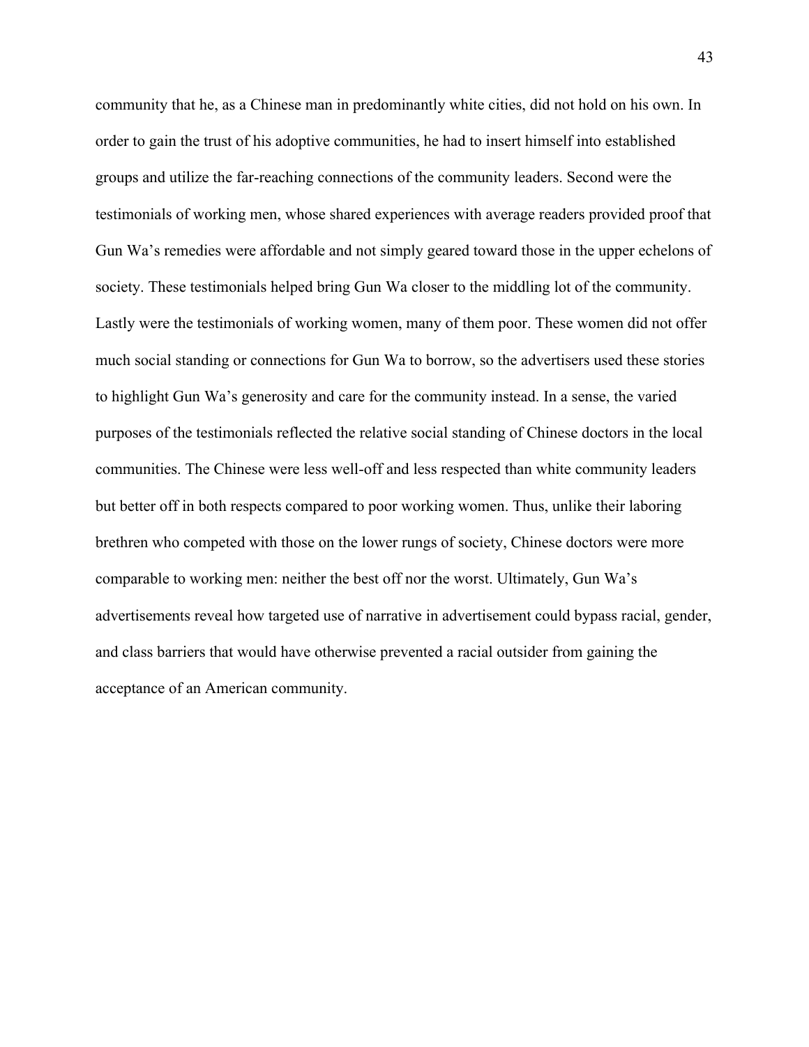community that he, as a Chinese man in predominantly white cities, did not hold on his own. In order to gain the trust of his adoptive communities, he had to insert himself into established groups and utilize the far-reaching connections of the community leaders. Second were the testimonials of working men, whose shared experiences with average readers provided proof that Gun Wa's remedies were affordable and not simply geared toward those in the upper echelons of society. These testimonials helped bring Gun Wa closer to the middling lot of the community. Lastly were the testimonials of working women, many of them poor. These women did not offer much social standing or connections for Gun Wa to borrow, so the advertisers used these stories to highlight Gun Wa's generosity and care for the community instead. In a sense, the varied purposes of the testimonials reflected the relative social standing of Chinese doctors in the local communities. The Chinese were less well-off and less respected than white community leaders but better off in both respects compared to poor working women. Thus, unlike their laboring brethren who competed with those on the lower rungs of society, Chinese doctors were more comparable to working men: neither the best off nor the worst. Ultimately, Gun Wa's advertisements reveal how targeted use of narrative in advertisement could bypass racial, gender, and class barriers that would have otherwise prevented a racial outsider from gaining the acceptance of an American community.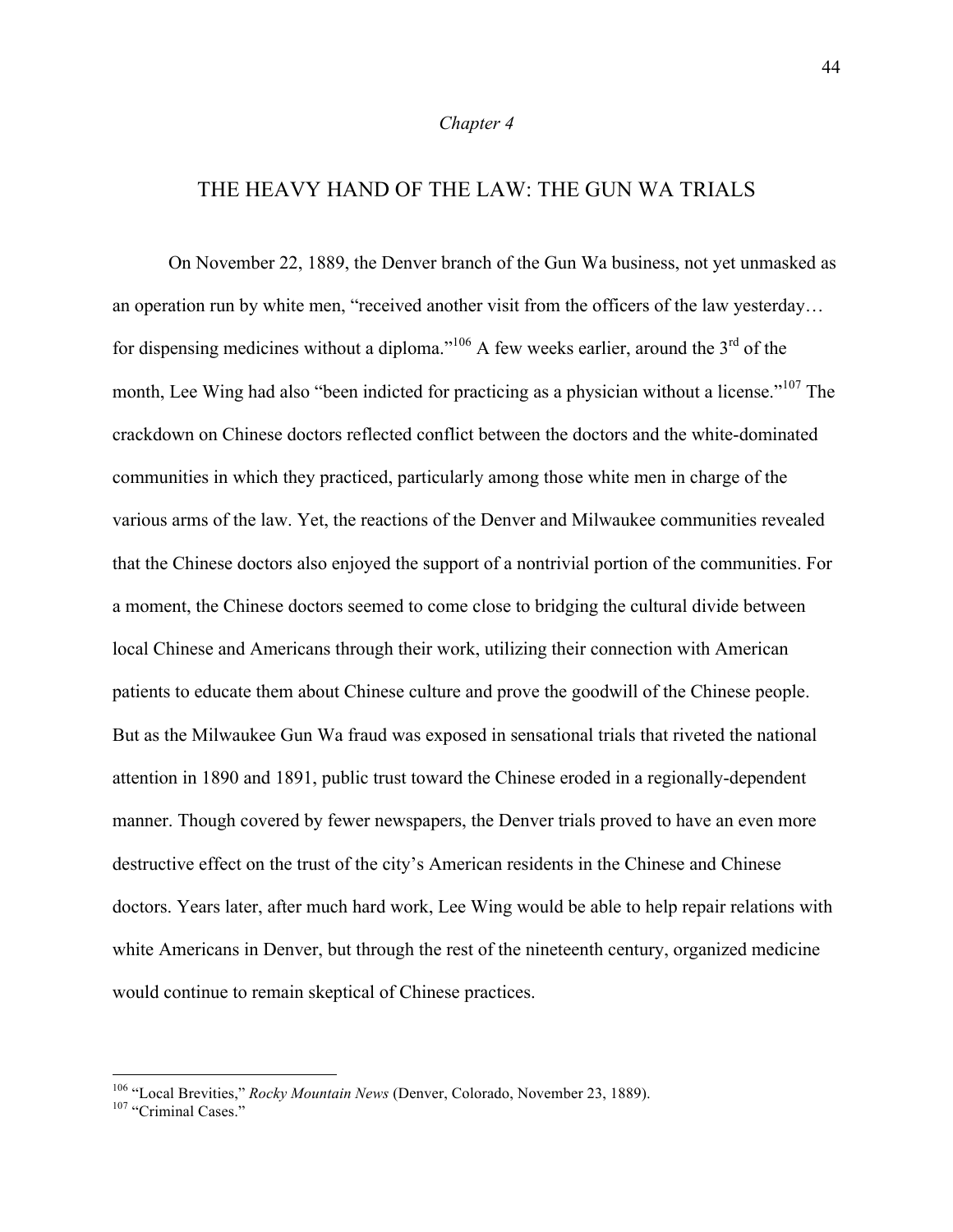*Chapter 4*

# THE HEAVY HAND OF THE LAW: THE GUN WA TRIALS

On November 22, 1889, the Denver branch of the Gun Wa business, not yet unmasked as an operation run by white men, "received another visit from the officers of the law yesterday… for dispensing medicines without a diploma."[106] A few weeks earlier, around the 3rd of the month, Lee Wing had also "been indicted for practicing as a physician without a license."[107] The crackdown on Chinese doctors reflected conflict between the doctors and the white-dominated communities in which they practiced, particularly among those white men in charge of the various arms of the law. Yet, the reactions of the Denver and Milwaukee communities revealed that the Chinese doctors also enjoyed the support of a nontrivial portion of the communities. For a moment, the Chinese doctors seemed to come close to bridging the cultural divide between local Chinese and Americans through their work, utilizing their connection with American patients to educate them about Chinese culture and prove the goodwill of the Chinese people. But as the Milwaukee Gun Wa fraud was exposed in sensational trials that riveted the national attention in 1890 and 1891, public trust toward the Chinese eroded in a regionally-dependent manner. Though covered by fewer newspapers, the Denver trials proved to have an even more destructive effect on the trust of the city's American residents in the Chinese and Chinese doctors. Years later, after much hard work, Lee Wing would be able to help repair relations with white Americans in Denver, but through the rest of the nineteenth century, organized medicine would continue to remain skeptical of Chinese practices.

---

[106] "Local Brevities," *Rocky Mountain News* (Denver, Colorado, November 23, 1889).
[107] "Criminal Cases."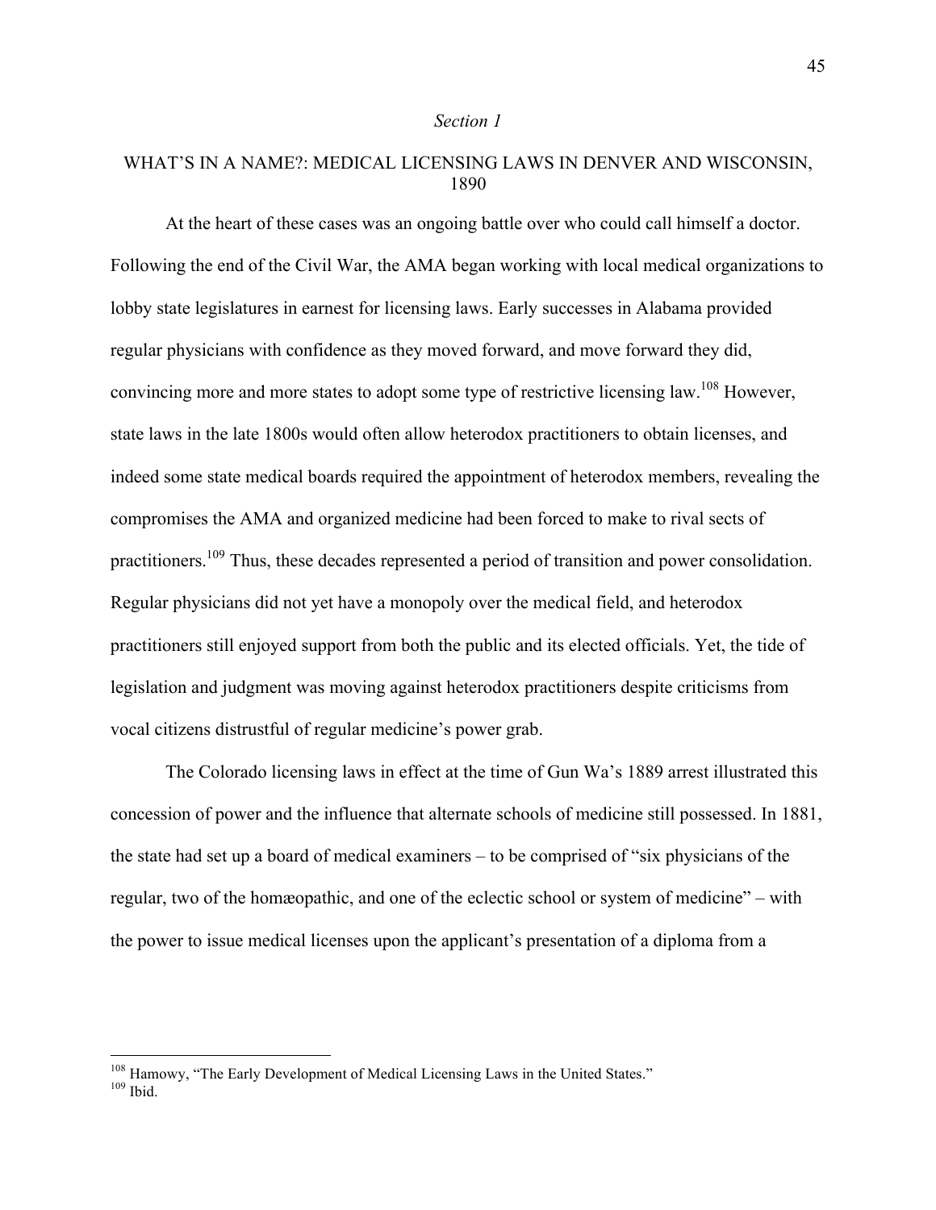*Section 1*

## WHAT'S IN A NAME?: MEDICAL LICENSING LAWS IN DENVER AND WISCONSIN, 1890

At the heart of these cases was an ongoing battle over who could call himself a doctor. Following the end of the Civil War, the AMA began working with local medical organizations to lobby state legislatures in earnest for licensing laws. Early successes in Alabama provided regular physicians with confidence as they moved forward, and move forward they did, convincing more and more states to adopt some type of restrictive licensing law.[108] However, state laws in the late 1800s would often allow heterodox practitioners to obtain licenses, and indeed some state medical boards required the appointment of heterodox members, revealing the compromises the AMA and organized medicine had been forced to make to rival sects of practitioners.[109] Thus, these decades represented a period of transition and power consolidation. Regular physicians did not yet have a monopoly over the medical field, and heterodox practitioners still enjoyed support from both the public and its elected officials. Yet, the tide of legislation and judgment was moving against heterodox practitioners despite criticisms from vocal citizens distrustful of regular medicine's power grab.

The Colorado licensing laws in effect at the time of Gun Wa's 1889 arrest illustrated this concession of power and the influence that alternate schools of medicine still possessed. In 1881, the state had set up a board of medical examiners – to be comprised of "six physicians of the regular, two of the homæopathic, and one of the eclectic school or system of medicine" – with the power to issue medical licenses upon the applicant's presentation of a diploma from a

---

[108] Hamowy, "The Early Development of Medical Licensing Laws in the United States."

[109] Ibid.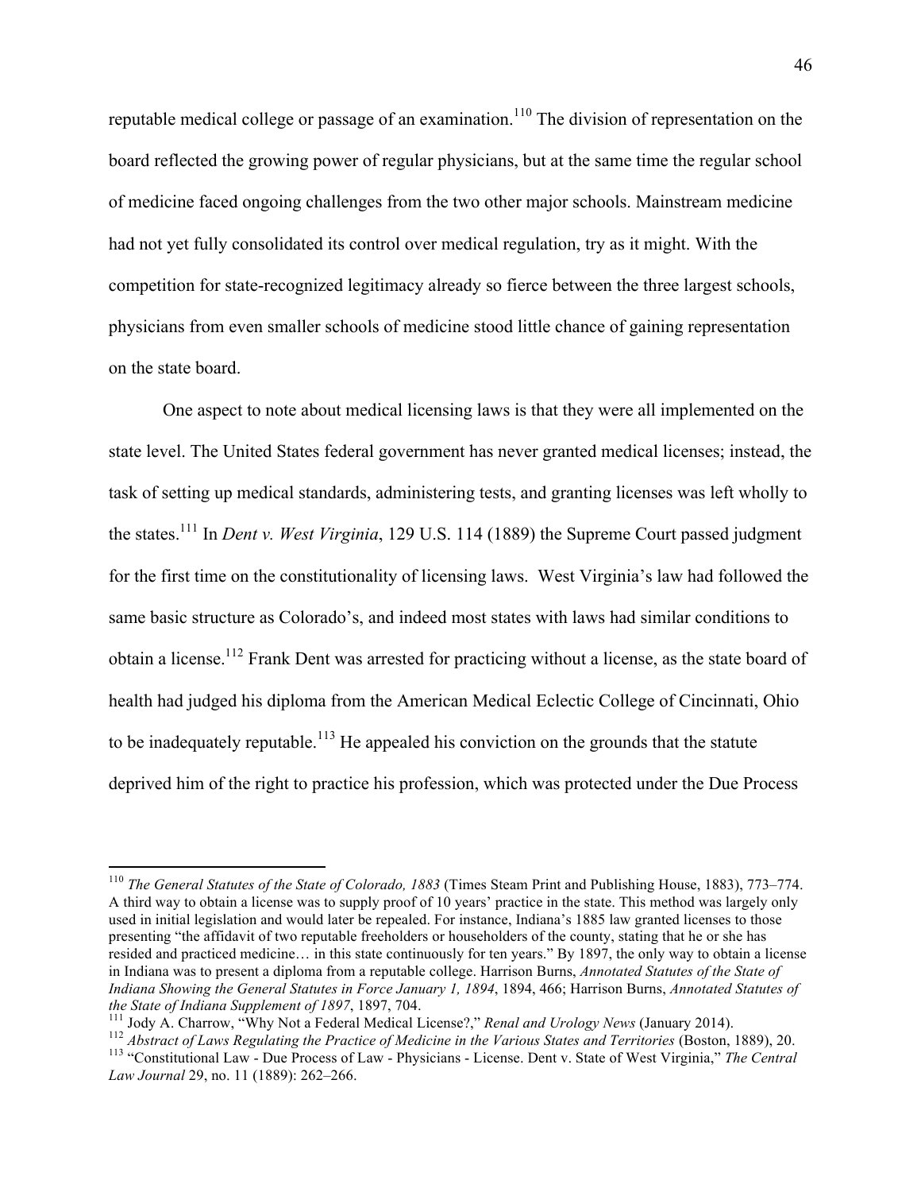reputable medical college or passage of an examination.[110] The division of representation on the board reflected the growing power of regular physicians, but at the same time the regular school of medicine faced ongoing challenges from the two other major schools. Mainstream medicine had not yet fully consolidated its control over medical regulation, try as it might. With the competition for state-recognized legitimacy already so fierce between the three largest schools, physicians from even smaller schools of medicine stood little chance of gaining representation on the state board.

One aspect to note about medical licensing laws is that they were all implemented on the state level. The United States federal government has never granted medical licenses; instead, the task of setting up medical standards, administering tests, and granting licenses was left wholly to the states.[111] In *Dent v. West Virginia*, 129 U.S. 114 (1889) the Supreme Court passed judgment for the first time on the constitutionality of licensing laws. West Virginia's law had followed the same basic structure as Colorado's, and indeed most states with laws had similar conditions to obtain a license.[112] Frank Dent was arrested for practicing without a license, as the state board of health had judged his diploma from the American Medical Eclectic College of Cincinnati, Ohio to be inadequately reputable.[113] He appealed his conviction on the grounds that the statute deprived him of the right to practice his profession, which was protected under the Due Process

---

[110] *The General Statutes of the State of Colorado, 1883* (Times Steam Print and Publishing House, 1883), 773–774. A third way to obtain a license was to supply proof of 10 years' practice in the state. This method was largely only used in initial legislation and would later be repealed. For instance, Indiana's 1885 law granted licenses to those presenting "the affidavit of two reputable freeholders or householders of the county, stating that he or she has resided and practiced medicine… in this state continuously for ten years." By 1897, the only way to obtain a license in Indiana was to present a diploma from a reputable college. Harrison Burns, *Annotated Statutes of the State of Indiana Showing the General Statutes in Force January 1, 1894*, 1894, 466; Harrison Burns, *Annotated Statutes of the State of Indiana Supplement of 1897*, 1897, 704.

[111] Jody A. Charrow, "Why Not a Federal Medical License?," *Renal and Urology News* (January 2014).

[112] *Abstract of Laws Regulating the Practice of Medicine in the Various States and Territories* (Boston, 1889), 20.

[113] "Constitutional Law - Due Process of Law - Physicians - License. Dent v. State of West Virginia," *The Central Law Journal* 29, no. 11 (1889): 262–266.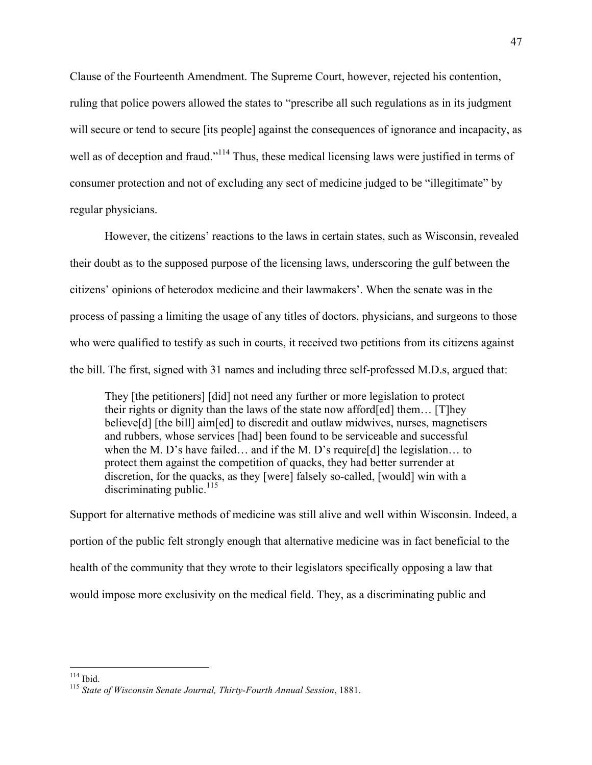Clause of the Fourteenth Amendment. The Supreme Court, however, rejected his contention, ruling that police powers allowed the states to "prescribe all such regulations as in its judgment will secure or tend to secure [its people] against the consequences of ignorance and incapacity, as well as of deception and fraud."[114] Thus, these medical licensing laws were justified in terms of consumer protection and not of excluding any sect of medicine judged to be "illegitimate" by regular physicians.

However, the citizens' reactions to the laws in certain states, such as Wisconsin, revealed their doubt as to the supposed purpose of the licensing laws, underscoring the gulf between the citizens' opinions of heterodox medicine and their lawmakers'. When the senate was in the process of passing a limiting the usage of any titles of doctors, physicians, and surgeons to those who were qualified to testify as such in courts, it received two petitions from its citizens against the bill. The first, signed with 31 names and including three self-professed M.D.s, argued that:

> They [the petitioners] [did] not need any further or more legislation to protect their rights or dignity than the laws of the state now afford[ed] them… [T]hey believe[d] [the bill] aim[ed] to discredit and outlaw midwives, nurses, magnetisers and rubbers, whose services [had] been found to be serviceable and successful when the M. D's have failed… and if the M. D's require[d] the legislation… to protect them against the competition of quacks, they had better surrender at discretion, for the quacks, as they [were] falsely so-called, [would] win with a discriminating public.[115]

Support for alternative methods of medicine was still alive and well within Wisconsin. Indeed, a portion of the public felt strongly enough that alternative medicine was in fact beneficial to the health of the community that they wrote to their legislators specifically opposing a law that would impose more exclusivity on the medical field. They, as a discriminating public and

---

[114] Ibid.

[115] *State of Wisconsin Senate Journal, Thirty-Fourth Annual Session*, 1881.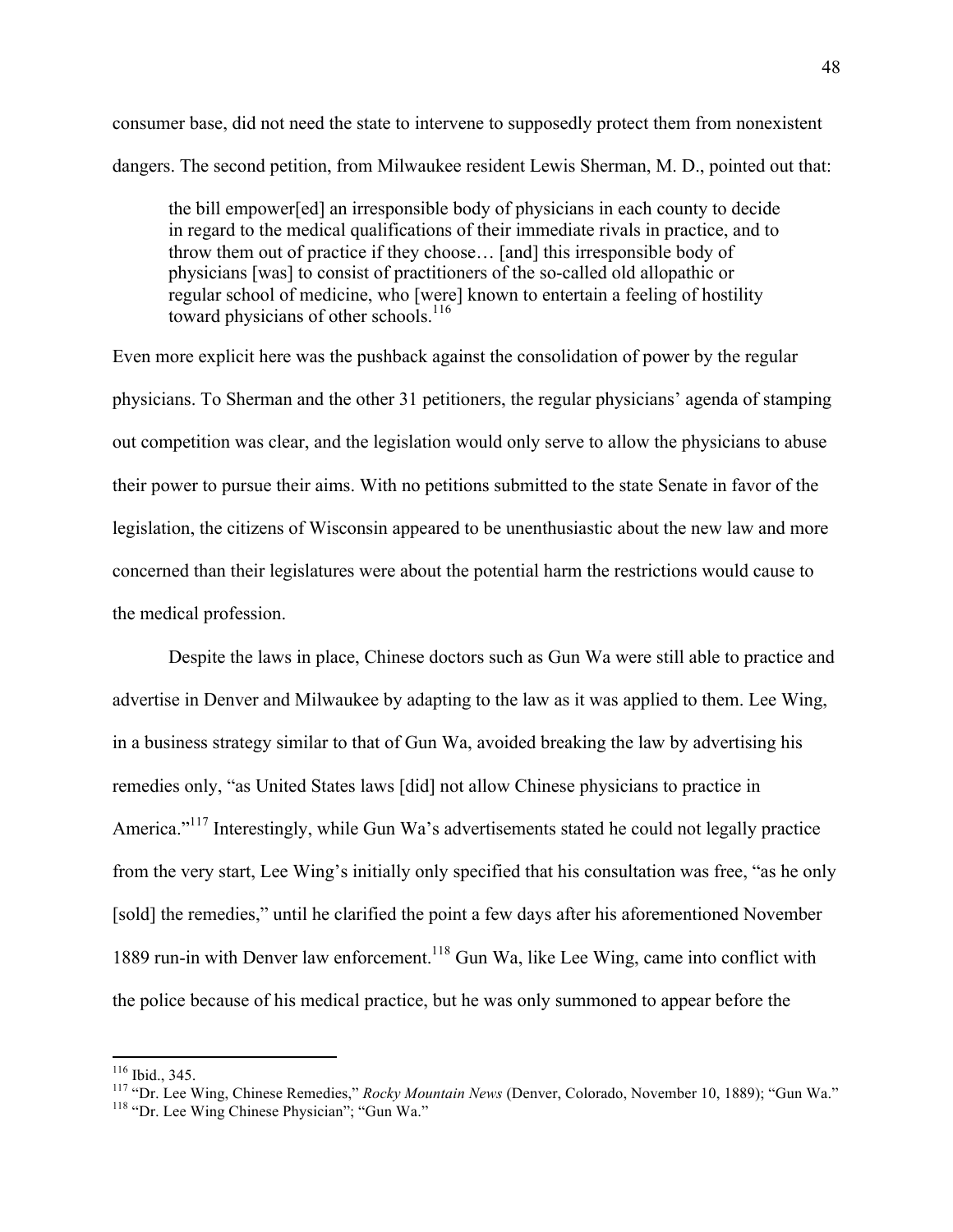consumer base, did not need the state to intervene to supposedly protect them from nonexistent dangers. The second petition, from Milwaukee resident Lewis Sherman, M. D., pointed out that:

> the bill empower[ed] an irresponsible body of physicians in each county to decide in regard to the medical qualifications of their immediate rivals in practice, and to throw them out of practice if they choose… [and] this irresponsible body of physicians [was] to consist of practitioners of the so-called old allopathic or regular school of medicine, who [were] known to entertain a feeling of hostility toward physicians of other schools.[116]

Even more explicit here was the pushback against the consolidation of power by the regular physicians. To Sherman and the other 31 petitioners, the regular physicians' agenda of stamping out competition was clear, and the legislation would only serve to allow the physicians to abuse their power to pursue their aims. With no petitions submitted to the state Senate in favor of the legislation, the citizens of Wisconsin appeared to be unenthusiastic about the new law and more concerned than their legislatures were about the potential harm the restrictions would cause to the medical profession.

Despite the laws in place, Chinese doctors such as Gun Wa were still able to practice and advertise in Denver and Milwaukee by adapting to the law as it was applied to them. Lee Wing, in a business strategy similar to that of Gun Wa, avoided breaking the law by advertising his remedies only, "as United States laws [did] not allow Chinese physicians to practice in America."[117] Interestingly, while Gun Wa's advertisements stated he could not legally practice from the very start, Lee Wing's initially only specified that his consultation was free, "as he only [sold] the remedies," until he clarified the point a few days after his aforementioned November 1889 run-in with Denver law enforcement.[118] Gun Wa, like Lee Wing, came into conflict with the police because of his medical practice, but he was only summoned to appear before the

---

[116] Ibid., 345.

[117] "Dr. Lee Wing, Chinese Remedies," *Rocky Mountain News* (Denver, Colorado, November 10, 1889); "Gun Wa."

[118] "Dr. Lee Wing Chinese Physician"; "Gun Wa."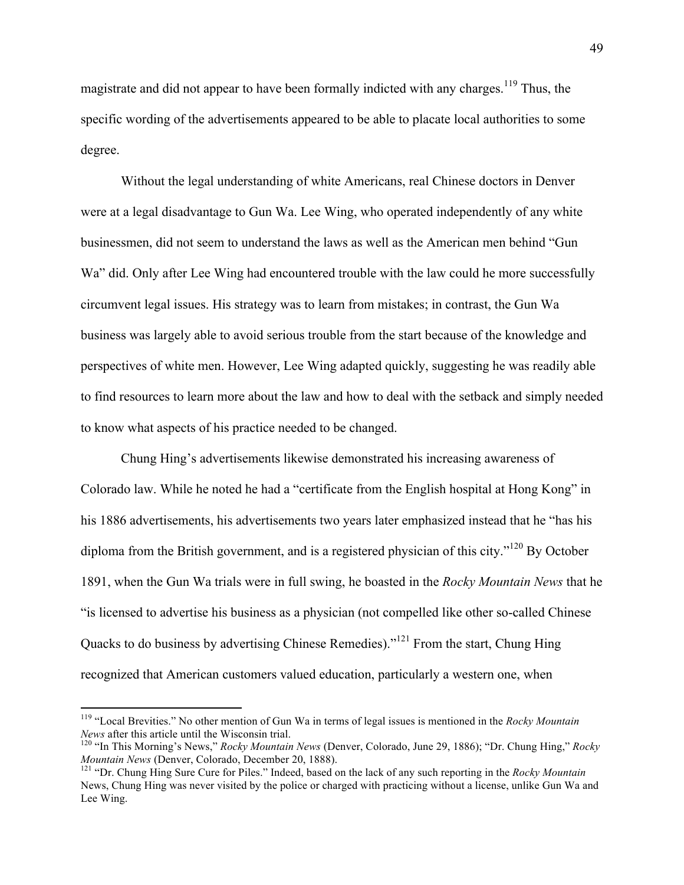magistrate and did not appear to have been formally indicted with any charges.[119] Thus, the specific wording of the advertisements appeared to be able to placate local authorities to some degree.

Without the legal understanding of white Americans, real Chinese doctors in Denver were at a legal disadvantage to Gun Wa. Lee Wing, who operated independently of any white businessmen, did not seem to understand the laws as well as the American men behind "Gun Wa" did. Only after Lee Wing had encountered trouble with the law could he more successfully circumvent legal issues. His strategy was to learn from mistakes; in contrast, the Gun Wa business was largely able to avoid serious trouble from the start because of the knowledge and perspectives of white men. However, Lee Wing adapted quickly, suggesting he was readily able to find resources to learn more about the law and how to deal with the setback and simply needed to know what aspects of his practice needed to be changed.

Chung Hing's advertisements likewise demonstrated his increasing awareness of Colorado law. While he noted he had a "certificate from the English hospital at Hong Kong" in his 1886 advertisements, his advertisements two years later emphasized instead that he "has his diploma from the British government, and is a registered physician of this city."[120] By October 1891, when the Gun Wa trials were in full swing, he boasted in the *Rocky Mountain News* that he "is licensed to advertise his business as a physician (not compelled like other so-called Chinese Quacks to do business by advertising Chinese Remedies)."[121] From the start, Chung Hing recognized that American customers valued education, particularly a western one, when

---

[119] "Local Brevities." No other mention of Gun Wa in terms of legal issues is mentioned in the *Rocky Mountain News* after this article until the Wisconsin trial.

[120] "In This Morning's News," *Rocky Mountain News* (Denver, Colorado, June 29, 1886); "Dr. Chung Hing," *Rocky Mountain News* (Denver, Colorado, December 20, 1888).

[121] "Dr. Chung Hing Sure Cure for Piles." Indeed, based on the lack of any such reporting in the *Rocky Mountain* News, Chung Hing was never visited by the police or charged with practicing without a license, unlike Gun Wa and Lee Wing.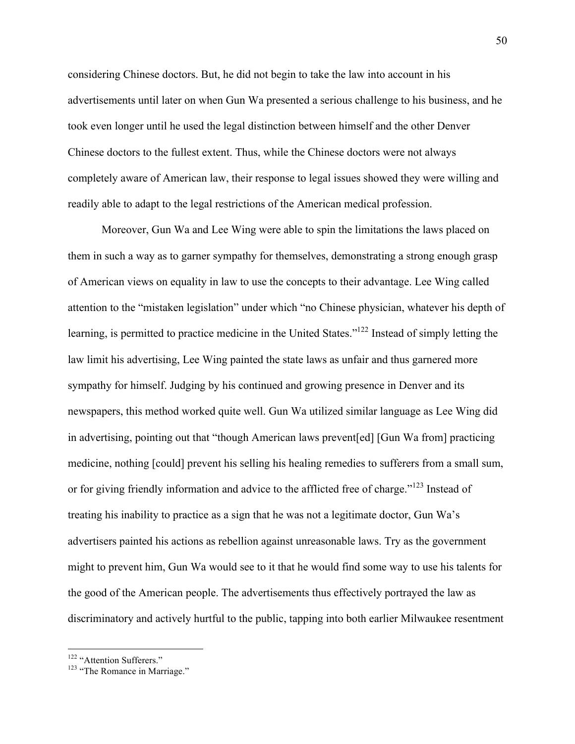considering Chinese doctors. But, he did not begin to take the law into account in his advertisements until later on when Gun Wa presented a serious challenge to his business, and he took even longer until he used the legal distinction between himself and the other Denver Chinese doctors to the fullest extent. Thus, while the Chinese doctors were not always completely aware of American law, their response to legal issues showed they were willing and readily able to adapt to the legal restrictions of the American medical profession.

Moreover, Gun Wa and Lee Wing were able to spin the limitations the laws placed on them in such a way as to garner sympathy for themselves, demonstrating a strong enough grasp of American views on equality in law to use the concepts to their advantage. Lee Wing called attention to the "mistaken legislation" under which "no Chinese physician, whatever his depth of learning, is permitted to practice medicine in the United States."[122] Instead of simply letting the law limit his advertising, Lee Wing painted the state laws as unfair and thus garnered more sympathy for himself. Judging by his continued and growing presence in Denver and its newspapers, this method worked quite well. Gun Wa utilized similar language as Lee Wing did in advertising, pointing out that "though American laws prevent[ed] [Gun Wa from] practicing medicine, nothing [could] prevent his selling his healing remedies to sufferers from a small sum, or for giving friendly information and advice to the afflicted free of charge."[123] Instead of treating his inability to practice as a sign that he was not a legitimate doctor, Gun Wa's advertisers painted his actions as rebellion against unreasonable laws. Try as the government might to prevent him, Gun Wa would see to it that he would find some way to use his talents for the good of the American people. The advertisements thus effectively portrayed the law as discriminatory and actively hurtful to the public, tapping into both earlier Milwaukee resentment

---

[122] "Attention Sufferers."

[123] "The Romance in Marriage."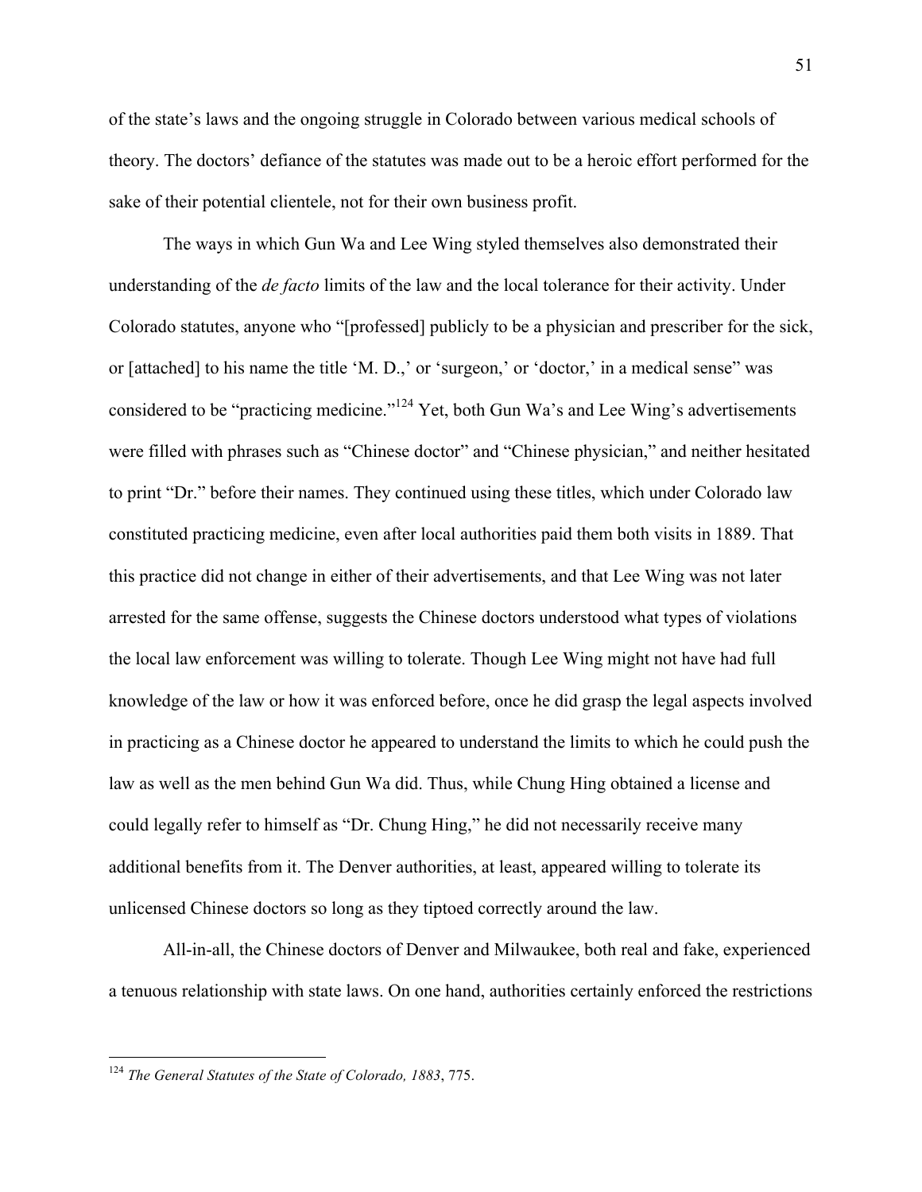of the state's laws and the ongoing struggle in Colorado between various medical schools of theory. The doctors' defiance of the statutes was made out to be a heroic effort performed for the sake of their potential clientele, not for their own business profit.

The ways in which Gun Wa and Lee Wing styled themselves also demonstrated their understanding of the *de facto* limits of the law and the local tolerance for their activity. Under Colorado statutes, anyone who "[professed] publicly to be a physician and prescriber for the sick, or [attached] to his name the title 'M. D.,' or 'surgeon,' or 'doctor,' in a medical sense" was considered to be "practicing medicine."[124] Yet, both Gun Wa's and Lee Wing's advertisements were filled with phrases such as "Chinese doctor" and "Chinese physician," and neither hesitated to print "Dr." before their names. They continued using these titles, which under Colorado law constituted practicing medicine, even after local authorities paid them both visits in 1889. That this practice did not change in either of their advertisements, and that Lee Wing was not later arrested for the same offense, suggests the Chinese doctors understood what types of violations the local law enforcement was willing to tolerate. Though Lee Wing might not have had full knowledge of the law or how it was enforced before, once he did grasp the legal aspects involved in practicing as a Chinese doctor he appeared to understand the limits to which he could push the law as well as the men behind Gun Wa did. Thus, while Chung Hing obtained a license and could legally refer to himself as "Dr. Chung Hing," he did not necessarily receive many additional benefits from it. The Denver authorities, at least, appeared willing to tolerate its unlicensed Chinese doctors so long as they tiptoed correctly around the law.

All-in-all, the Chinese doctors of Denver and Milwaukee, both real and fake, experienced a tenuous relationship with state laws. On one hand, authorities certainly enforced the restrictions

---

[124] *The General Statutes of the State of Colorado, 1883*, 775.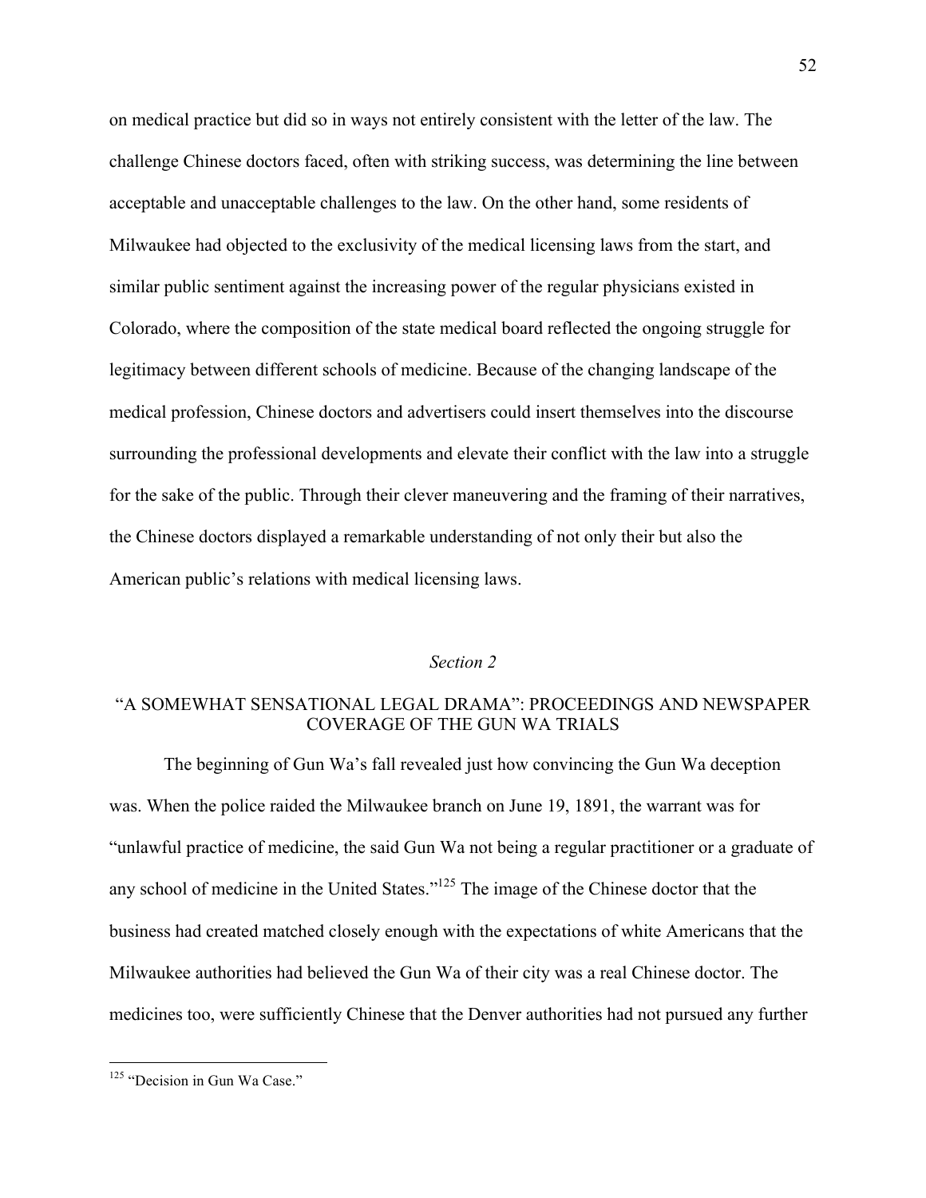on medical practice but did so in ways not entirely consistent with the letter of the law. The challenge Chinese doctors faced, often with striking success, was determining the line between acceptable and unacceptable challenges to the law. On the other hand, some residents of Milwaukee had objected to the exclusivity of the medical licensing laws from the start, and similar public sentiment against the increasing power of the regular physicians existed in Colorado, where the composition of the state medical board reflected the ongoing struggle for legitimacy between different schools of medicine. Because of the changing landscape of the medical profession, Chinese doctors and advertisers could insert themselves into the discourse surrounding the professional developments and elevate their conflict with the law into a struggle for the sake of the public. Through their clever maneuvering and the framing of their narratives, the Chinese doctors displayed a remarkable understanding of not only their but also the American public's relations with medical licensing laws.

## *Section 2*

## "A SOMEWHAT SENSATIONAL LEGAL DRAMA": PROCEEDINGS AND NEWSPAPER COVERAGE OF THE GUN WA TRIALS

The beginning of Gun Wa's fall revealed just how convincing the Gun Wa deception was. When the police raided the Milwaukee branch on June 19, 1891, the warrant was for "unlawful practice of medicine, the said Gun Wa not being a regular practitioner or a graduate of any school of medicine in the United States."[125] The image of the Chinese doctor that the business had created matched closely enough with the expectations of white Americans that the Milwaukee authorities had believed the Gun Wa of their city was a real Chinese doctor. The medicines too, were sufficiently Chinese that the Denver authorities had not pursued any further

---

[125] "Decision in Gun Wa Case."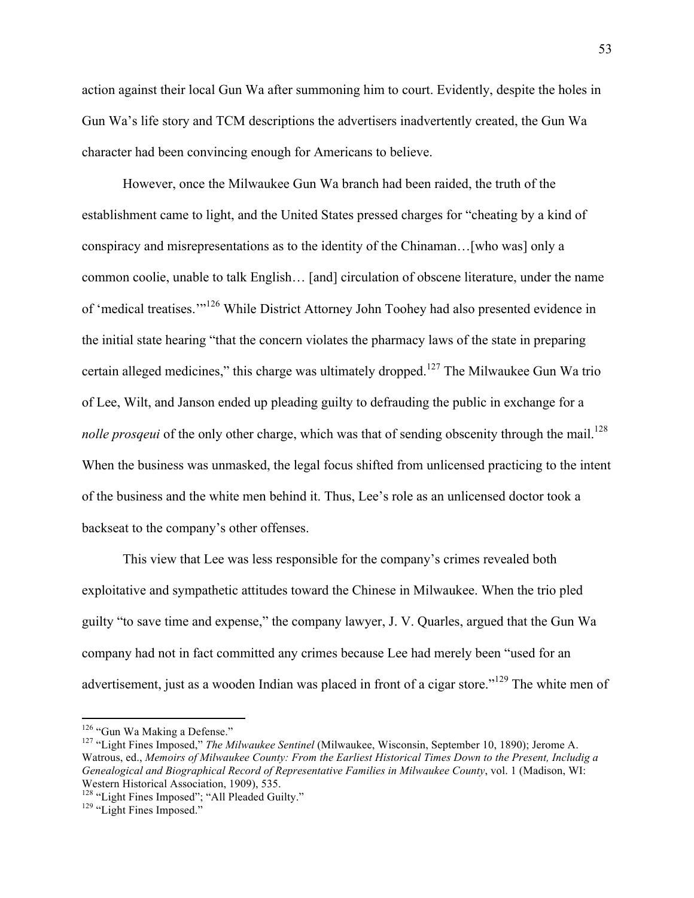action against their local Gun Wa after summoning him to court. Evidently, despite the holes in Gun Wa's life story and TCM descriptions the advertisers inadvertently created, the Gun Wa character had been convincing enough for Americans to believe.

However, once the Milwaukee Gun Wa branch had been raided, the truth of the establishment came to light, and the United States pressed charges for "cheating by a kind of conspiracy and misrepresentations as to the identity of the Chinaman…[who was] only a common coolie, unable to talk English… [and] circulation of obscene literature, under the name of 'medical treatises.'"[126] While District Attorney John Toohey had also presented evidence in the initial state hearing "that the concern violates the pharmacy laws of the state in preparing certain alleged medicines," this charge was ultimately dropped.[127] The Milwaukee Gun Wa trio of Lee, Wilt, and Janson ended up pleading guilty to defrauding the public in exchange for a *nolle prosqeui* of the only other charge, which was that of sending obscenity through the mail.[128] When the business was unmasked, the legal focus shifted from unlicensed practicing to the intent of the business and the white men behind it. Thus, Lee's role as an unlicensed doctor took a backseat to the company's other offenses.

This view that Lee was less responsible for the company's crimes revealed both exploitative and sympathetic attitudes toward the Chinese in Milwaukee. When the trio pled guilty "to save time and expense," the company lawyer, J. V. Quarles, argued that the Gun Wa company had not in fact committed any crimes because Lee had merely been "used for an advertisement, just as a wooden Indian was placed in front of a cigar store."[129] The white men of

---

[126] "Gun Wa Making a Defense."

[127] "Light Fines Imposed," *The Milwaukee Sentinel* (Milwaukee, Wisconsin, September 10, 1890); Jerome A. Watrous, ed., *Memoirs of Milwaukee County: From the Earliest Historical Times Down to the Present, Includig a Genealogical and Biographical Record of Representative Families in Milwaukee County*, vol. 1 (Madison, WI: Western Historical Association, 1909), 535.

[128] "Light Fines Imposed"; "All Pleaded Guilty."

[129] "Light Fines Imposed."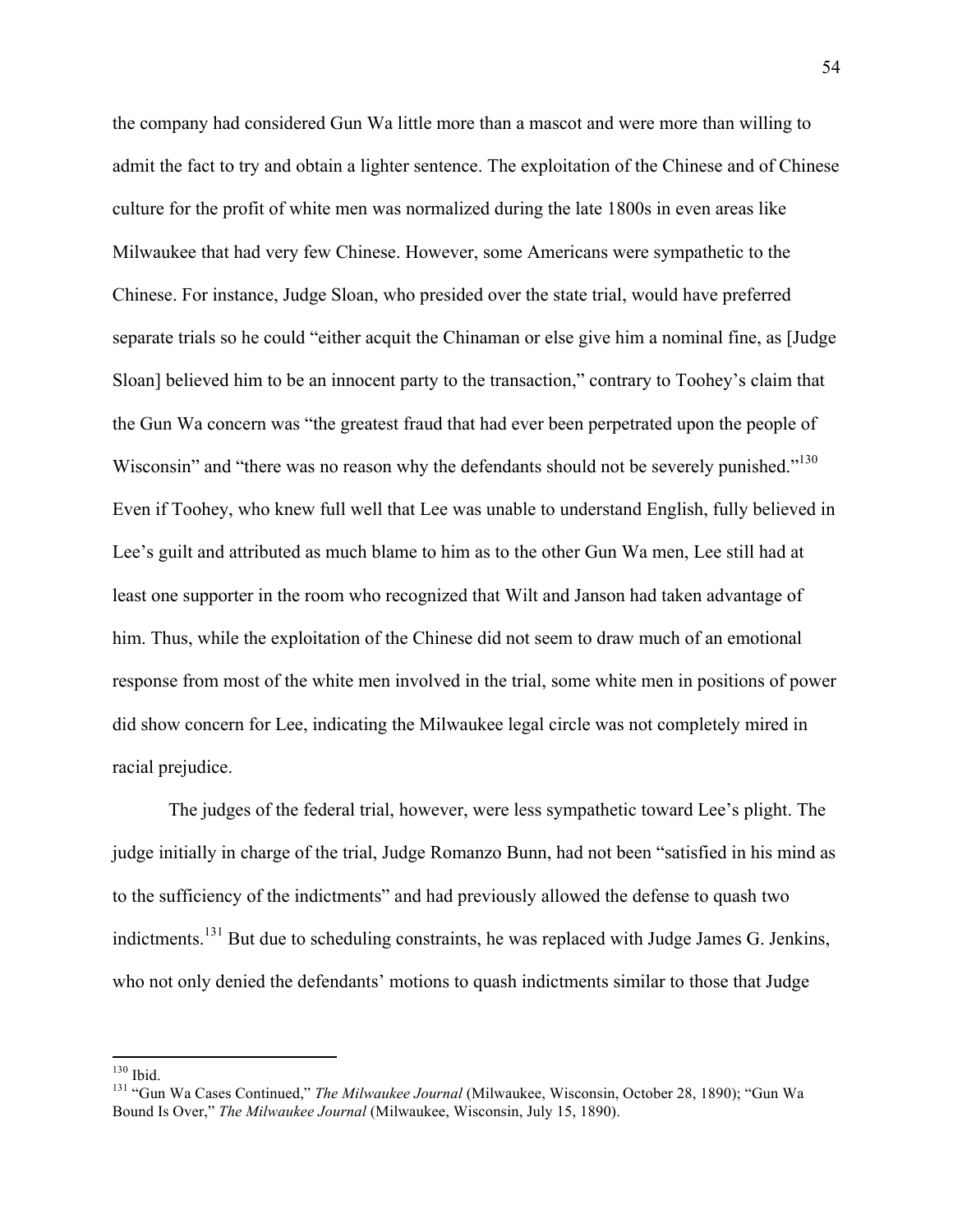the company had considered Gun Wa little more than a mascot and were more than willing to admit the fact to try and obtain a lighter sentence. The exploitation of the Chinese and of Chinese culture for the profit of white men was normalized during the late 1800s in even areas like Milwaukee that had very few Chinese. However, some Americans were sympathetic to the Chinese. For instance, Judge Sloan, who presided over the state trial, would have preferred separate trials so he could "either acquit the Chinaman or else give him a nominal fine, as [Judge Sloan] believed him to be an innocent party to the transaction," contrary to Toohey's claim that the Gun Wa concern was "the greatest fraud that had ever been perpetrated upon the people of Wisconsin" and "there was no reason why the defendants should not be severely punished."[130] Even if Toohey, who knew full well that Lee was unable to understand English, fully believed in Lee's guilt and attributed as much blame to him as to the other Gun Wa men, Lee still had at least one supporter in the room who recognized that Wilt and Janson had taken advantage of him. Thus, while the exploitation of the Chinese did not seem to draw much of an emotional response from most of the white men involved in the trial, some white men in positions of power did show concern for Lee, indicating the Milwaukee legal circle was not completely mired in racial prejudice.

The judges of the federal trial, however, were less sympathetic toward Lee's plight. The judge initially in charge of the trial, Judge Romanzo Bunn, had not been "satisfied in his mind as to the sufficiency of the indictments" and had previously allowed the defense to quash two indictments.[131] But due to scheduling constraints, he was replaced with Judge James G. Jenkins, who not only denied the defendants' motions to quash indictments similar to those that Judge

---

[130] Ibid.

[131] "Gun Wa Cases Continued," *The Milwaukee Journal* (Milwaukee, Wisconsin, October 28, 1890); "Gun Wa Bound Is Over," *The Milwaukee Journal* (Milwaukee, Wisconsin, July 15, 1890).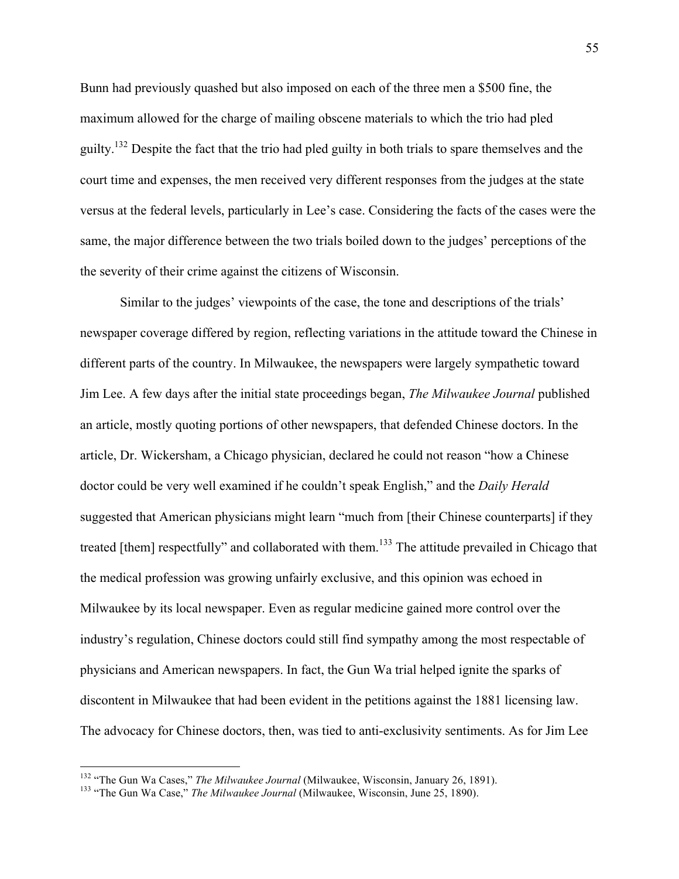Bunn had previously quashed but also imposed on each of the three men a $500 fine, the maximum allowed for the charge of mailing obscene materials to which the trio had pled guilty.[132] Despite the fact that the trio had pled guilty in both trials to spare themselves and the court time and expenses, the men received very different responses from the judges at the state versus at the federal levels, particularly in Lee's case. Considering the facts of the cases were the same, the major difference between the two trials boiled down to the judges' perceptions of the the severity of their crime against the citizens of Wisconsin.

Similar to the judges' viewpoints of the case, the tone and descriptions of the trials' newspaper coverage differed by region, reflecting variations in the attitude toward the Chinese in different parts of the country. In Milwaukee, the newspapers were largely sympathetic toward Jim Lee. A few days after the initial state proceedings began, *The Milwaukee Journal* published an article, mostly quoting portions of other newspapers, that defended Chinese doctors. In the article, Dr. Wickersham, a Chicago physician, declared he could not reason "how a Chinese doctor could be very well examined if he couldn't speak English," and the *Daily Herald* suggested that American physicians might learn "much from [their Chinese counterparts] if they treated [them] respectfully" and collaborated with them.[133] The attitude prevailed in Chicago that the medical profession was growing unfairly exclusive, and this opinion was echoed in Milwaukee by its local newspaper. Even as regular medicine gained more control over the industry's regulation, Chinese doctors could still find sympathy among the most respectable of physicians and American newspapers. In fact, the Gun Wa trial helped ignite the sparks of discontent in Milwaukee that had been evident in the petitions against the 1881 licensing law. The advocacy for Chinese doctors, then, was tied to anti-exclusivity sentiments. As for Jim Lee

---

[132] "The Gun Wa Cases," *The Milwaukee Journal* (Milwaukee, Wisconsin, January 26, 1891).

[133] "The Gun Wa Case," *The Milwaukee Journal* (Milwaukee, Wisconsin, June 25, 1890).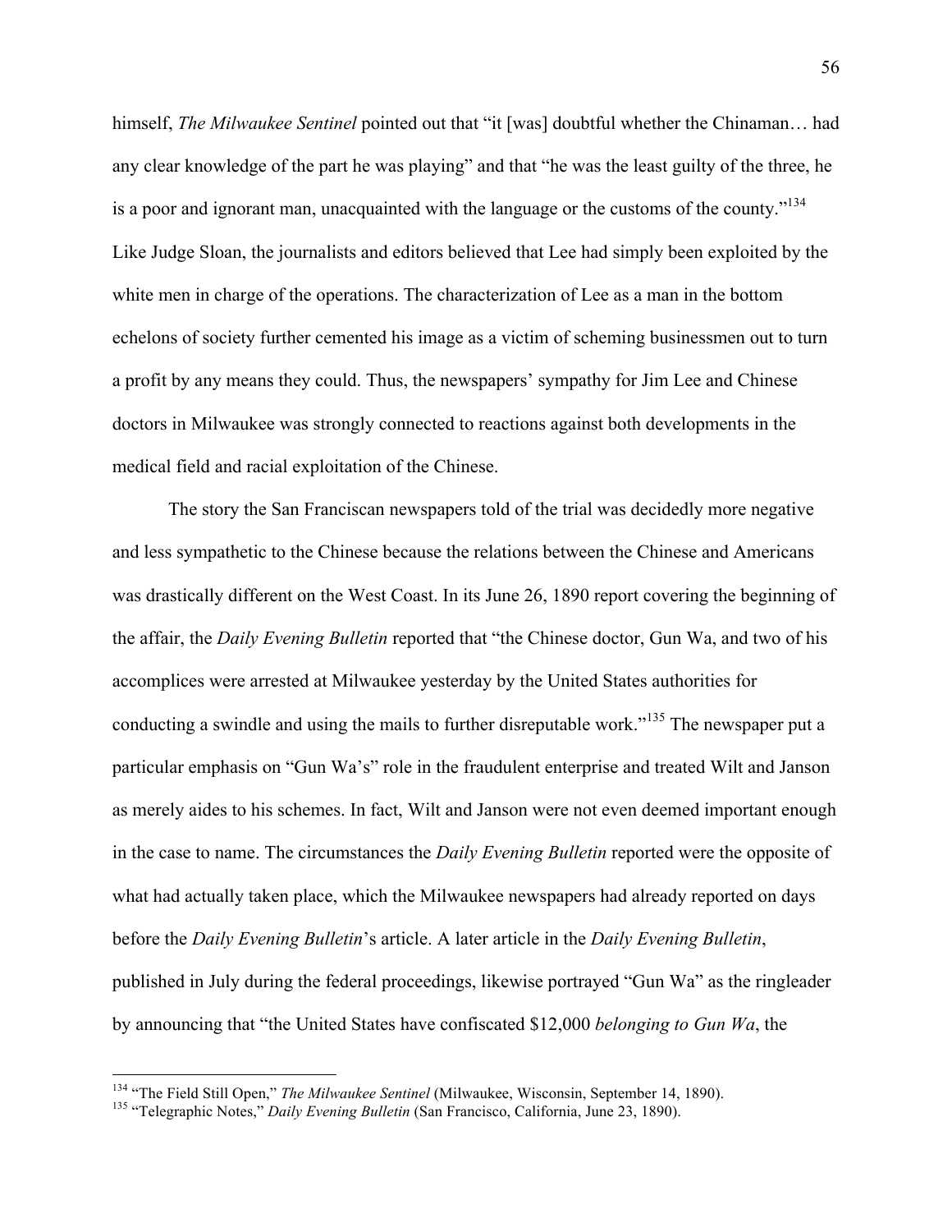himself, *The Milwaukee Sentinel* pointed out that "it [was] doubtful whether the Chinaman… had any clear knowledge of the part he was playing" and that "he was the least guilty of the three, he is a poor and ignorant man, unacquainted with the language or the customs of the county."[134] Like Judge Sloan, the journalists and editors believed that Lee had simply been exploited by the white men in charge of the operations. The characterization of Lee as a man in the bottom echelons of society further cemented his image as a victim of scheming businessmen out to turn a profit by any means they could. Thus, the newspapers' sympathy for Jim Lee and Chinese doctors in Milwaukee was strongly connected to reactions against both developments in the medical field and racial exploitation of the Chinese.

The story the San Franciscan newspapers told of the trial was decidedly more negative and less sympathetic to the Chinese because the relations between the Chinese and Americans was drastically different on the West Coast. In its June 26, 1890 report covering the beginning of the affair, the *Daily Evening Bulletin* reported that "the Chinese doctor, Gun Wa, and two of his accomplices were arrested at Milwaukee yesterday by the United States authorities for conducting a swindle and using the mails to further disreputable work."[135] The newspaper put a particular emphasis on "Gun Wa's" role in the fraudulent enterprise and treated Wilt and Janson as merely aides to his schemes. In fact, Wilt and Janson were not even deemed important enough in the case to name. The circumstances the *Daily Evening Bulletin* reported were the opposite of what had actually taken place, which the Milwaukee newspapers had already reported on days before the *Daily Evening Bulletin*'s article. A later article in the *Daily Evening Bulletin*, published in July during the federal proceedings, likewise portrayed "Gun Wa" as the ringleader by announcing that "the United States have confiscated $12,000 *belonging to Gun Wa*, the

---

[134] "The Field Still Open," *The Milwaukee Sentinel* (Milwaukee, Wisconsin, September 14, 1890).

[135] "Telegraphic Notes," *Daily Evening Bulletin* (San Francisco, California, June 23, 1890).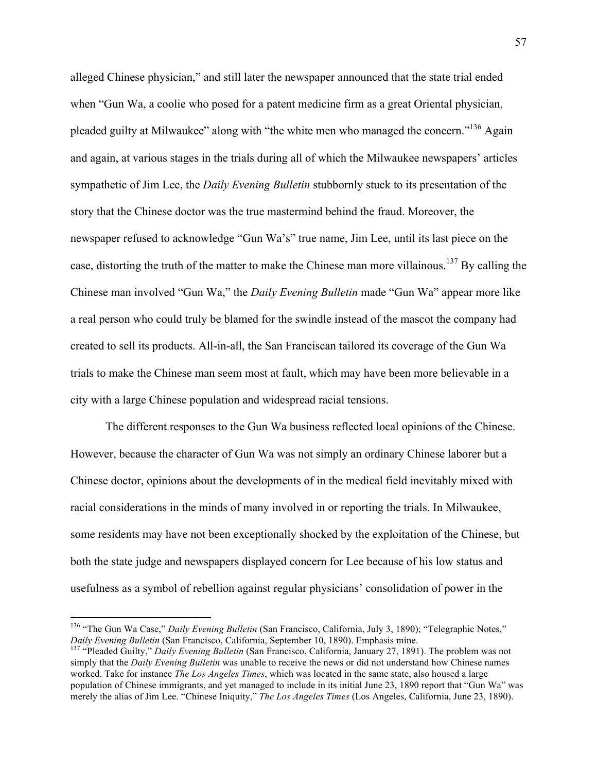alleged Chinese physician," and still later the newspaper announced that the state trial ended when "Gun Wa, a coolie who posed for a patent medicine firm as a great Oriental physician, pleaded guilty at Milwaukee" along with "the white men who managed the concern."[136] Again and again, at various stages in the trials during all of which the Milwaukee newspapers' articles sympathetic of Jim Lee, the *Daily Evening Bulletin* stubbornly stuck to its presentation of the story that the Chinese doctor was the true mastermind behind the fraud. Moreover, the newspaper refused to acknowledge "Gun Wa's" true name, Jim Lee, until its last piece on the case, distorting the truth of the matter to make the Chinese man more villainous.[137] By calling the Chinese man involved "Gun Wa," the *Daily Evening Bulletin* made "Gun Wa" appear more like a real person who could truly be blamed for the swindle instead of the mascot the company had created to sell its products. All-in-all, the San Franciscan tailored its coverage of the Gun Wa trials to make the Chinese man seem most at fault, which may have been more believable in a city with a large Chinese population and widespread racial tensions.

The different responses to the Gun Wa business reflected local opinions of the Chinese. However, because the character of Gun Wa was not simply an ordinary Chinese laborer but a Chinese doctor, opinions about the developments of in the medical field inevitably mixed with racial considerations in the minds of many involved in or reporting the trials. In Milwaukee, some residents may have not been exceptionally shocked by the exploitation of the Chinese, but both the state judge and newspapers displayed concern for Lee because of his low status and usefulness as a symbol of rebellion against regular physicians' consolidation of power in the

---

[136] "The Gun Wa Case," *Daily Evening Bulletin* (San Francisco, California, July 3, 1890); "Telegraphic Notes," *Daily Evening Bulletin* (San Francisco, California, September 10, 1890). Emphasis mine.

[137] "Pleaded Guilty," *Daily Evening Bulletin* (San Francisco, California, January 27, 1891). The problem was not simply that the *Daily Evening Bulletin* was unable to receive the news or did not understand how Chinese names worked. Take for instance *The Los Angeles Times*, which was located in the same state, also housed a large population of Chinese immigrants, and yet managed to include in its initial June 23, 1890 report that "Gun Wa" was merely the alias of Jim Lee. "Chinese Iniquity," *The Los Angeles Times* (Los Angeles, California, June 23, 1890).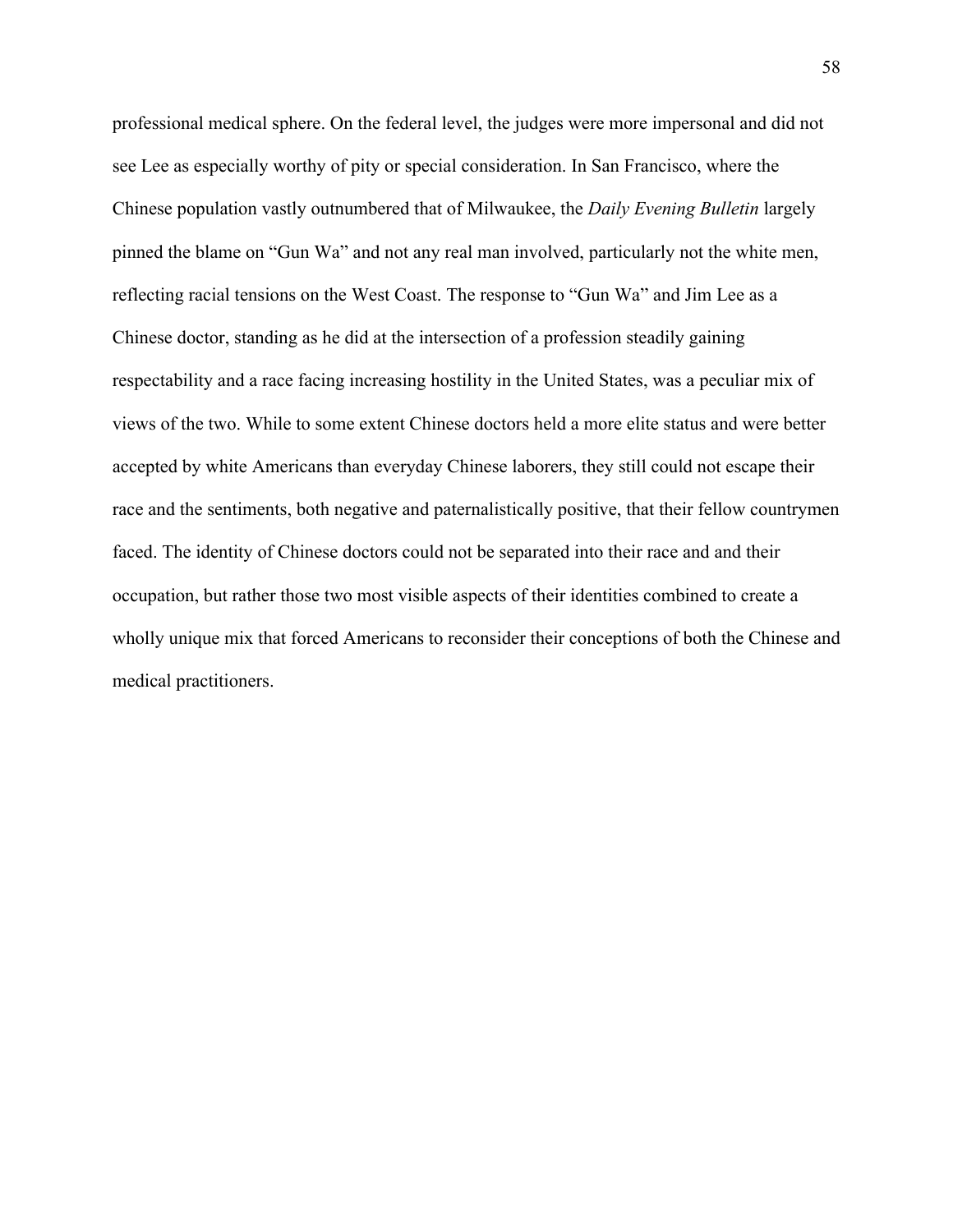professional medical sphere. On the federal level, the judges were more impersonal and did not see Lee as especially worthy of pity or special consideration. In San Francisco, where the Chinese population vastly outnumbered that of Milwaukee, the *Daily Evening Bulletin* largely pinned the blame on "Gun Wa" and not any real man involved, particularly not the white men, reflecting racial tensions on the West Coast. The response to "Gun Wa" and Jim Lee as a Chinese doctor, standing as he did at the intersection of a profession steadily gaining respectability and a race facing increasing hostility in the United States, was a peculiar mix of views of the two. While to some extent Chinese doctors held a more elite status and were better accepted by white Americans than everyday Chinese laborers, they still could not escape their race and the sentiments, both negative and paternalistically positive, that their fellow countrymen faced. The identity of Chinese doctors could not be separated into their race and and their occupation, but rather those two most visible aspects of their identities combined to create a wholly unique mix that forced Americans to reconsider their conceptions of both the Chinese and medical practitioners.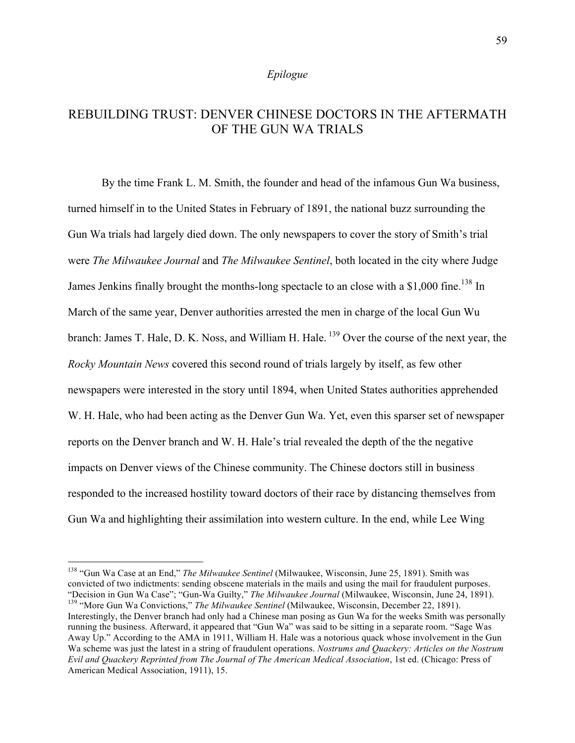*Epilogue*

# REBUILDING TRUST: DENVER CHINESE DOCTORS IN THE AFTERMATH OF THE GUN WA TRIALS

By the time Frank L. M. Smith, the founder and head of the infamous Gun Wa business, turned himself in to the United States in February of 1891, the national buzz surrounding the Gun Wa trials had largely died down. The only newspapers to cover the story of Smith's trial were *The Milwaukee Journal* and *The Milwaukee Sentinel*, both located in the city where Judge James Jenkins finally brought the months-long spectacle to an close with a $1,000 fine.[138] In March of the same year, Denver authorities arrested the men in charge of the local Gun Wu branch: James T. Hale, D. K. Noss, and William H. Hale. [139] Over the course of the next year, the *Rocky Mountain News* covered this second round of trials largely by itself, as few other newspapers were interested in the story until 1894, when United States authorities apprehended W. H. Hale, who had been acting as the Denver Gun Wa. Yet, even this sparser set of newspaper reports on the Denver branch and W. H. Hale's trial revealed the depth of the the negative impacts on Denver views of the Chinese community. The Chinese doctors still in business responded to the increased hostility toward doctors of their race by distancing themselves from Gun Wa and highlighting their assimilation into western culture. In the end, while Lee Wing

---

[138] "Gun Wa Case at an End," *The Milwaukee Sentinel* (Milwaukee, Wisconsin, June 25, 1891). Smith was convicted of two indictments: sending obscene materials in the mails and using the mail for fraudulent purposes. "Decision in Gun Wa Case"; "Gun-Wa Guilty," *The Milwaukee Journal* (Milwaukee, Wisconsin, June 24, 1891).

[139] "More Gun Wa Convictions," *The Milwaukee Sentinel* (Milwaukee, Wisconsin, December 22, 1891). Interestingly, the Denver branch had only had a Chinese man posing as Gun Wa for the weeks Smith was personally running the business. Afterward, it appeared that "Gun Wa" was said to be sitting in a separate room. "Sage Was Away Up." According to the AMA in 1911, William H. Hale was a notorious quack whose involvement in the Gun Wa scheme was just the latest in a string of fraudulent operations. *Nostrums and Quackery: Articles on the Nostrum Evil and Quackery Reprinted from The Journal of The American Medical Association*, 1st ed. (Chicago: Press of American Medical Association, 1911), 15.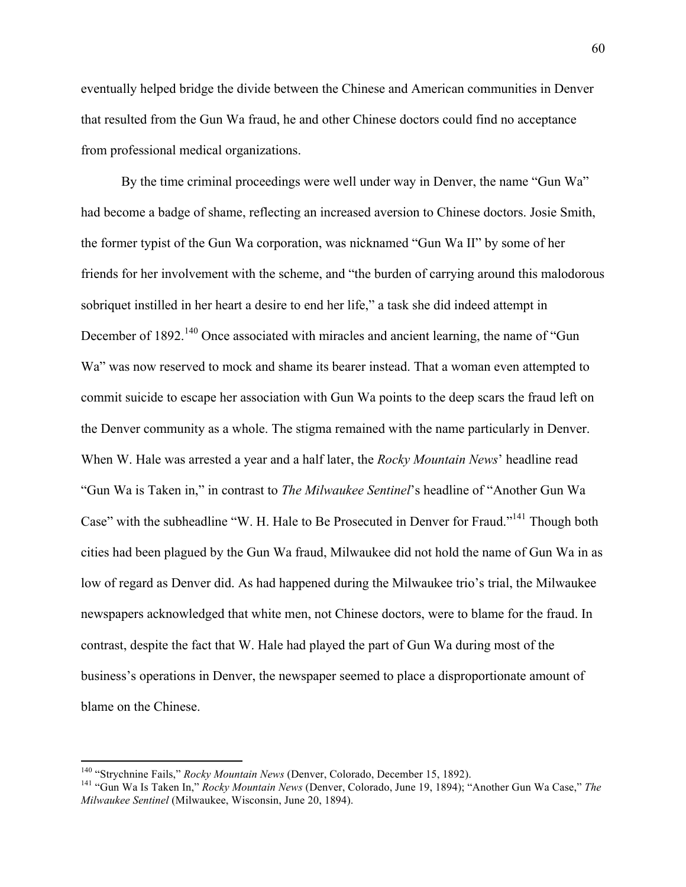eventually helped bridge the divide between the Chinese and American communities in Denver that resulted from the Gun Wa fraud, he and other Chinese doctors could find no acceptance from professional medical organizations.

By the time criminal proceedings were well under way in Denver, the name "Gun Wa" had become a badge of shame, reflecting an increased aversion to Chinese doctors. Josie Smith, the former typist of the Gun Wa corporation, was nicknamed "Gun Wa II" by some of her friends for her involvement with the scheme, and "the burden of carrying around this malodorous sobriquet instilled in her heart a desire to end her life," a task she did indeed attempt in December of 1892.[140] Once associated with miracles and ancient learning, the name of "Gun Wa" was now reserved to mock and shame its bearer instead. That a woman even attempted to commit suicide to escape her association with Gun Wa points to the deep scars the fraud left on the Denver community as a whole. The stigma remained with the name particularly in Denver. When W. Hale was arrested a year and a half later, the *Rocky Mountain News*' headline read "Gun Wa is Taken in," in contrast to *The Milwaukee Sentinel*'s headline of "Another Gun Wa Case" with the subheadline "W. H. Hale to Be Prosecuted in Denver for Fraud."[141] Though both cities had been plagued by the Gun Wa fraud, Milwaukee did not hold the name of Gun Wa in as low of regard as Denver did. As had happened during the Milwaukee trio's trial, the Milwaukee newspapers acknowledged that white men, not Chinese doctors, were to blame for the fraud. In contrast, despite the fact that W. Hale had played the part of Gun Wa during most of the business's operations in Denver, the newspaper seemed to place a disproportionate amount of blame on the Chinese.

---

[140] "Strychnine Fails," *Rocky Mountain News* (Denver, Colorado, December 15, 1892).

[141] "Gun Wa Is Taken In," *Rocky Mountain News* (Denver, Colorado, June 19, 1894); "Another Gun Wa Case," *The Milwaukee Sentinel* (Milwaukee, Wisconsin, June 20, 1894).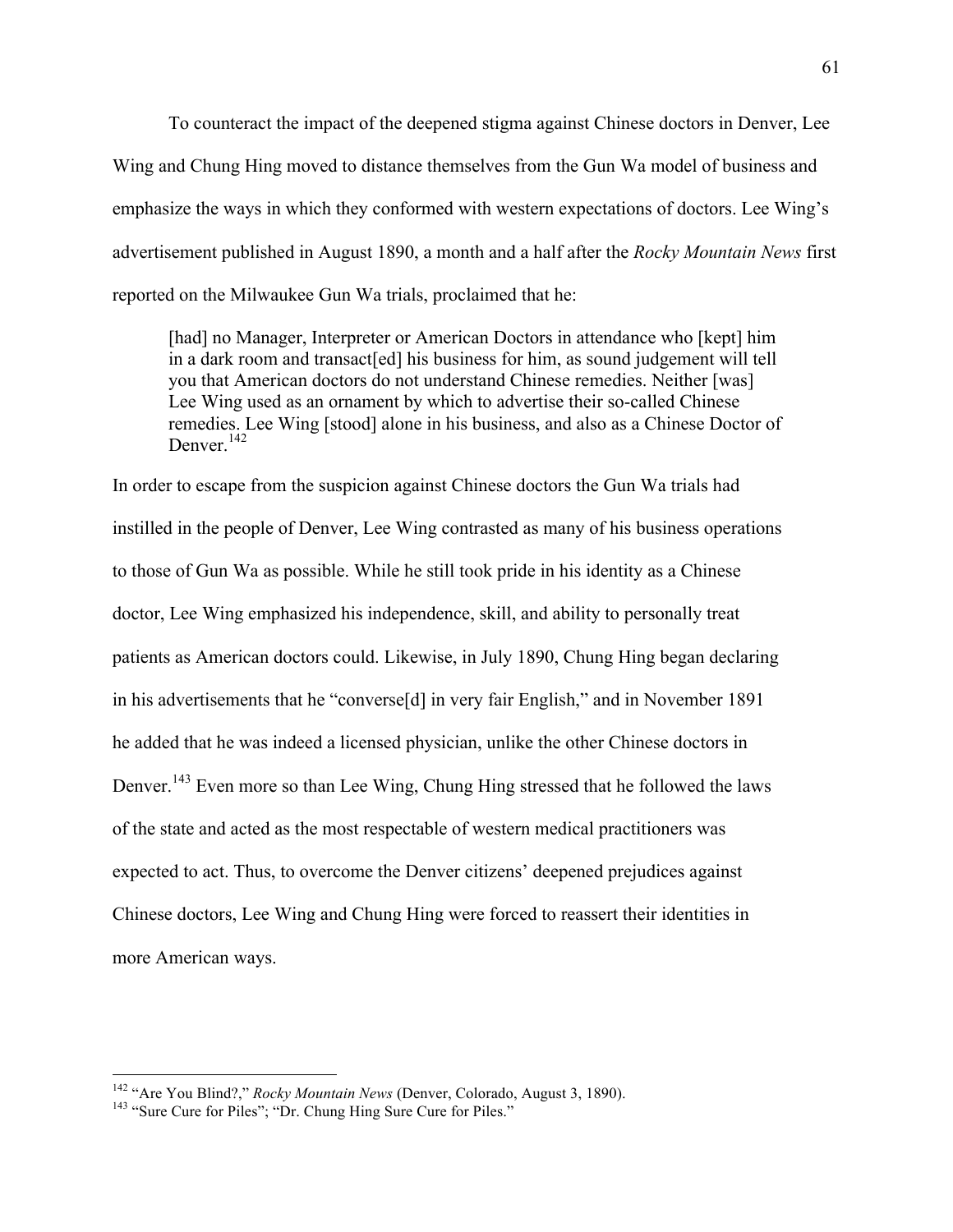To counteract the impact of the deepened stigma against Chinese doctors in Denver, Lee Wing and Chung Hing moved to distance themselves from the Gun Wa model of business and emphasize the ways in which they conformed with western expectations of doctors. Lee Wing's advertisement published in August 1890, a month and a half after the *Rocky Mountain News* first reported on the Milwaukee Gun Wa trials, proclaimed that he:

> [had] no Manager, Interpreter or American Doctors in attendance who [kept] him in a dark room and transact[ed] his business for him, as sound judgement will tell you that American doctors do not understand Chinese remedies. Neither [was] Lee Wing used as an ornament by which to advertise their so-called Chinese remedies. Lee Wing [stood] alone in his business, and also as a Chinese Doctor of Denver.[142]

In order to escape from the suspicion against Chinese doctors the Gun Wa trials had instilled in the people of Denver, Lee Wing contrasted as many of his business operations to those of Gun Wa as possible. While he still took pride in his identity as a Chinese doctor, Lee Wing emphasized his independence, skill, and ability to personally treat patients as American doctors could. Likewise, in July 1890, Chung Hing began declaring in his advertisements that he "converse[d] in very fair English," and in November 1891 he added that he was indeed a licensed physician, unlike the other Chinese doctors in Denver.[143] Even more so than Lee Wing, Chung Hing stressed that he followed the laws of the state and acted as the most respectable of western medical practitioners was expected to act. Thus, to overcome the Denver citizens' deepened prejudices against Chinese doctors, Lee Wing and Chung Hing were forced to reassert their identities in more American ways.

---

[142] "Are You Blind?," *Rocky Mountain News* (Denver, Colorado, August 3, 1890).

[143] "Sure Cure for Piles"; "Dr. Chung Hing Sure Cure for Piles."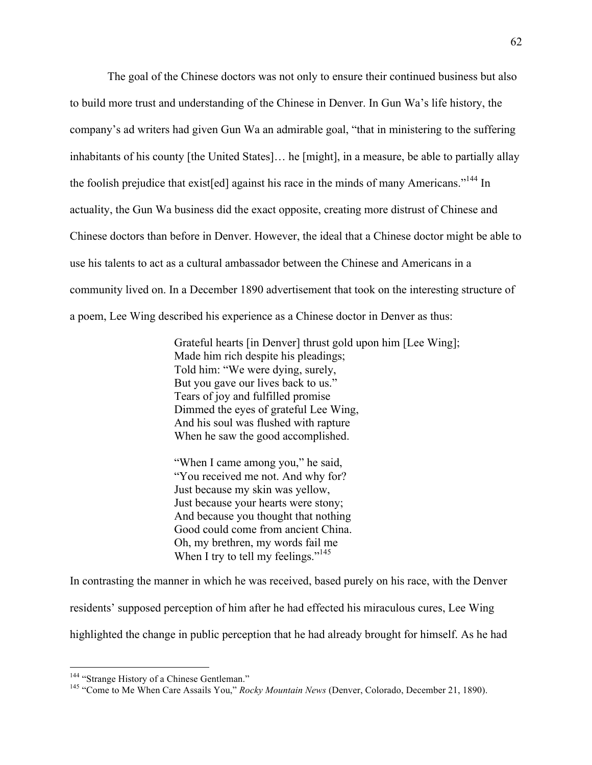The goal of the Chinese doctors was not only to ensure their continued business but also to build more trust and understanding of the Chinese in Denver. In Gun Wa's life history, the company's ad writers had given Gun Wa an admirable goal, "that in ministering to the suffering inhabitants of his county [the United States]… he [might], in a measure, be able to partially allay the foolish prejudice that exist[ed] against his race in the minds of many Americans."[144] In actuality, the Gun Wa business did the exact opposite, creating more distrust of Chinese and Chinese doctors than before in Denver. However, the ideal that a Chinese doctor might be able to use his talents to act as a cultural ambassador between the Chinese and Americans in a community lived on. In a December 1890 advertisement that took on the interesting structure of a poem, Lee Wing described his experience as a Chinese doctor in Denver as thus:

> Grateful hearts [in Denver] thrust gold upon him [Lee Wing];
> Made him rich despite his pleadings;
> Told him: "We were dying, surely,
> But you gave our lives back to us."
> Tears of joy and fulfilled promise
> Dimmed the eyes of grateful Lee Wing,
> And his soul was flushed with rapture
> When he saw the good accomplished.
>
> "When I came among you," he said,
> "You received me not. And why for?
> Just because my skin was yellow,
> Just because your hearts were stony;
> And because you thought that nothing
> Good could come from ancient China.
> Oh, my brethren, my words fail me
> When I try to tell my feelings."[145]

In contrasting the manner in which he was received, based purely on his race, with the Denver residents' supposed perception of him after he had effected his miraculous cures, Lee Wing highlighted the change in public perception that he had already brought for himself. As he had

---

[144] "Strange History of a Chinese Gentleman."

[145] "Come to Me When Care Assails You," *Rocky Mountain News* (Denver, Colorado, December 21, 1890).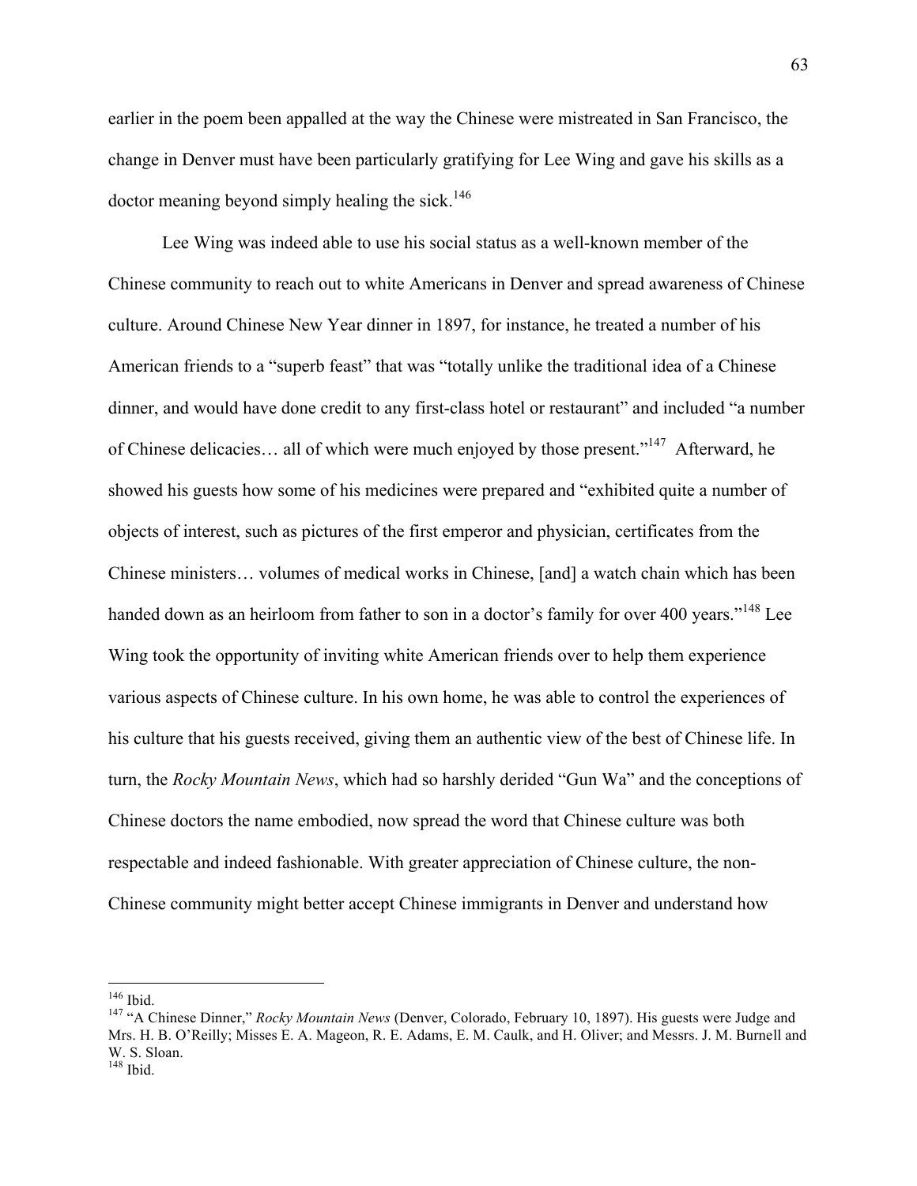earlier in the poem been appalled at the way the Chinese were mistreated in San Francisco, the change in Denver must have been particularly gratifying for Lee Wing and gave his skills as a doctor meaning beyond simply healing the sick.[146]

Lee Wing was indeed able to use his social status as a well-known member of the Chinese community to reach out to white Americans in Denver and spread awareness of Chinese culture. Around Chinese New Year dinner in 1897, for instance, he treated a number of his American friends to a "superb feast" that was "totally unlike the traditional idea of a Chinese dinner, and would have done credit to any first-class hotel or restaurant" and included "a number of Chinese delicacies… all of which were much enjoyed by those present."[147] Afterward, he showed his guests how some of his medicines were prepared and "exhibited quite a number of objects of interest, such as pictures of the first emperor and physician, certificates from the Chinese ministers… volumes of medical works in Chinese, [and] a watch chain which has been handed down as an heirloom from father to son in a doctor's family for over 400 years."[148] Lee Wing took the opportunity of inviting white American friends over to help them experience various aspects of Chinese culture. In his own home, he was able to control the experiences of his culture that his guests received, giving them an authentic view of the best of Chinese life. In turn, the *Rocky Mountain News*, which had so harshly derided "Gun Wa" and the conceptions of Chinese doctors the name embodied, now spread the word that Chinese culture was both respectable and indeed fashionable. With greater appreciation of Chinese culture, the non-Chinese community might better accept Chinese immigrants in Denver and understand how

---

[146] Ibid.

[147] "A Chinese Dinner," *Rocky Mountain News* (Denver, Colorado, February 10, 1897). His guests were Judge and Mrs. H. B. O'Reilly; Misses E. A. Mageon, R. E. Adams, E. M. Caulk, and H. Oliver; and Messrs. J. M. Burnell and W. S. Sloan.

[148] Ibid.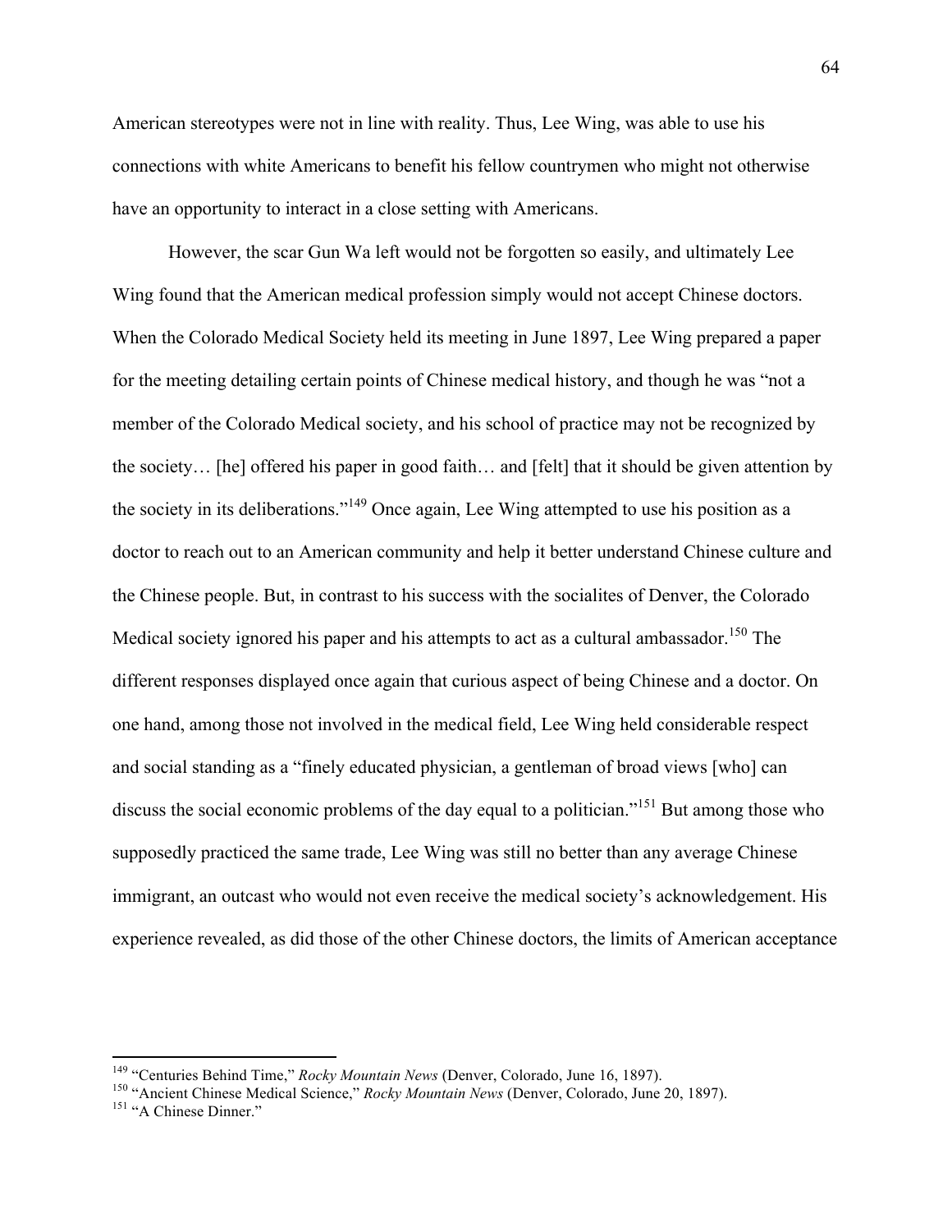American stereotypes were not in line with reality. Thus, Lee Wing, was able to use his connections with white Americans to benefit his fellow countrymen who might not otherwise have an opportunity to interact in a close setting with Americans.

However, the scar Gun Wa left would not be forgotten so easily, and ultimately Lee Wing found that the American medical profession simply would not accept Chinese doctors. When the Colorado Medical Society held its meeting in June 1897, Lee Wing prepared a paper for the meeting detailing certain points of Chinese medical history, and though he was "not a member of the Colorado Medical society, and his school of practice may not be recognized by the society… [he] offered his paper in good faith… and [felt] that it should be given attention by the society in its deliberations."[149] Once again, Lee Wing attempted to use his position as a doctor to reach out to an American community and help it better understand Chinese culture and the Chinese people. But, in contrast to his success with the socialites of Denver, the Colorado Medical society ignored his paper and his attempts to act as a cultural ambassador.[150] The different responses displayed once again that curious aspect of being Chinese and a doctor. On one hand, among those not involved in the medical field, Lee Wing held considerable respect and social standing as a "finely educated physician, a gentleman of broad views [who] can discuss the social economic problems of the day equal to a politician."[151] But among those who supposedly practiced the same trade, Lee Wing was still no better than any average Chinese immigrant, an outcast who would not even receive the medical society's acknowledgement. His experience revealed, as did those of the other Chinese doctors, the limits of American acceptance

---

[149] "Centuries Behind Time," *Rocky Mountain News* (Denver, Colorado, June 16, 1897).

[150] "Ancient Chinese Medical Science," *Rocky Mountain News* (Denver, Colorado, June 20, 1897).

[151] "A Chinese Dinner."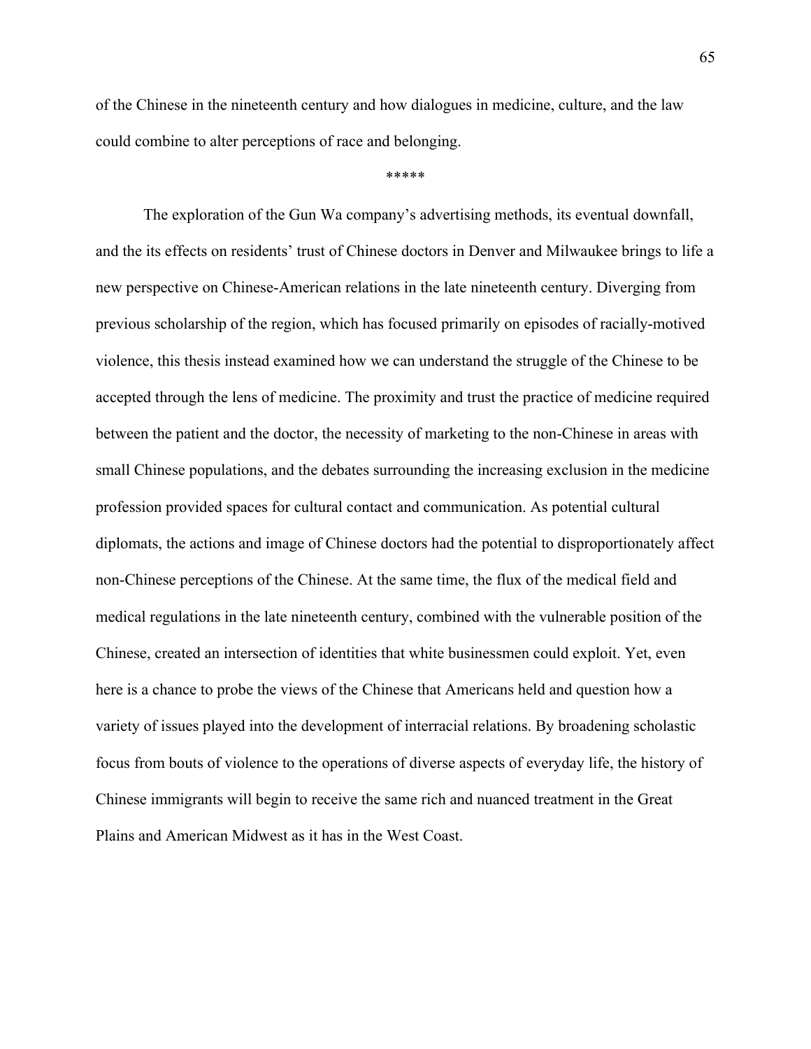of the Chinese in the nineteenth century and how dialogues in medicine, culture, and the law could combine to alter perceptions of race and belonging.

*****

The exploration of the Gun Wa company's advertising methods, its eventual downfall, and the its effects on residents' trust of Chinese doctors in Denver and Milwaukee brings to life a new perspective on Chinese-American relations in the late nineteenth century. Diverging from previous scholarship of the region, which has focused primarily on episodes of racially-motived violence, this thesis instead examined how we can understand the struggle of the Chinese to be accepted through the lens of medicine. The proximity and trust the practice of medicine required between the patient and the doctor, the necessity of marketing to the non-Chinese in areas with small Chinese populations, and the debates surrounding the increasing exclusion in the medicine profession provided spaces for cultural contact and communication. As potential cultural diplomats, the actions and image of Chinese doctors had the potential to disproportionately affect non-Chinese perceptions of the Chinese. At the same time, the flux of the medical field and medical regulations in the late nineteenth century, combined with the vulnerable position of the Chinese, created an intersection of identities that white businessmen could exploit. Yet, even here is a chance to probe the views of the Chinese that Americans held and question how a variety of issues played into the development of interracial relations. By broadening scholastic focus from bouts of violence to the operations of diverse aspects of everyday life, the history of Chinese immigrants will begin to receive the same rich and nuanced treatment in the Great Plains and American Midwest as it has in the West Coast.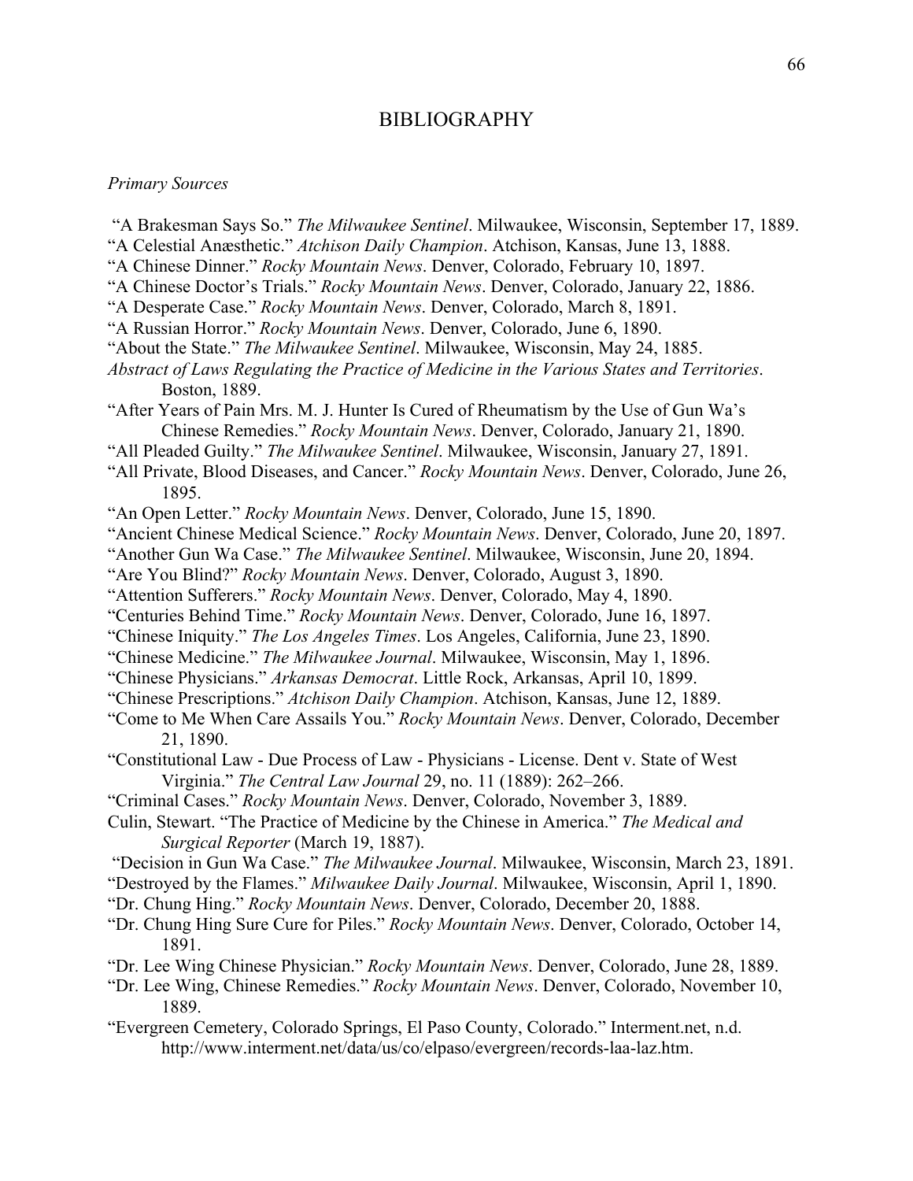# BIBLIOGRAPHY

*Primary Sources*

"A Brakesman Says So." *The Milwaukee Sentinel*. Milwaukee, Wisconsin, September 17, 1889.

"A Celestial Anæsthetic." *Atchison Daily Champion*. Atchison, Kansas, June 13, 1888.

"A Chinese Dinner." *Rocky Mountain News*. Denver, Colorado, February 10, 1897.

"A Chinese Doctor's Trials." *Rocky Mountain News*. Denver, Colorado, January 22, 1886.

"A Desperate Case." *Rocky Mountain News*. Denver, Colorado, March 8, 1891.

"A Russian Horror." *Rocky Mountain News*. Denver, Colorado, June 6, 1890.

"About the State." *The Milwaukee Sentinel*. Milwaukee, Wisconsin, May 24, 1885.

*Abstract of Laws Regulating the Practice of Medicine in the Various States and Territories*. Boston, 1889.

"After Years of Pain Mrs. M. J. Hunter Is Cured of Rheumatism by the Use of Gun Wa's Chinese Remedies." *Rocky Mountain News*. Denver, Colorado, January 21, 1890.

"All Pleaded Guilty." *The Milwaukee Sentinel*. Milwaukee, Wisconsin, January 27, 1891.

"All Private, Blood Diseases, and Cancer." *Rocky Mountain News*. Denver, Colorado, June 26, 1895.

"An Open Letter." *Rocky Mountain News*. Denver, Colorado, June 15, 1890.

"Ancient Chinese Medical Science." *Rocky Mountain News*. Denver, Colorado, June 20, 1897.

"Another Gun Wa Case." *The Milwaukee Sentinel*. Milwaukee, Wisconsin, June 20, 1894.

"Are You Blind?" *Rocky Mountain News*. Denver, Colorado, August 3, 1890.

"Attention Sufferers." *Rocky Mountain News*. Denver, Colorado, May 4, 1890.

"Centuries Behind Time." *Rocky Mountain News*. Denver, Colorado, June 16, 1897.

"Chinese Iniquity." *The Los Angeles Times*. Los Angeles, California, June 23, 1890.

"Chinese Medicine." *The Milwaukee Journal*. Milwaukee, Wisconsin, May 1, 1896.

"Chinese Physicians." *Arkansas Democrat*. Little Rock, Arkansas, April 10, 1899.

"Chinese Prescriptions." *Atchison Daily Champion*. Atchison, Kansas, June 12, 1889.

"Come to Me When Care Assails You." *Rocky Mountain News*. Denver, Colorado, December 21, 1890.

"Constitutional Law - Due Process of Law - Physicians - License. Dent v. State of West Virginia." *The Central Law Journal* 29, no. 11 (1889): 262–266.

"Criminal Cases." *Rocky Mountain News*. Denver, Colorado, November 3, 1889.

Culin, Stewart. "The Practice of Medicine by the Chinese in America." *The Medical and Surgical Reporter* (March 19, 1887).

"Decision in Gun Wa Case." *The Milwaukee Journal*. Milwaukee, Wisconsin, March 23, 1891.

"Destroyed by the Flames." *Milwaukee Daily Journal*. Milwaukee, Wisconsin, April 1, 1890.

"Dr. Chung Hing." *Rocky Mountain News*. Denver, Colorado, December 20, 1888.

"Dr. Chung Hing Sure Cure for Piles." *Rocky Mountain News*. Denver, Colorado, October 14, 1891.

"Dr. Lee Wing Chinese Physician." *Rocky Mountain News*. Denver, Colorado, June 28, 1889.

"Dr. Lee Wing, Chinese Remedies." *Rocky Mountain News*. Denver, Colorado, November 10, 1889.

"Evergreen Cemetery, Colorado Springs, El Paso County, Colorado." Interment.net, n.d. http://www.interment.net/data/us/co/elpaso/evergreen/records-laa-laz.htm.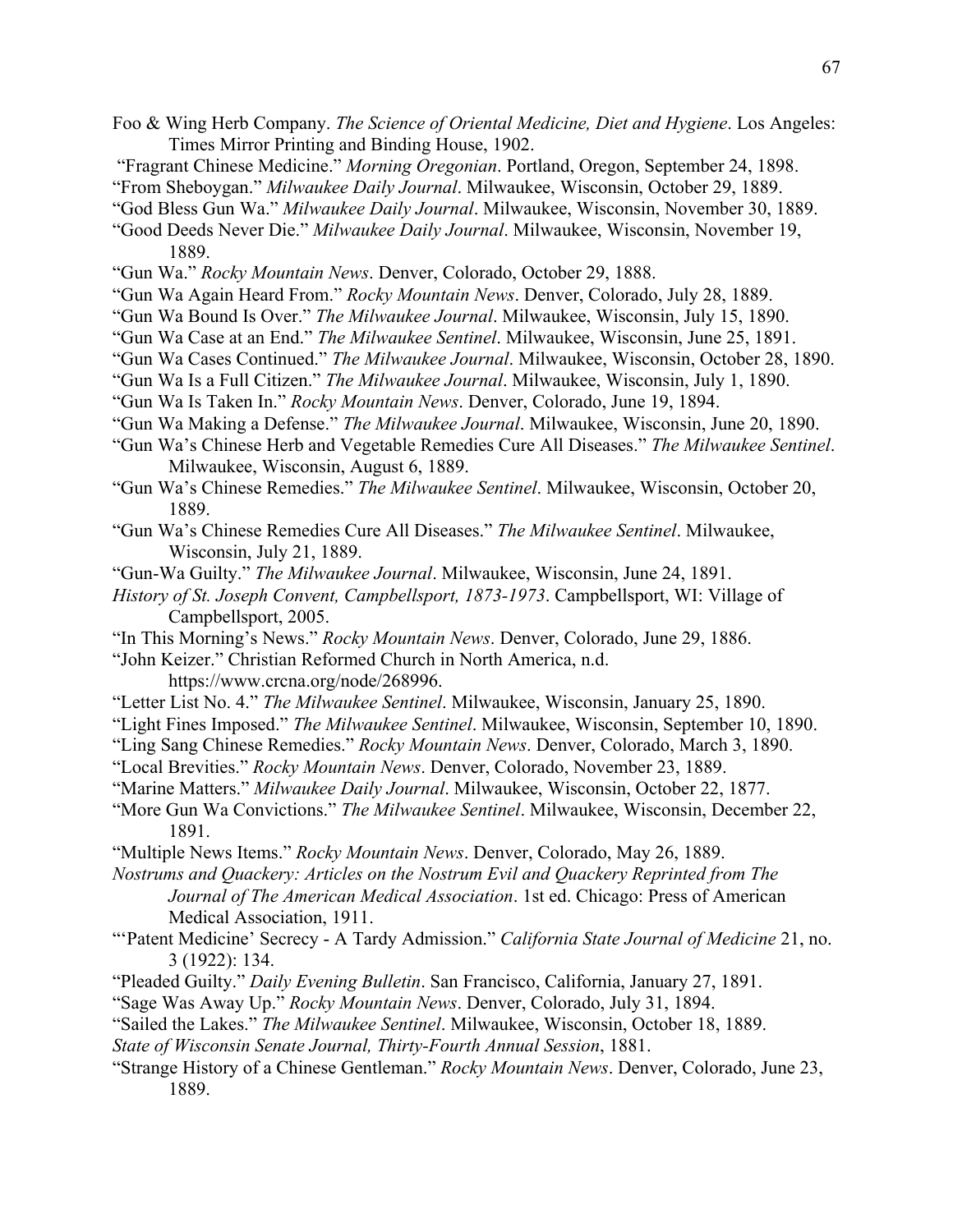Foo & Wing Herb Company. *The Science of Oriental Medicine, Diet and Hygiene*. Los Angeles: Times Mirror Printing and Binding House, 1902.

"Fragrant Chinese Medicine." *Morning Oregonian*. Portland, Oregon, September 24, 1898.

"From Sheboygan." *Milwaukee Daily Journal*. Milwaukee, Wisconsin, October 29, 1889.

"God Bless Gun Wa." *Milwaukee Daily Journal*. Milwaukee, Wisconsin, November 30, 1889.

"Good Deeds Never Die." *Milwaukee Daily Journal*. Milwaukee, Wisconsin, November 19, 1889.

"Gun Wa." *Rocky Mountain News*. Denver, Colorado, October 29, 1888.

"Gun Wa Again Heard From." *Rocky Mountain News*. Denver, Colorado, July 28, 1889.

"Gun Wa Bound Is Over." *The Milwaukee Journal*. Milwaukee, Wisconsin, July 15, 1890.

"Gun Wa Case at an End." *The Milwaukee Sentinel*. Milwaukee, Wisconsin, June 25, 1891.

"Gun Wa Cases Continued." *The Milwaukee Journal*. Milwaukee, Wisconsin, October 28, 1890.

"Gun Wa Is a Full Citizen." *The Milwaukee Journal*. Milwaukee, Wisconsin, July 1, 1890.

"Gun Wa Is Taken In." *Rocky Mountain News*. Denver, Colorado, June 19, 1894.

"Gun Wa Making a Defense." *The Milwaukee Journal*. Milwaukee, Wisconsin, June 20, 1890.

"Gun Wa's Chinese Herb and Vegetable Remedies Cure All Diseases." *The Milwaukee Sentinel*. Milwaukee, Wisconsin, August 6, 1889.

"Gun Wa's Chinese Remedies." *The Milwaukee Sentinel*. Milwaukee, Wisconsin, October 20, 1889.

"Gun Wa's Chinese Remedies Cure All Diseases." *The Milwaukee Sentinel*. Milwaukee, Wisconsin, July 21, 1889.

"Gun-Wa Guilty." *The Milwaukee Journal*. Milwaukee, Wisconsin, June 24, 1891.

*History of St. Joseph Convent, Campbellsport, 1873-1973*. Campbellsport, WI: Village of Campbellsport, 2005.

"In This Morning's News." *Rocky Mountain News*. Denver, Colorado, June 29, 1886.

"John Keizer." Christian Reformed Church in North America, n.d. https://www.crcna.org/node/268996.

"Letter List No. 4." *The Milwaukee Sentinel*. Milwaukee, Wisconsin, January 25, 1890.

"Light Fines Imposed." *The Milwaukee Sentinel*. Milwaukee, Wisconsin, September 10, 1890.

"Ling Sang Chinese Remedies." *Rocky Mountain News*. Denver, Colorado, March 3, 1890.

"Local Brevities." *Rocky Mountain News*. Denver, Colorado, November 23, 1889.

"Marine Matters." *Milwaukee Daily Journal*. Milwaukee, Wisconsin, October 22, 1877.

"More Gun Wa Convictions." *The Milwaukee Sentinel*. Milwaukee, Wisconsin, December 22, 1891.

"Multiple News Items." *Rocky Mountain News*. Denver, Colorado, May 26, 1889.

*Nostrums and Quackery: Articles on the Nostrum Evil and Quackery Reprinted from The Journal of The American Medical Association*. 1st ed. Chicago: Press of American Medical Association, 1911.

"'Patent Medicine' Secrecy - A Tardy Admission." *California State Journal of Medicine* 21, no. 3 (1922): 134.

"Pleaded Guilty." *Daily Evening Bulletin*. San Francisco, California, January 27, 1891.

"Sage Was Away Up." *Rocky Mountain News*. Denver, Colorado, July 31, 1894.

"Sailed the Lakes." *The Milwaukee Sentinel*. Milwaukee, Wisconsin, October 18, 1889.

*State of Wisconsin Senate Journal, Thirty-Fourth Annual Session*, 1881.

"Strange History of a Chinese Gentleman." *Rocky Mountain News*. Denver, Colorado, June 23, 1889.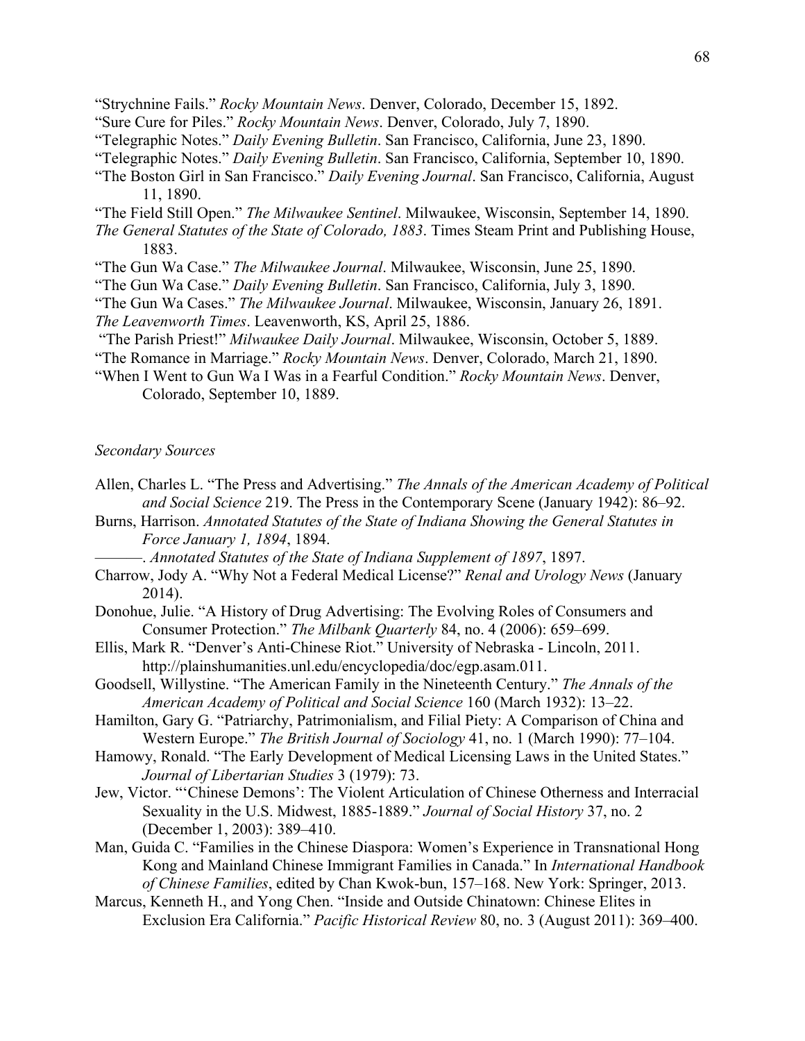"Strychnine Fails." *Rocky Mountain News*. Denver, Colorado, December 15, 1892.

"Sure Cure for Piles." *Rocky Mountain News*. Denver, Colorado, July 7, 1890.

"Telegraphic Notes." *Daily Evening Bulletin*. San Francisco, California, June 23, 1890.

"Telegraphic Notes." *Daily Evening Bulletin*. San Francisco, California, September 10, 1890.

"The Boston Girl in San Francisco." *Daily Evening Journal*. San Francisco, California, August 11, 1890.

"The Field Still Open." *The Milwaukee Sentinel*. Milwaukee, Wisconsin, September 14, 1890.

*The General Statutes of the State of Colorado, 1883*. Times Steam Print and Publishing House, 1883.

"The Gun Wa Case." *The Milwaukee Journal*. Milwaukee, Wisconsin, June 25, 1890.

"The Gun Wa Case." *Daily Evening Bulletin*. San Francisco, California, July 3, 1890.

"The Gun Wa Cases." *The Milwaukee Journal*. Milwaukee, Wisconsin, January 26, 1891.

*The Leavenworth Times*. Leavenworth, KS, April 25, 1886.

"The Parish Priest!" *Milwaukee Daily Journal*. Milwaukee, Wisconsin, October 5, 1889.

"The Romance in Marriage." *Rocky Mountain News*. Denver, Colorado, March 21, 1890.

"When I Went to Gun Wa I Was in a Fearful Condition." *Rocky Mountain News*. Denver, Colorado, September 10, 1889.

*Secondary Sources*

Allen, Charles L. "The Press and Advertising." *The Annals of the American Academy of Political and Social Science* 219. The Press in the Contemporary Scene (January 1942): 86–92.

Burns, Harrison. *Annotated Statutes of the State of Indiana Showing the General Statutes in Force January 1, 1894*, 1894.

———. *Annotated Statutes of the State of Indiana Supplement of 1897*, 1897.

Charrow, Jody A. "Why Not a Federal Medical License?" *Renal and Urology News* (January 2014).

Donohue, Julie. "A History of Drug Advertising: The Evolving Roles of Consumers and Consumer Protection." *The Milbank Quarterly* 84, no. 4 (2006): 659–699.

Ellis, Mark R. "Denver's Anti-Chinese Riot." University of Nebraska - Lincoln, 2011. http://plainshumanities.unl.edu/encyclopedia/doc/egp.asam.011.

Goodsell, Willystine. "The American Family in the Nineteenth Century." *The Annals of the American Academy of Political and Social Science* 160 (March 1932): 13–22.

Hamilton, Gary G. "Patriarchy, Patrimonialism, and Filial Piety: A Comparison of China and Western Europe." *The British Journal of Sociology* 41, no. 1 (March 1990): 77–104.

Hamowy, Ronald. "The Early Development of Medical Licensing Laws in the United States." *Journal of Libertarian Studies* 3 (1979): 73.

Jew, Victor. "'Chinese Demons': The Violent Articulation of Chinese Otherness and Interracial Sexuality in the U.S. Midwest, 1885-1889." *Journal of Social History* 37, no. 2 (December 1, 2003): 389–410.

Man, Guida C. "Families in the Chinese Diaspora: Women's Experience in Transnational Hong Kong and Mainland Chinese Immigrant Families in Canada." In *International Handbook of Chinese Families*, edited by Chan Kwok-bun, 157–168. New York: Springer, 2013.

Marcus, Kenneth H., and Yong Chen. "Inside and Outside Chinatown: Chinese Elites in Exclusion Era California." *Pacific Historical Review* 80, no. 3 (August 2011): 369–400.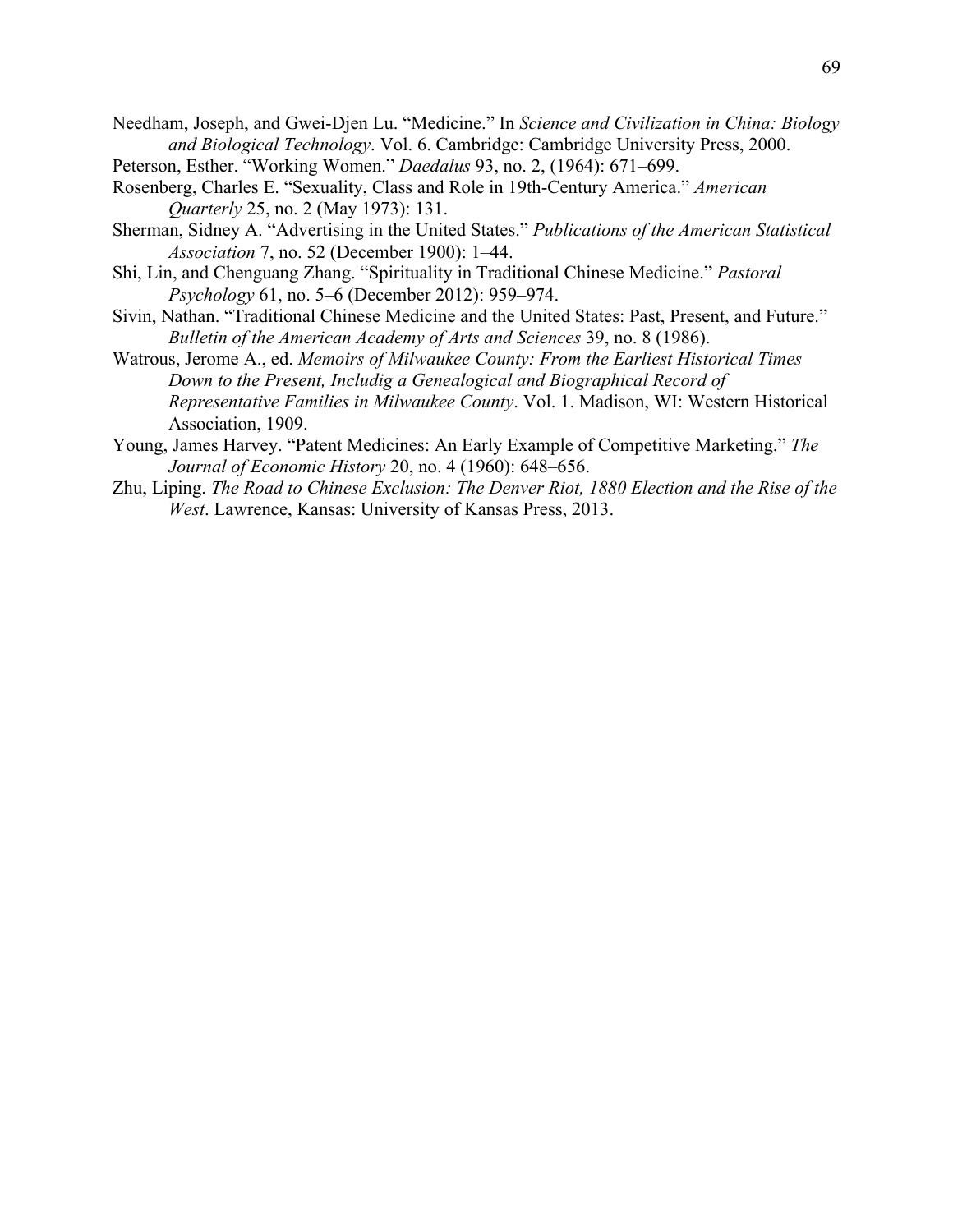Needham, Joseph, and Gwei-Djen Lu. "Medicine." In *Science and Civilization in China: Biology and Biological Technology*. Vol. 6. Cambridge: Cambridge University Press, 2000.

Peterson, Esther. "Working Women." *Daedalus* 93, no. 2, (1964): 671–699.

Rosenberg, Charles E. "Sexuality, Class and Role in 19th-Century America." *American Quarterly* 25, no. 2 (May 1973): 131.

Sherman, Sidney A. "Advertising in the United States." *Publications of the American Statistical Association* 7, no. 52 (December 1900): 1–44.

Shi, Lin, and Chenguang Zhang. "Spirituality in Traditional Chinese Medicine." *Pastoral Psychology* 61, no. 5–6 (December 2012): 959–974.

Sivin, Nathan. "Traditional Chinese Medicine and the United States: Past, Present, and Future." *Bulletin of the American Academy of Arts and Sciences* 39, no. 8 (1986).

Watrous, Jerome A., ed. *Memoirs of Milwaukee County: From the Earliest Historical Times Down to the Present, Includig a Genealogical and Biographical Record of Representative Families in Milwaukee County*. Vol. 1. Madison, WI: Western Historical Association, 1909.

Young, James Harvey. "Patent Medicines: An Early Example of Competitive Marketing." *The Journal of Economic History* 20, no. 4 (1960): 648–656.

Zhu, Liping. *The Road to Chinese Exclusion: The Denver Riot, 1880 Election and the Rise of the West*. Lawrence, Kansas: University of Kansas Press, 2013.